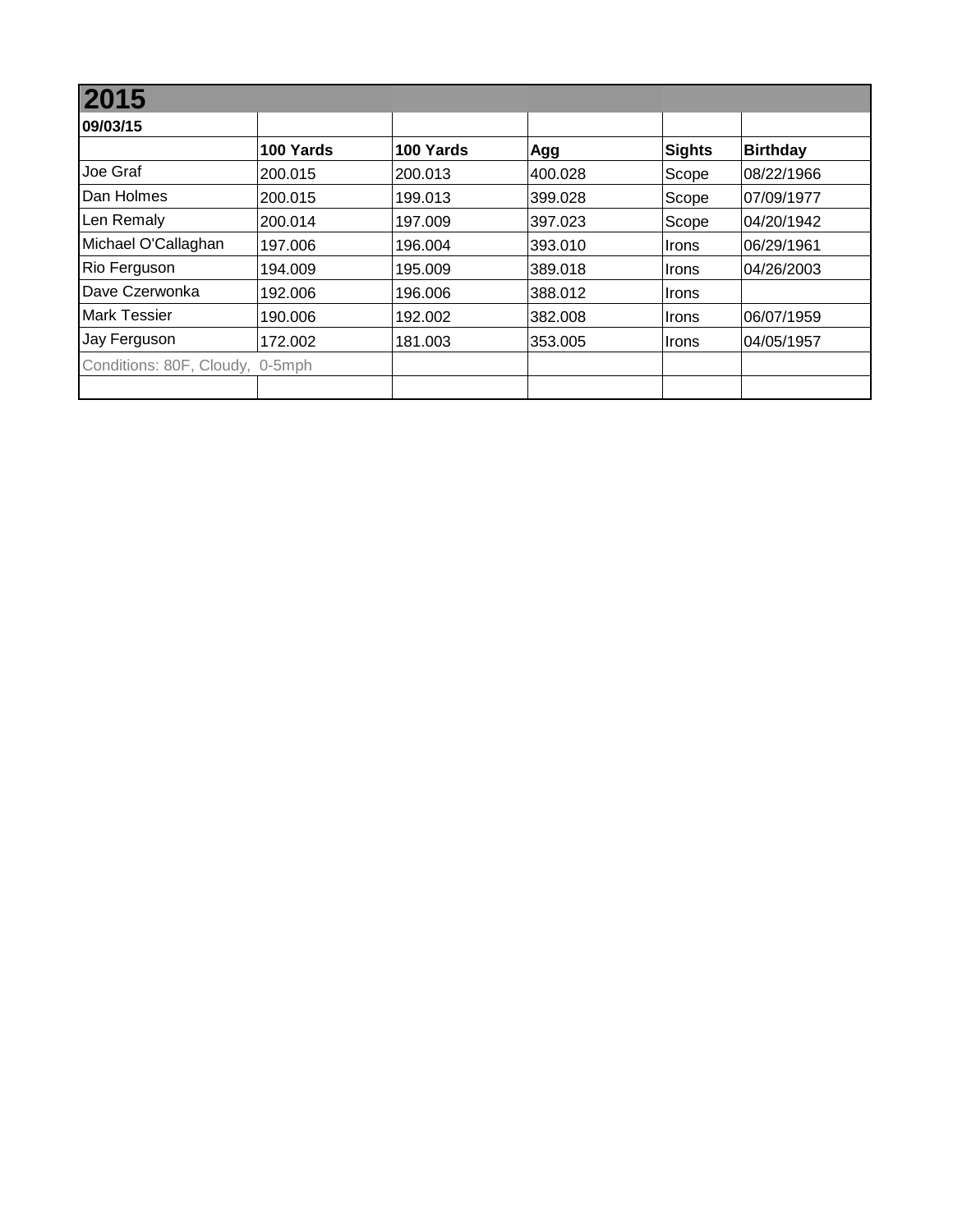| 2015 | | | | | |
|---|---|---|---|---|---|
| **09/03/15** | | | | | |
| | **100 Yards** | **100 Yards** | **Agg** | **Sights** | **Birthday** |
| Joe Graf | 200.015 | 200.013 | 400.028 | Scope | 08/22/1966 |
| Dan Holmes | 200.015 | 199.013 | 399.028 | Scope | 07/09/1977 |
| Len Remaly | 200.014 | 197.009 | 397.023 | Scope | 04/20/1942 |
| Michael O'Callaghan | 197.006 | 196.004 | 393.010 | Irons | 06/29/1961 |
| Rio Ferguson | 194.009 | 195.009 | 389.018 | Irons | 04/26/2003 |
| Dave Czerwonka | 192.006 | 196.006 | 388.012 | Irons | |
| Mark Tessier | 190.006 | 192.002 | 382.008 | Irons | 06/07/1959 |
| Jay Ferguson | 172.002 | 181.003 | 353.005 | Irons | 04/05/1957 |
| Conditions: 80F, Cloudy, 0-5mph | | | | | |
| | | | | | |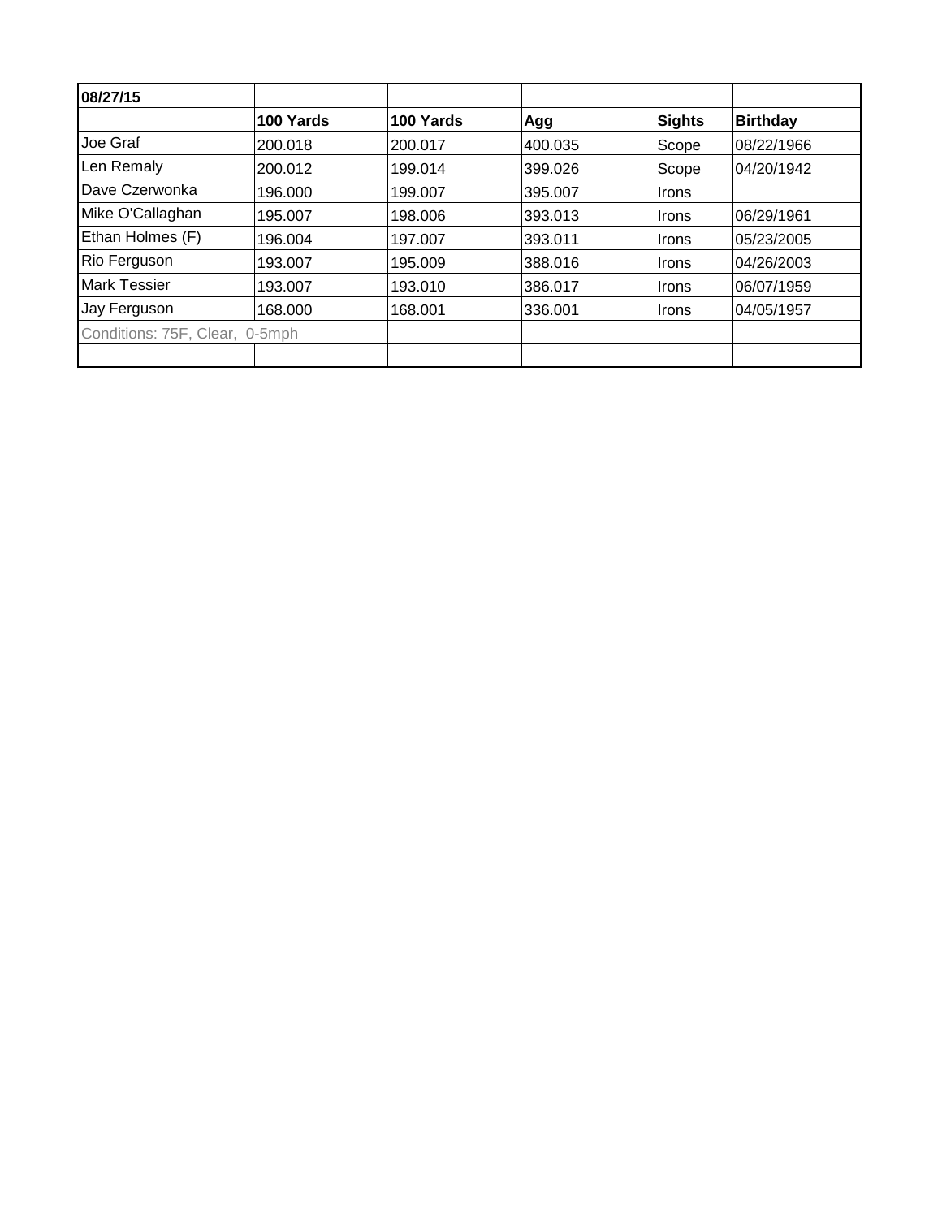| 08/27/15 | | | | | |
|---|---|---|---|---|---|
| | **100 Yards** | **100 Yards** | **Agg** | **Sights** | **Birthday** |
| Joe Graf | 200.018 | 200.017 | 400.035 | Scope | 08/22/1966 |
| Len Remaly | 200.012 | 199.014 | 399.026 | Scope | 04/20/1942 |
| Dave Czerwonka | 196.000 | 199.007 | 395.007 | Irons | |
| Mike O'Callaghan | 195.007 | 198.006 | 393.013 | Irons | 06/29/1961 |
| Ethan Holmes (F) | 196.004 | 197.007 | 393.011 | Irons | 05/23/2005 |
| Rio Ferguson | 193.007 | 195.009 | 388.016 | Irons | 04/26/2003 |
| Mark Tessier | 193.007 | 193.010 | 386.017 | Irons | 06/07/1959 |
| Jay Ferguson | 168.000 | 168.001 | 336.001 | Irons | 04/05/1957 |
| Conditions: 75F, Clear, 0-5mph | | | | | |
| | | | | | |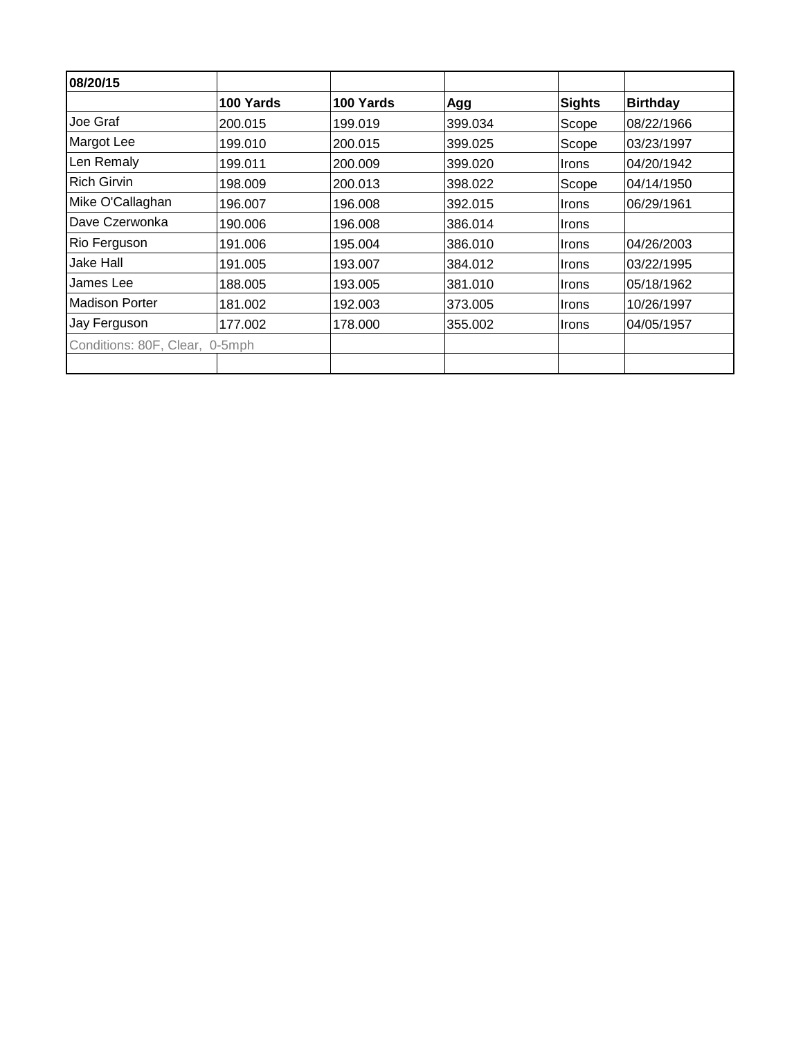| 08/20/15 | | | | | |
|---|---|---|---|---|---|
| | **100 Yards** | **100 Yards** | **Agg** | **Sights** | **Birthday** |
| Joe Graf | 200.015 | 199.019 | 399.034 | Scope | 08/22/1966 |
| Margot Lee | 199.010 | 200.015 | 399.025 | Scope | 03/23/1997 |
| Len Remaly | 199.011 | 200.009 | 399.020 | Irons | 04/20/1942 |
| Rich Girvin | 198.009 | 200.013 | 398.022 | Scope | 04/14/1950 |
| Mike O'Callaghan | 196.007 | 196.008 | 392.015 | Irons | 06/29/1961 |
| Dave Czerwonka | 190.006 | 196.008 | 386.014 | Irons | |
| Rio Ferguson | 191.006 | 195.004 | 386.010 | Irons | 04/26/2003 |
| Jake Hall | 191.005 | 193.007 | 384.012 | Irons | 03/22/1995 |
| James Lee | 188.005 | 193.005 | 381.010 | Irons | 05/18/1962 |
| Madison Porter | 181.002 | 192.003 | 373.005 | Irons | 10/26/1997 |
| Jay Ferguson | 177.002 | 178.000 | 355.002 | Irons | 04/05/1957 |
| Conditions: 80F, Clear, 0-5mph | | | | | |
| | | | | | |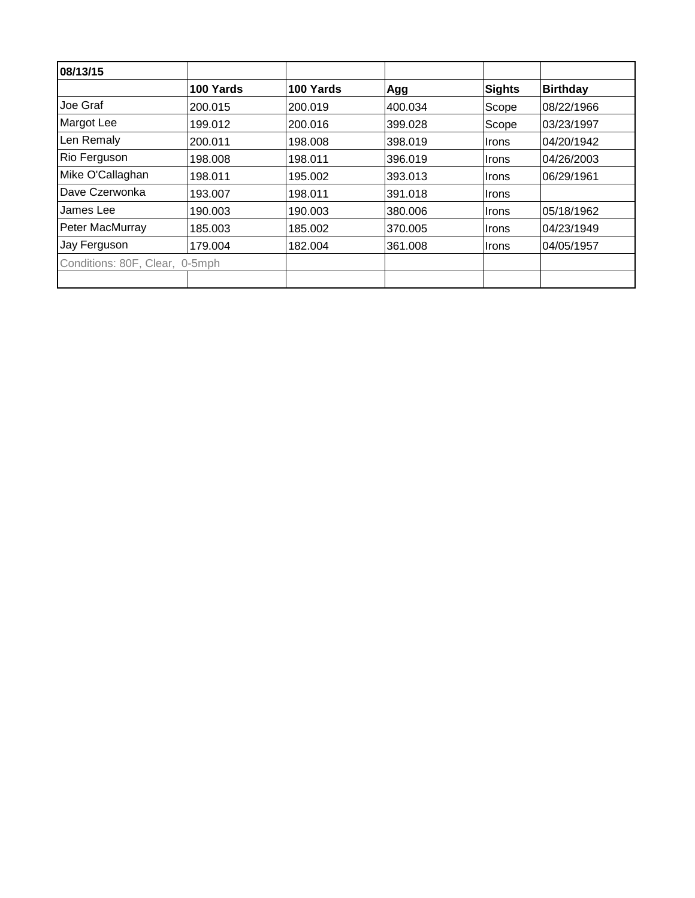| 08/13/15 | | | | | |
|---|---|---|---|---|---|
| | **100 Yards** | **100 Yards** | **Agg** | **Sights** | **Birthday** |
| Joe Graf | 200.015 | 200.019 | 400.034 | Scope | 08/22/1966 |
| Margot Lee | 199.012 | 200.016 | 399.028 | Scope | 03/23/1997 |
| Len Remaly | 200.011 | 198.008 | 398.019 | Irons | 04/20/1942 |
| Rio Ferguson | 198.008 | 198.011 | 396.019 | Irons | 04/26/2003 |
| Mike O'Callaghan | 198.011 | 195.002 | 393.013 | Irons | 06/29/1961 |
| Dave Czerwonka | 193.007 | 198.011 | 391.018 | Irons | |
| James Lee | 190.003 | 190.003 | 380.006 | Irons | 05/18/1962 |
| Peter MacMurray | 185.003 | 185.002 | 370.005 | Irons | 04/23/1949 |
| Jay Ferguson | 179.004 | 182.004 | 361.008 | Irons | 04/05/1957 |
| Conditions: 80F, Clear, 0-5mph | | | | | |
| | | | | | |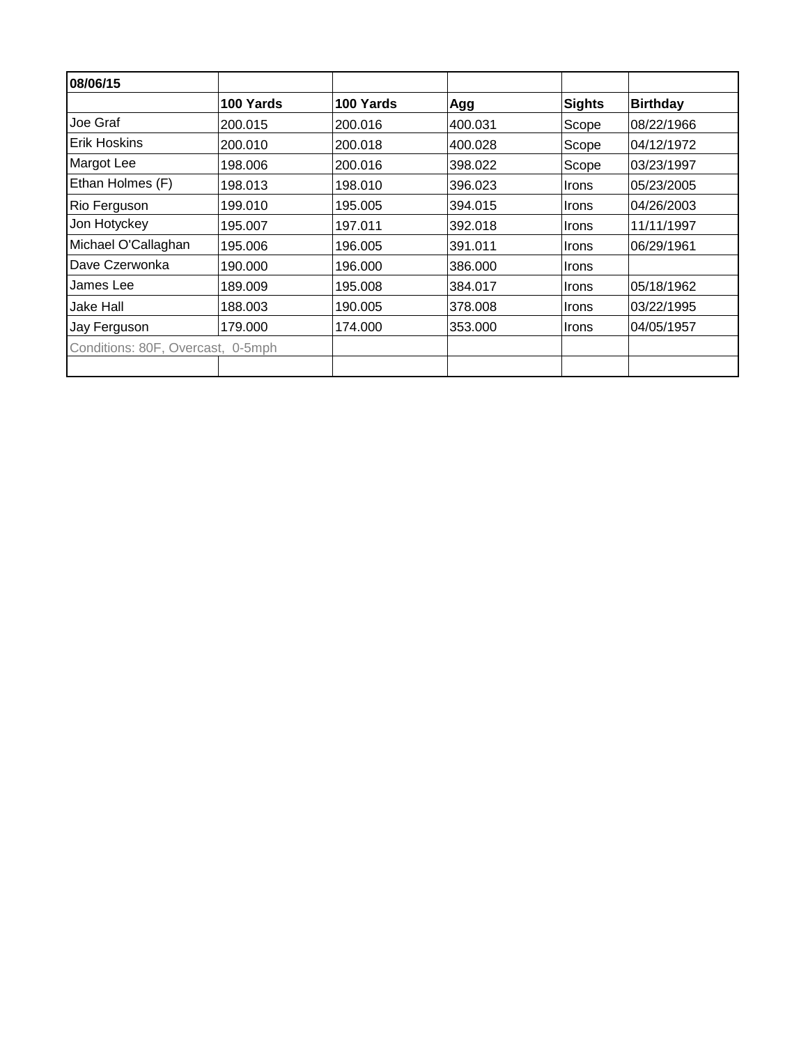| 08/06/15 | | | | | |
|---|---|---|---|---|---|
| | **100 Yards** | **100 Yards** | **Agg** | **Sights** | **Birthday** |
| Joe Graf | 200.015 | 200.016 | 400.031 | Scope | 08/22/1966 |
| Erik Hoskins | 200.010 | 200.018 | 400.028 | Scope | 04/12/1972 |
| Margot Lee | 198.006 | 200.016 | 398.022 | Scope | 03/23/1997 |
| Ethan Holmes (F) | 198.013 | 198.010 | 396.023 | Irons | 05/23/2005 |
| Rio Ferguson | 199.010 | 195.005 | 394.015 | Irons | 04/26/2003 |
| Jon Hotyckey | 195.007 | 197.011 | 392.018 | Irons | 11/11/1997 |
| Michael O'Callaghan | 195.006 | 196.005 | 391.011 | Irons | 06/29/1961 |
| Dave Czerwonka | 190.000 | 196.000 | 386.000 | Irons | |
| James Lee | 189.009 | 195.008 | 384.017 | Irons | 05/18/1962 |
| Jake Hall | 188.003 | 190.005 | 378.008 | Irons | 03/22/1995 |
| Jay Ferguson | 179.000 | 174.000 | 353.000 | Irons | 04/05/1957 |
| Conditions: 80F, Overcast, 0-5mph | | | | | |
| | | | | | |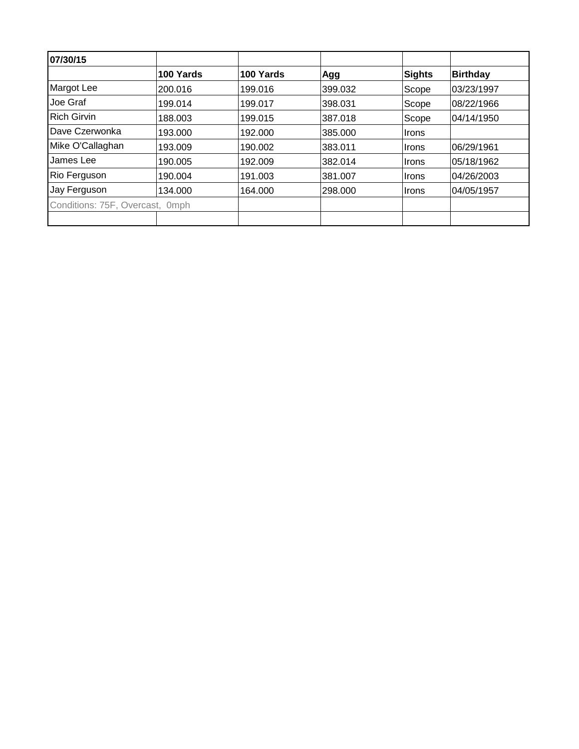| 07/30/15 | | | | | |
|---|---|---|---|---|---|
| | **100 Yards** | **100 Yards** | **Agg** | **Sights** | **Birthday** |
| Margot Lee | 200.016 | 199.016 | 399.032 | Scope | 03/23/1997 |
| Joe Graf | 199.014 | 199.017 | 398.031 | Scope | 08/22/1966 |
| Rich Girvin | 188.003 | 199.015 | 387.018 | Scope | 04/14/1950 |
| Dave Czerwonka | 193.000 | 192.000 | 385.000 | Irons | |
| Mike O'Callaghan | 193.009 | 190.002 | 383.011 | Irons | 06/29/1961 |
| James Lee | 190.005 | 192.009 | 382.014 | Irons | 05/18/1962 |
| Rio Ferguson | 190.004 | 191.003 | 381.007 | Irons | 04/26/2003 |
| Jay Ferguson | 134.000 | 164.000 | 298.000 | Irons | 04/05/1957 |
| Conditions: 75F, Overcast,  0mph | | | | | |
| | | | | | |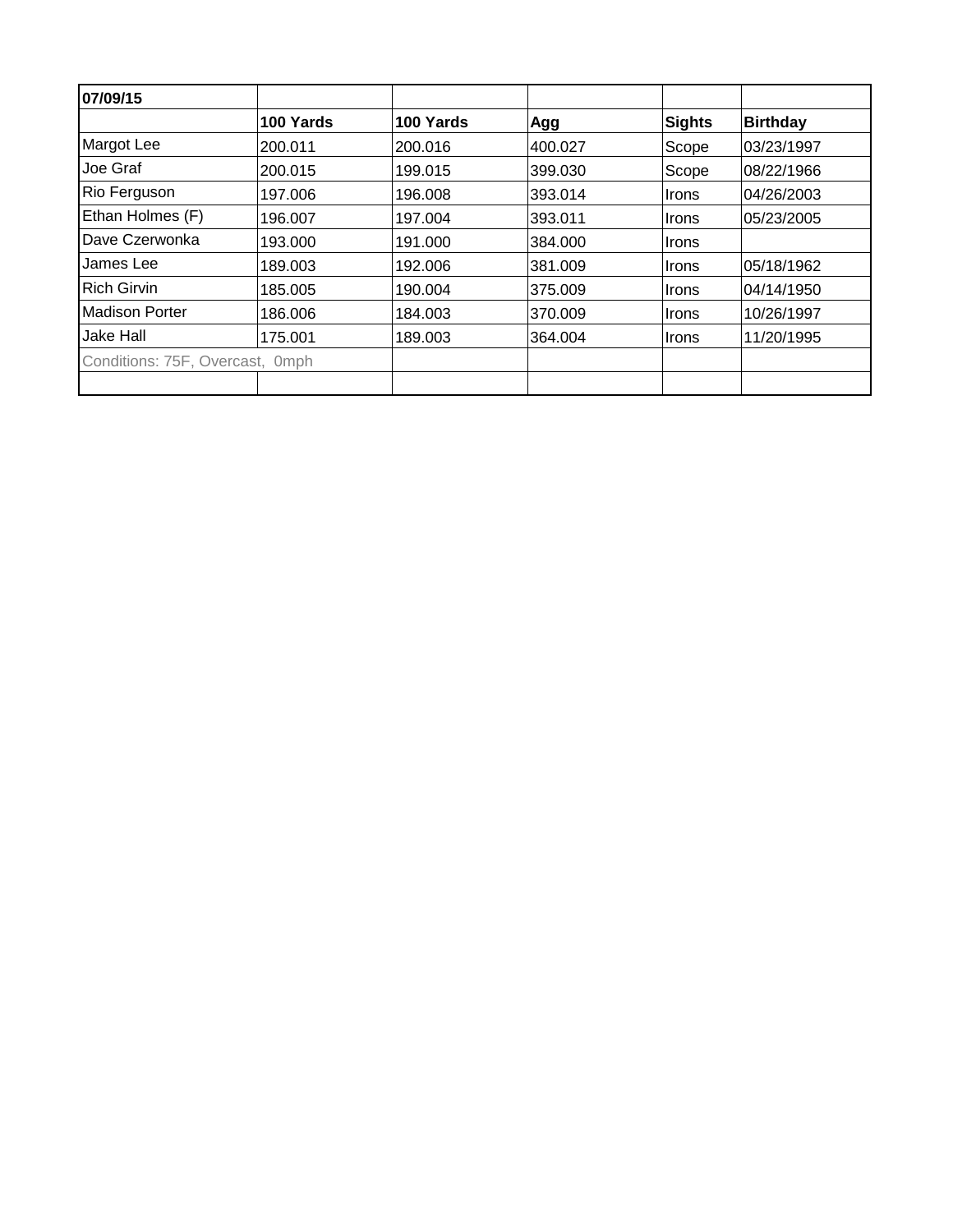| 07/09/15 | | | | | |
|---|---|---|---|---|---|
| | **100 Yards** | **100 Yards** | **Agg** | **Sights** | **Birthday** |
| Margot Lee | 200.011 | 200.016 | 400.027 | Scope | 03/23/1997 |
| Joe Graf | 200.015 | 199.015 | 399.030 | Scope | 08/22/1966 |
| Rio Ferguson | 197.006 | 196.008 | 393.014 | Irons | 04/26/2003 |
| Ethan Holmes (F) | 196.007 | 197.004 | 393.011 | Irons | 05/23/2005 |
| Dave Czerwonka | 193.000 | 191.000 | 384.000 | Irons | |
| James Lee | 189.003 | 192.006 | 381.009 | Irons | 05/18/1962 |
| Rich Girvin | 185.005 | 190.004 | 375.009 | Irons | 04/14/1950 |
| Madison Porter | 186.006 | 184.003 | 370.009 | Irons | 10/26/1997 |
| Jake Hall | 175.001 | 189.003 | 364.004 | Irons | 11/20/1995 |
| Conditions: 75F, Overcast, 0mph | | | | | |
| | | | | | |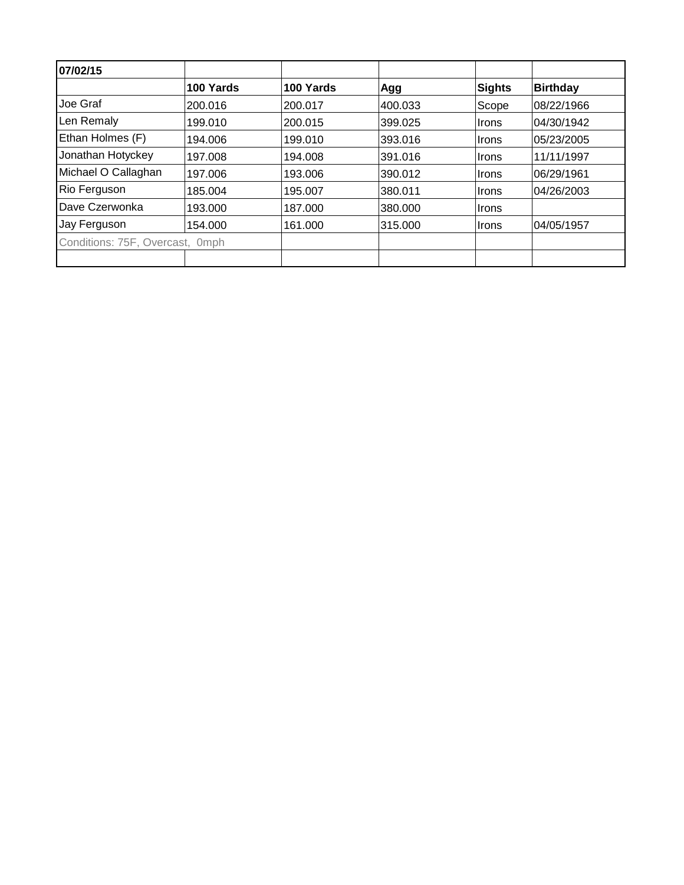| 07/02/15 | | | | | |
|---|---|---|---|---|---|
| | **100 Yards** | **100 Yards** | **Agg** | **Sights** | **Birthday** |
| Joe Graf | 200.016 | 200.017 | 400.033 | Scope | 08/22/1966 |
| Len Remaly | 199.010 | 200.015 | 399.025 | Irons | 04/30/1942 |
| Ethan Holmes (F) | 194.006 | 199.010 | 393.016 | Irons | 05/23/2005 |
| Jonathan Hotyckey | 197.008 | 194.008 | 391.016 | Irons | 11/11/1997 |
| Michael O Callaghan | 197.006 | 193.006 | 390.012 | Irons | 06/29/1961 |
| Rio Ferguson | 185.004 | 195.007 | 380.011 | Irons | 04/26/2003 |
| Dave Czerwonka | 193.000 | 187.000 | 380.000 | Irons | |
| Jay Ferguson | 154.000 | 161.000 | 315.000 | Irons | 04/05/1957 |
| Conditions: 75F, Overcast, 0mph | | | | | |
| | | | | | |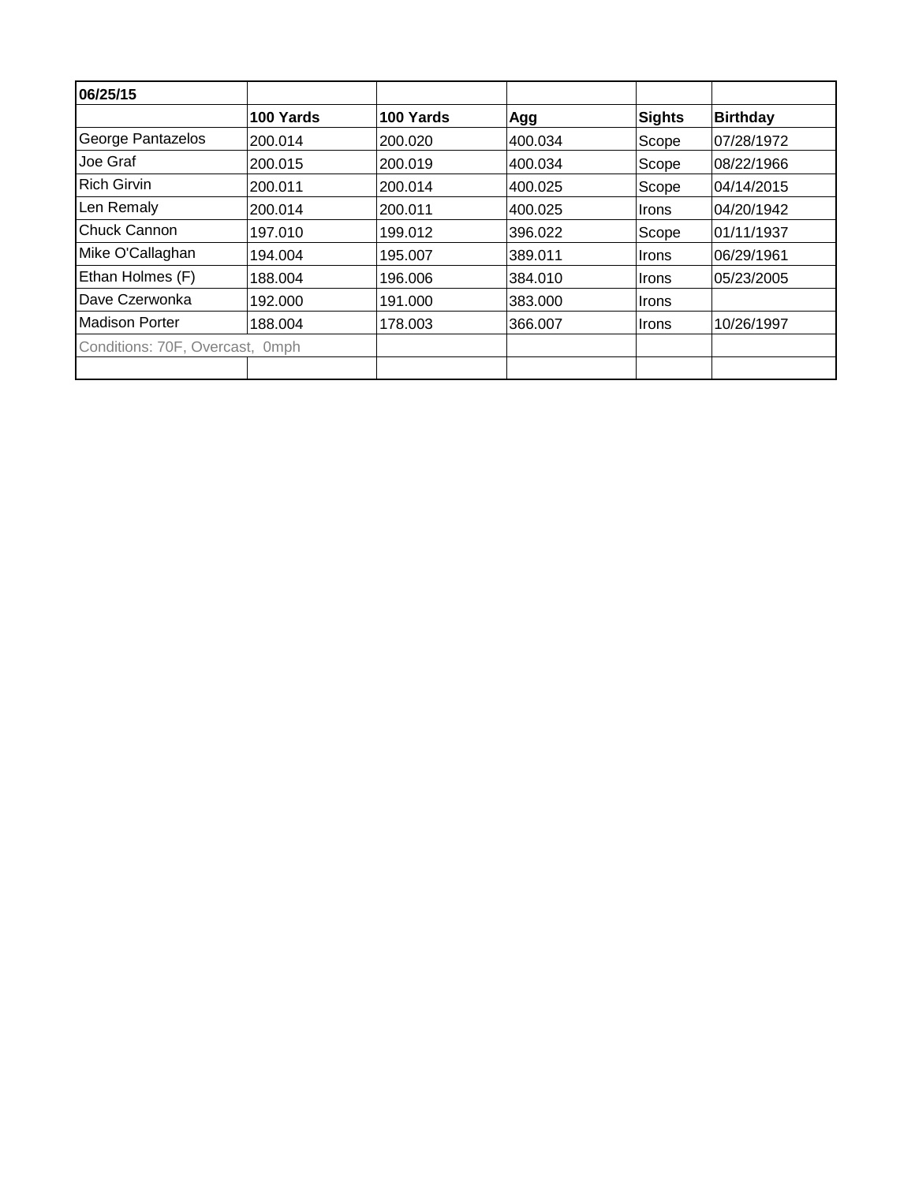| 06/25/15 | | | | | |
|---|---|---|---|---|---|
| | **100 Yards** | **100 Yards** | **Agg** | **Sights** | **Birthday** |
| George Pantazelos | 200.014 | 200.020 | 400.034 | Scope | 07/28/1972 |
| Joe Graf | 200.015 | 200.019 | 400.034 | Scope | 08/22/1966 |
| Rich Girvin | 200.011 | 200.014 | 400.025 | Scope | 04/14/2015 |
| Len Remaly | 200.014 | 200.011 | 400.025 | Irons | 04/20/1942 |
| Chuck Cannon | 197.010 | 199.012 | 396.022 | Scope | 01/11/1937 |
| Mike O'Callaghan | 194.004 | 195.007 | 389.011 | Irons | 06/29/1961 |
| Ethan Holmes (F) | 188.004 | 196.006 | 384.010 | Irons | 05/23/2005 |
| Dave Czerwonka | 192.000 | 191.000 | 383.000 | Irons | |
| Madison Porter | 188.004 | 178.003 | 366.007 | Irons | 10/26/1997 |
| Conditions: 70F, Overcast, 0mph | | | | | |
| | | | | | |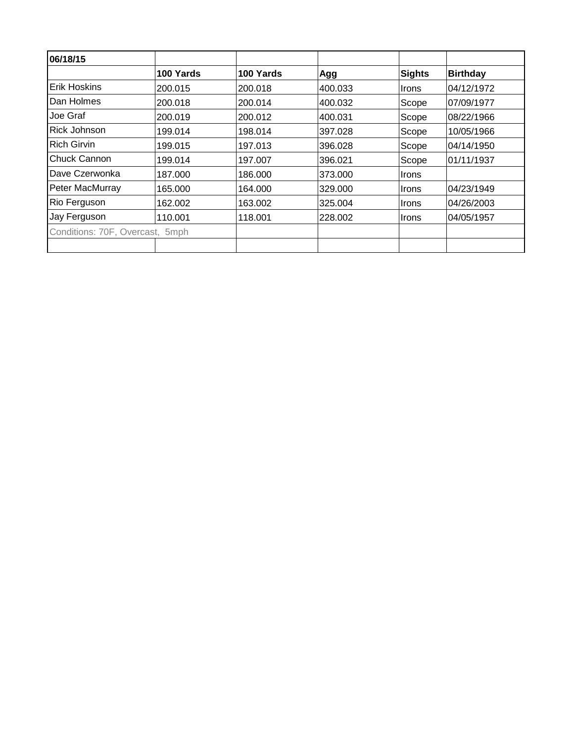| 06/18/15 | | | | | |
|---|---|---|---|---|---|
| | **100 Yards** | **100 Yards** | **Agg** | **Sights** | **Birthday** |
| Erik Hoskins | 200.015 | 200.018 | 400.033 | Irons | 04/12/1972 |
| Dan Holmes | 200.018 | 200.014 | 400.032 | Scope | 07/09/1977 |
| Joe Graf | 200.019 | 200.012 | 400.031 | Scope | 08/22/1966 |
| Rick Johnson | 199.014 | 198.014 | 397.028 | Scope | 10/05/1966 |
| Rich Girvin | 199.015 | 197.013 | 396.028 | Scope | 04/14/1950 |
| Chuck Cannon | 199.014 | 197.007 | 396.021 | Scope | 01/11/1937 |
| Dave Czerwonka | 187.000 | 186.000 | 373.000 | Irons | |
| Peter MacMurray | 165.000 | 164.000 | 329.000 | Irons | 04/23/1949 |
| Rio Ferguson | 162.002 | 163.002 | 325.004 | Irons | 04/26/2003 |
| Jay Ferguson | 110.001 | 118.001 | 228.002 | Irons | 04/05/1957 |
| Conditions: 70F, Overcast, 5mph | | | | | |
| | | | | | |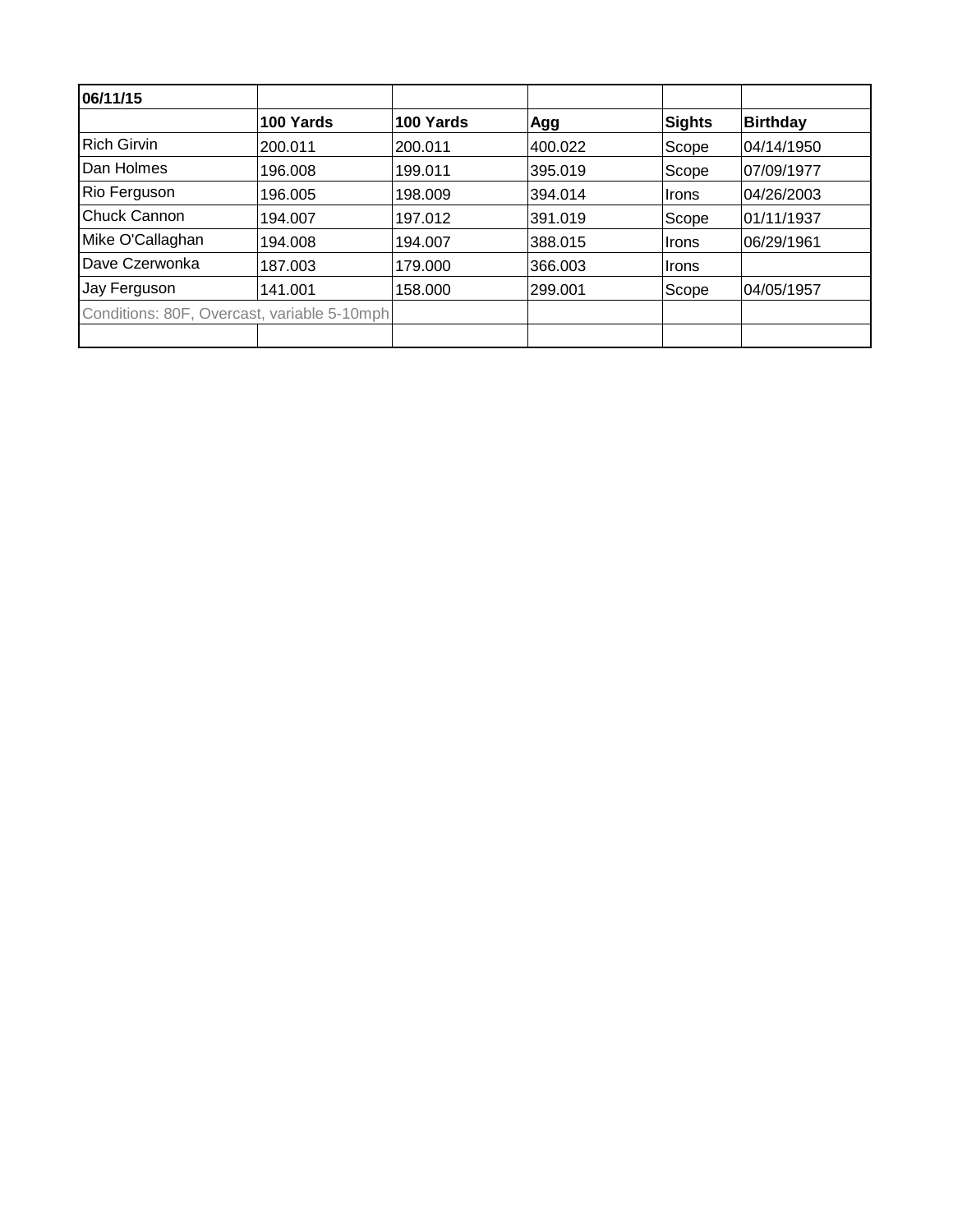| 06/11/15 | | | | | |
|---|---|---|---|---|---|
| | **100 Yards** | **100 Yards** | **Agg** | **Sights** | **Birthday** |
| Rich Girvin | 200.011 | 200.011 | 400.022 | Scope | 04/14/1950 |
| Dan Holmes | 196.008 | 199.011 | 395.019 | Scope | 07/09/1977 |
| Rio Ferguson | 196.005 | 198.009 | 394.014 | Irons | 04/26/2003 |
| Chuck Cannon | 194.007 | 197.012 | 391.019 | Scope | 01/11/1937 |
| Mike O'Callaghan | 194.008 | 194.007 | 388.015 | Irons | 06/29/1961 |
| Dave Czerwonka | 187.003 | 179.000 | 366.003 | Irons | |
| Jay Ferguson | 141.001 | 158.000 | 299.001 | Scope | 04/05/1957 |
| Conditions: 80F, Overcast, variable 5-10mph | | | | | |
| | | | | | |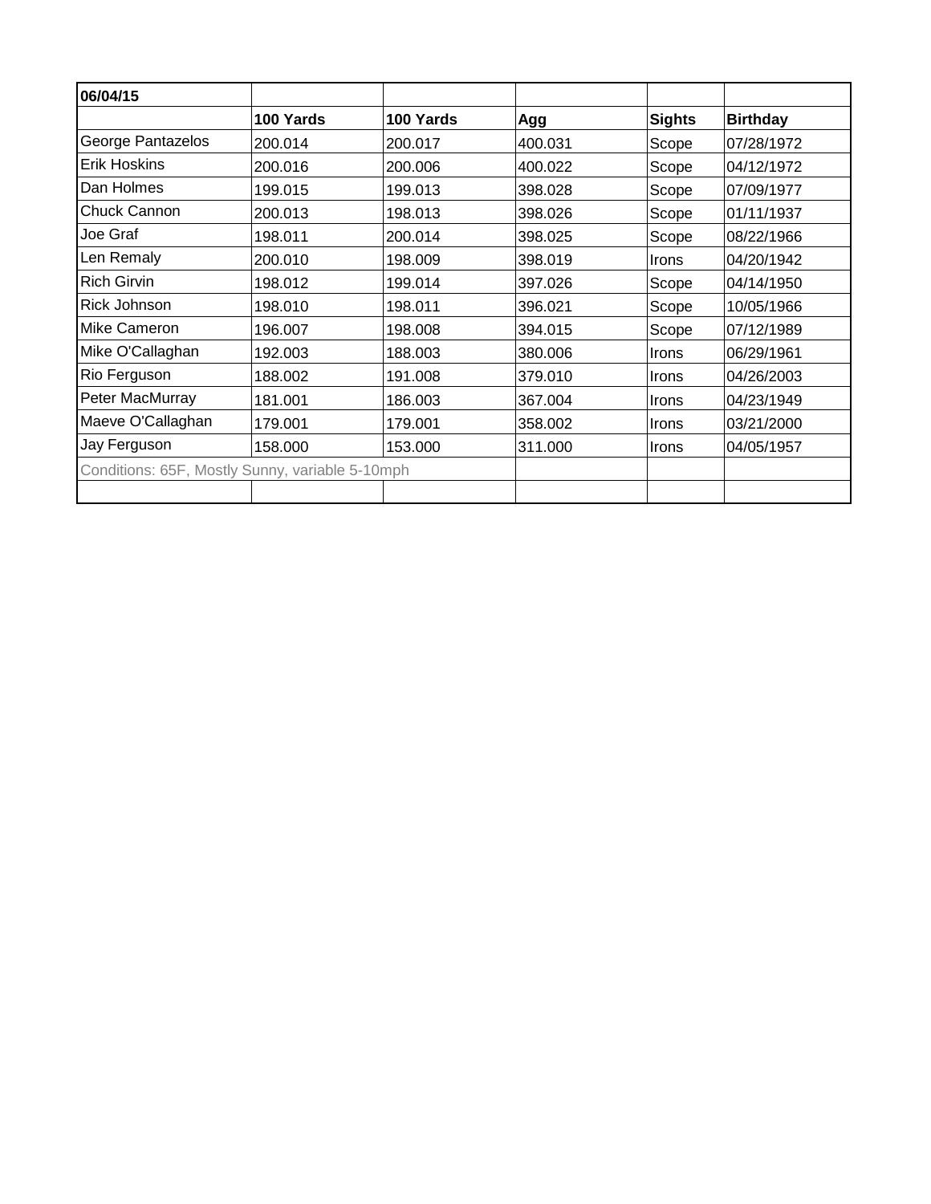| 06/04/15 | | | | | |
|---|---|---|---|---|---|
| | **100 Yards** | **100 Yards** | **Agg** | **Sights** | **Birthday** |
| George Pantazelos | 200.014 | 200.017 | 400.031 | Scope | 07/28/1972 |
| Erik Hoskins | 200.016 | 200.006 | 400.022 | Scope | 04/12/1972 |
| Dan Holmes | 199.015 | 199.013 | 398.028 | Scope | 07/09/1977 |
| Chuck Cannon | 200.013 | 198.013 | 398.026 | Scope | 01/11/1937 |
| Joe Graf | 198.011 | 200.014 | 398.025 | Scope | 08/22/1966 |
| Len Remaly | 200.010 | 198.009 | 398.019 | Irons | 04/20/1942 |
| Rich Girvin | 198.012 | 199.014 | 397.026 | Scope | 04/14/1950 |
| Rick Johnson | 198.010 | 198.011 | 396.021 | Scope | 10/05/1966 |
| Mike Cameron | 196.007 | 198.008 | 394.015 | Scope | 07/12/1989 |
| Mike O'Callaghan | 192.003 | 188.003 | 380.006 | Irons | 06/29/1961 |
| Rio Ferguson | 188.002 | 191.008 | 379.010 | Irons | 04/26/2003 |
| Peter MacMurray | 181.001 | 186.003 | 367.004 | Irons | 04/23/1949 |
| Maeve O'Callaghan | 179.001 | 179.001 | 358.002 | Irons | 03/21/2000 |
| Jay Ferguson | 158.000 | 153.000 | 311.000 | Irons | 04/05/1957 |
| Conditions: 65F, Mostly Sunny, variable 5-10mph | | | | | |
| | | | | | |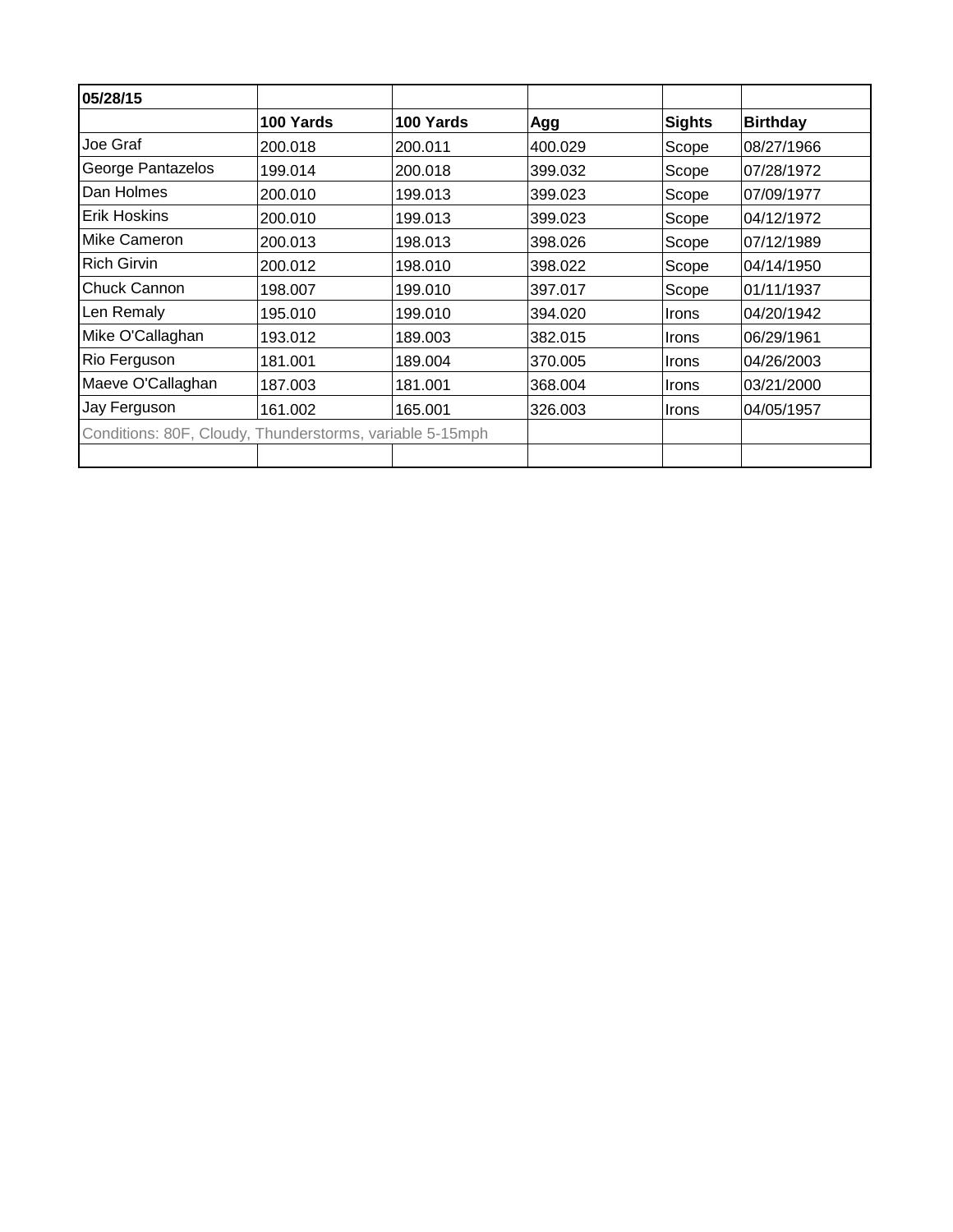| 05/28/15 | | | | | |
|---|---|---|---|---|---|
| | **100 Yards** | **100 Yards** | **Agg** | **Sights** | **Birthday** |
| Joe Graf | 200.018 | 200.011 | 400.029 | Scope | 08/27/1966 |
| George Pantazelos | 199.014 | 200.018 | 399.032 | Scope | 07/28/1972 |
| Dan Holmes | 200.010 | 199.013 | 399.023 | Scope | 07/09/1977 |
| Erik Hoskins | 200.010 | 199.013 | 399.023 | Scope | 04/12/1972 |
| Mike Cameron | 200.013 | 198.013 | 398.026 | Scope | 07/12/1989 |
| Rich Girvin | 200.012 | 198.010 | 398.022 | Scope | 04/14/1950 |
| Chuck Cannon | 198.007 | 199.010 | 397.017 | Scope | 01/11/1937 |
| Len Remaly | 195.010 | 199.010 | 394.020 | Irons | 04/20/1942 |
| Mike O'Callaghan | 193.012 | 189.003 | 382.015 | Irons | 06/29/1961 |
| Rio Ferguson | 181.001 | 189.004 | 370.005 | Irons | 04/26/2003 |
| Maeve O'Callaghan | 187.003 | 181.001 | 368.004 | Irons | 03/21/2000 |
| Jay Ferguson | 161.002 | 165.001 | 326.003 | Irons | 04/05/1957 |
| Conditions: 80F, Cloudy, Thunderstorms, variable 5-15mph | | | | | |
| | | | | | |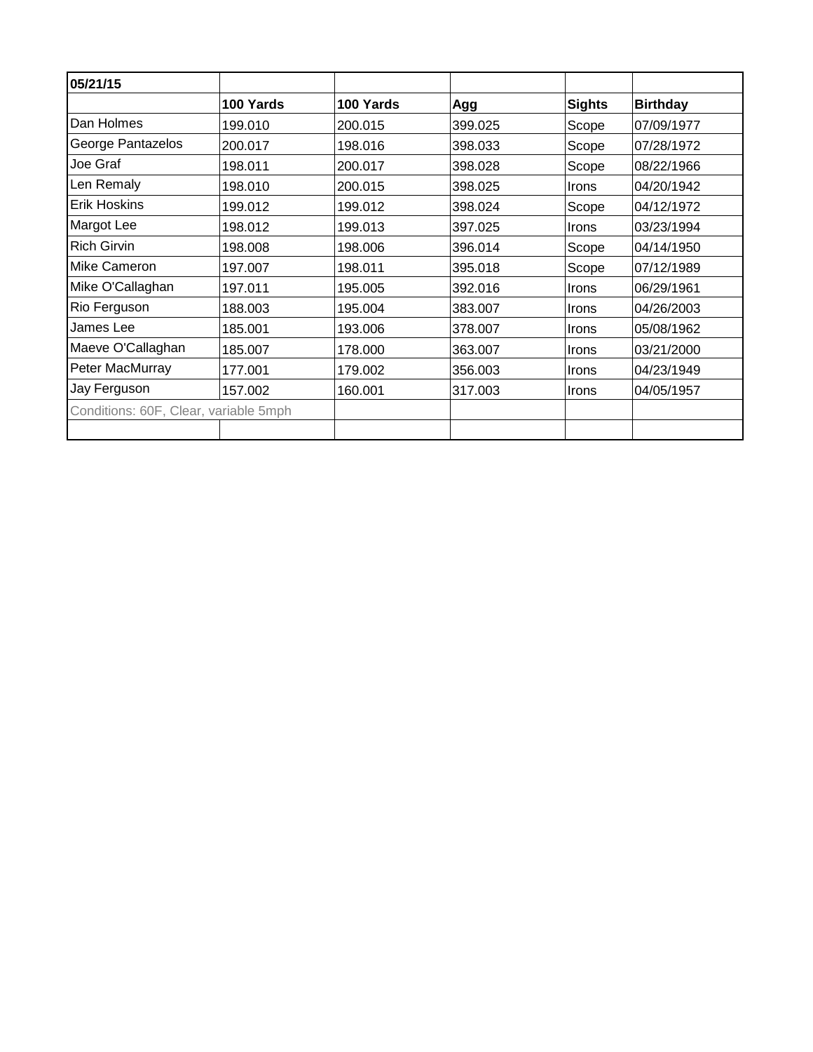| 05/21/15 | | | | | |
|---|---|---|---|---|---|
| | **100 Yards** | **100 Yards** | **Agg** | **Sights** | **Birthday** |
| Dan Holmes | 199.010 | 200.015 | 399.025 | Scope | 07/09/1977 |
| George Pantazelos | 200.017 | 198.016 | 398.033 | Scope | 07/28/1972 |
| Joe Graf | 198.011 | 200.017 | 398.028 | Scope | 08/22/1966 |
| Len Remaly | 198.010 | 200.015 | 398.025 | Irons | 04/20/1942 |
| Erik Hoskins | 199.012 | 199.012 | 398.024 | Scope | 04/12/1972 |
| Margot Lee | 198.012 | 199.013 | 397.025 | Irons | 03/23/1994 |
| Rich Girvin | 198.008 | 198.006 | 396.014 | Scope | 04/14/1950 |
| Mike Cameron | 197.007 | 198.011 | 395.018 | Scope | 07/12/1989 |
| Mike O'Callaghan | 197.011 | 195.005 | 392.016 | Irons | 06/29/1961 |
| Rio Ferguson | 188.003 | 195.004 | 383.007 | Irons | 04/26/2003 |
| James Lee | 185.001 | 193.006 | 378.007 | Irons | 05/08/1962 |
| Maeve O'Callaghan | 185.007 | 178.000 | 363.007 | Irons | 03/21/2000 |
| Peter MacMurray | 177.001 | 179.002 | 356.003 | Irons | 04/23/1949 |
| Jay Ferguson | 157.002 | 160.001 | 317.003 | Irons | 04/05/1957 |
| Conditions: 60F, Clear, variable 5mph | | | | | |
| | | | | | |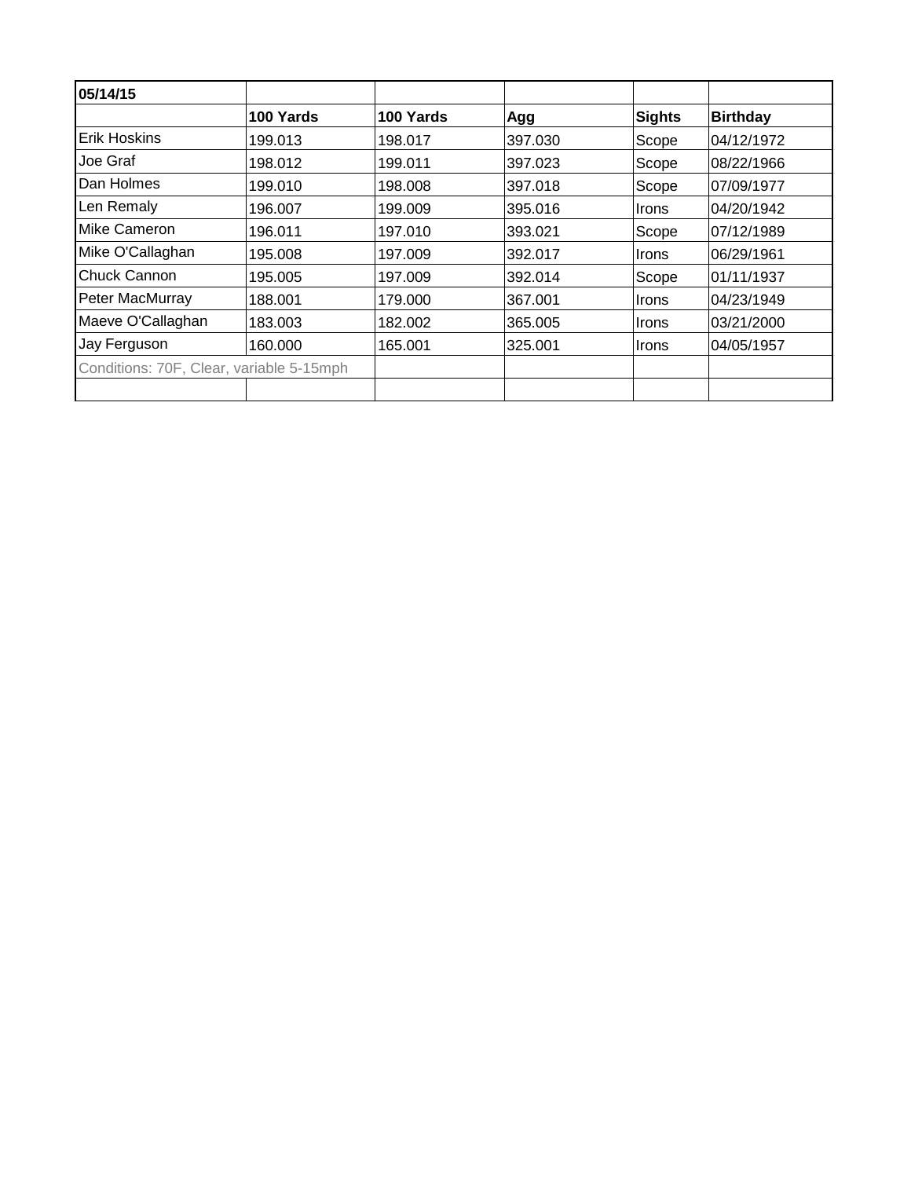| 05/14/15 | | | | | |
|---|---|---|---|---|---|
| | **100 Yards** | **100 Yards** | **Agg** | **Sights** | **Birthday** |
| Erik Hoskins | 199.013 | 198.017 | 397.030 | Scope | 04/12/1972 |
| Joe Graf | 198.012 | 199.011 | 397.023 | Scope | 08/22/1966 |
| Dan Holmes | 199.010 | 198.008 | 397.018 | Scope | 07/09/1977 |
| Len Remaly | 196.007 | 199.009 | 395.016 | Irons | 04/20/1942 |
| Mike Cameron | 196.011 | 197.010 | 393.021 | Scope | 07/12/1989 |
| Mike O'Callaghan | 195.008 | 197.009 | 392.017 | Irons | 06/29/1961 |
| Chuck Cannon | 195.005 | 197.009 | 392.014 | Scope | 01/11/1937 |
| Peter MacMurray | 188.001 | 179.000 | 367.001 | Irons | 04/23/1949 |
| Maeve O'Callaghan | 183.003 | 182.002 | 365.005 | Irons | 03/21/2000 |
| Jay Ferguson | 160.000 | 165.001 | 325.001 | Irons | 04/05/1957 |
| Conditions: 70F, Clear, variable 5-15mph | | | | | |
| | | | | | |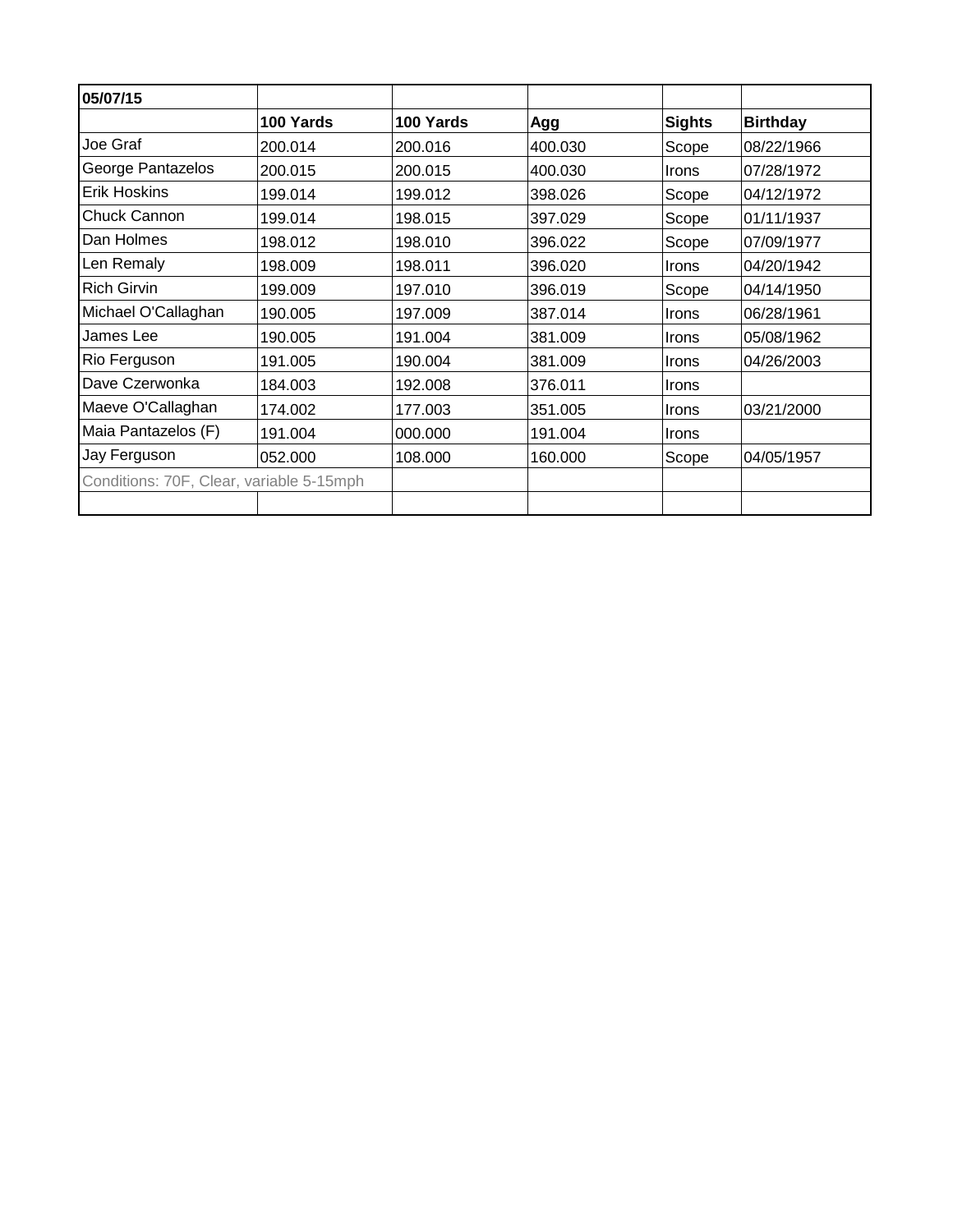| 05/07/15 | | | | | |
|---|---|---|---|---|---|
| | **100 Yards** | **100 Yards** | **Agg** | **Sights** | **Birthday** |
| Joe Graf | 200.014 | 200.016 | 400.030 | Scope | 08/22/1966 |
| George Pantazelos | 200.015 | 200.015 | 400.030 | Irons | 07/28/1972 |
| Erik Hoskins | 199.014 | 199.012 | 398.026 | Scope | 04/12/1972 |
| Chuck Cannon | 199.014 | 198.015 | 397.029 | Scope | 01/11/1937 |
| Dan Holmes | 198.012 | 198.010 | 396.022 | Scope | 07/09/1977 |
| Len Remaly | 198.009 | 198.011 | 396.020 | Irons | 04/20/1942 |
| Rich Girvin | 199.009 | 197.010 | 396.019 | Scope | 04/14/1950 |
| Michael O'Callaghan | 190.005 | 197.009 | 387.014 | Irons | 06/28/1961 |
| James Lee | 190.005 | 191.004 | 381.009 | Irons | 05/08/1962 |
| Rio Ferguson | 191.005 | 190.004 | 381.009 | Irons | 04/26/2003 |
| Dave Czerwonka | 184.003 | 192.008 | 376.011 | Irons | |
| Maeve O'Callaghan | 174.002 | 177.003 | 351.005 | Irons | 03/21/2000 |
| Maia Pantazelos (F) | 191.004 | 000.000 | 191.004 | Irons | |
| Jay Ferguson | 052.000 | 108.000 | 160.000 | Scope | 04/05/1957 |
| Conditions: 70F, Clear, variable 5-15mph | | | | | |
| | | | | | |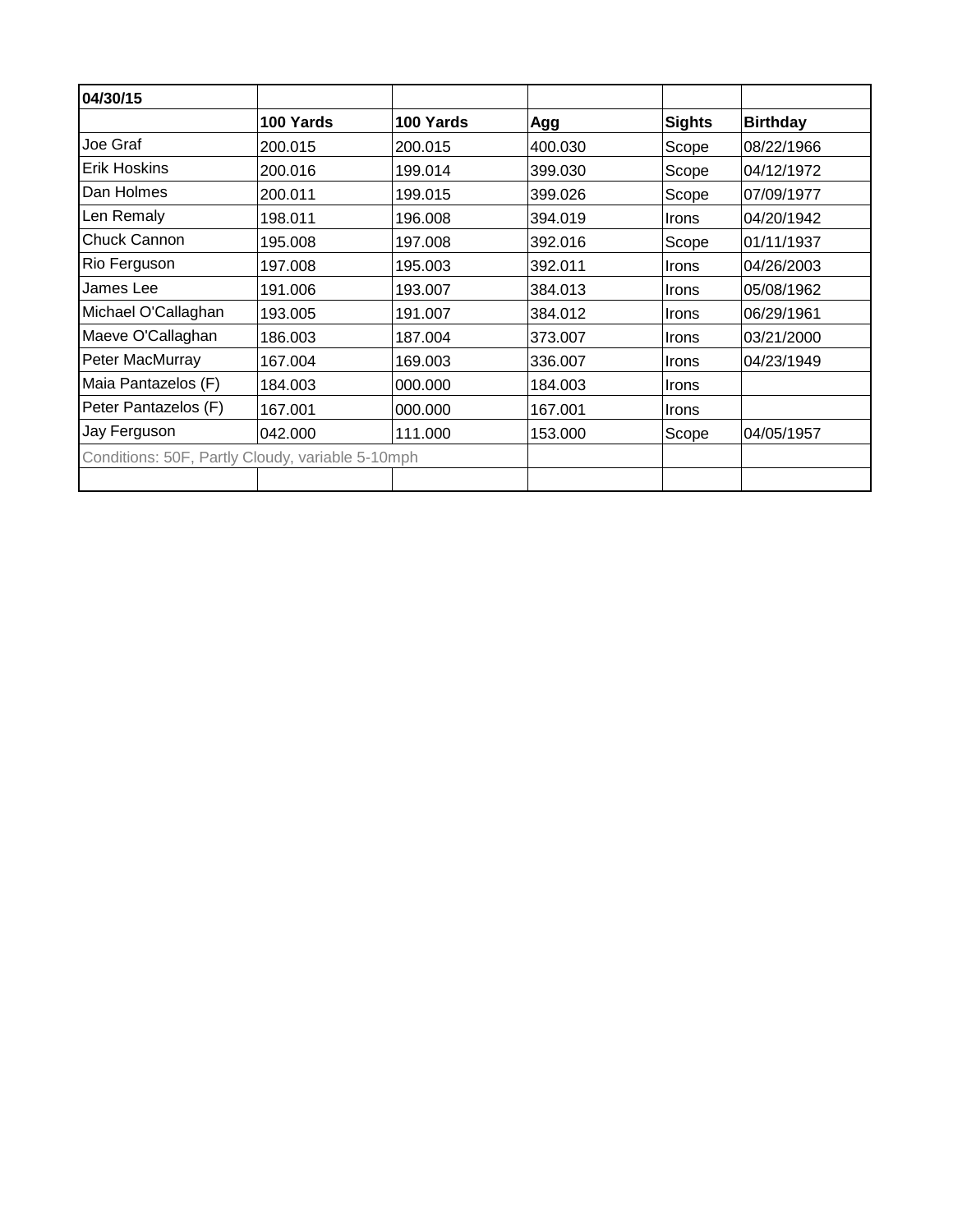| 04/30/15 | | | | | |
|---|---|---|---|---|---|
| | **100 Yards** | **100 Yards** | **Agg** | **Sights** | **Birthday** |
| Joe Graf | 200.015 | 200.015 | 400.030 | Scope | 08/22/1966 |
| Erik Hoskins | 200.016 | 199.014 | 399.030 | Scope | 04/12/1972 |
| Dan Holmes | 200.011 | 199.015 | 399.026 | Scope | 07/09/1977 |
| Len Remaly | 198.011 | 196.008 | 394.019 | Irons | 04/20/1942 |
| Chuck Cannon | 195.008 | 197.008 | 392.016 | Scope | 01/11/1937 |
| Rio Ferguson | 197.008 | 195.003 | 392.011 | Irons | 04/26/2003 |
| James Lee | 191.006 | 193.007 | 384.013 | Irons | 05/08/1962 |
| Michael O'Callaghan | 193.005 | 191.007 | 384.012 | Irons | 06/29/1961 |
| Maeve O'Callaghan | 186.003 | 187.004 | 373.007 | Irons | 03/21/2000 |
| Peter MacMurray | 167.004 | 169.003 | 336.007 | Irons | 04/23/1949 |
| Maia Pantazelos (F) | 184.003 | 000.000 | 184.003 | Irons | |
| Peter Pantazelos (F) | 167.001 | 000.000 | 167.001 | Irons | |
| Jay Ferguson | 042.000 | 111.000 | 153.000 | Scope | 04/05/1957 |
| Conditions: 50F, Partly Cloudy, variable 5-10mph | | | | | |
| | | | | | |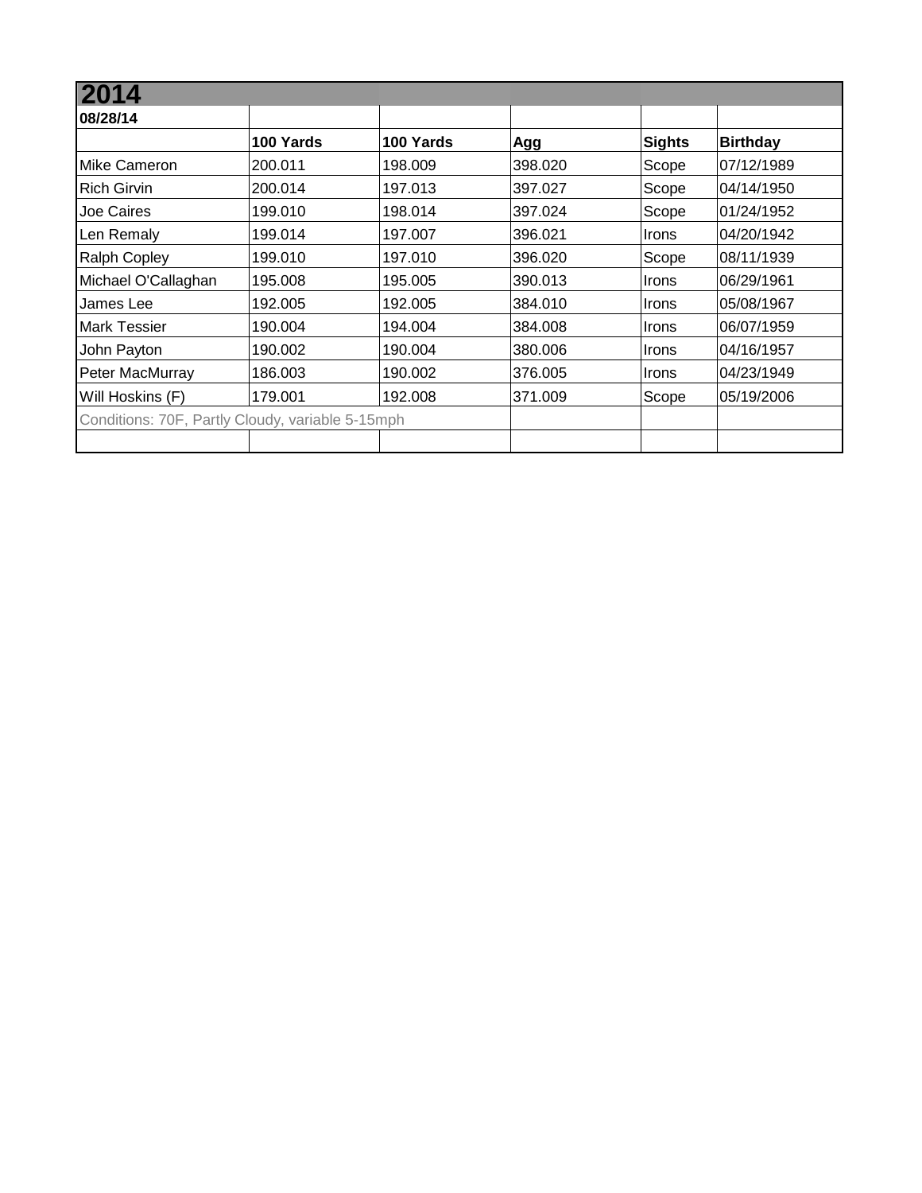# 2014

| 08/28/14 | | | | | |
|---|---|---|---|---|---|
| | **100 Yards** | **100 Yards** | **Agg** | **Sights** | **Birthday** |
| Mike Cameron | 200.011 | 198.009 | 398.020 | Scope | 07/12/1989 |
| Rich Girvin | 200.014 | 197.013 | 397.027 | Scope | 04/14/1950 |
| Joe Caires | 199.010 | 198.014 | 397.024 | Scope | 01/24/1952 |
| Len Remaly | 199.014 | 197.007 | 396.021 | Irons | 04/20/1942 |
| Ralph Copley | 199.010 | 197.010 | 396.020 | Scope | 08/11/1939 |
| Michael O'Callaghan | 195.008 | 195.005 | 390.013 | Irons | 06/29/1961 |
| James Lee | 192.005 | 192.005 | 384.010 | Irons | 05/08/1967 |
| Mark Tessier | 190.004 | 194.004 | 384.008 | Irons | 06/07/1959 |
| John Payton | 190.002 | 190.004 | 380.006 | Irons | 04/16/1957 |
| Peter MacMurray | 186.003 | 190.002 | 376.005 | Irons | 04/23/1949 |
| Will Hoskins (F) | 179.001 | 192.008 | 371.009 | Scope | 05/19/2006 |
| Conditions: 70F, Partly Cloudy, variable 5-15mph | | | | | |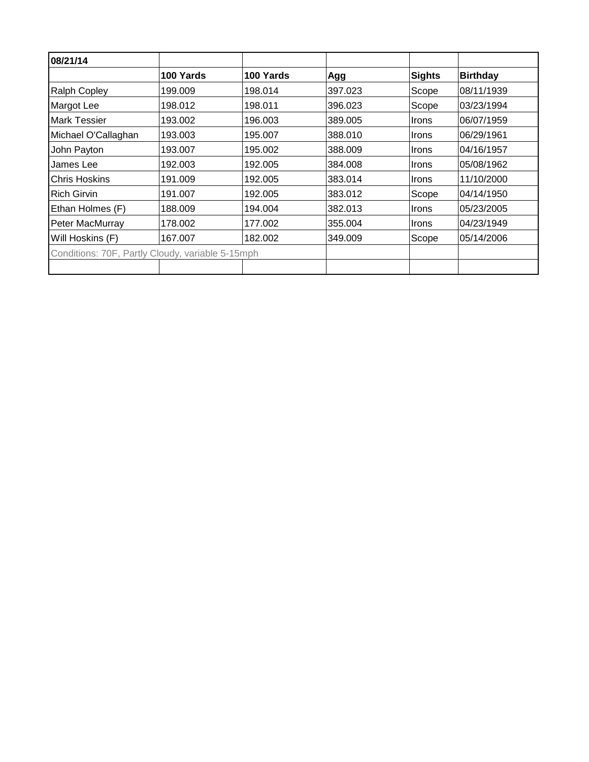| 08/21/14 | | | | | |
|---|---|---|---|---|---|
| | **100 Yards** | **100 Yards** | **Agg** | **Sights** | **Birthday** |
| Ralph Copley | 199.009 | 198.014 | 397.023 | Scope | 08/11/1939 |
| Margot Lee | 198.012 | 198.011 | 396.023 | Scope | 03/23/1994 |
| Mark Tessier | 193.002 | 196.003 | 389.005 | Irons | 06/07/1959 |
| Michael O'Callaghan | 193.003 | 195.007 | 388.010 | Irons | 06/29/1961 |
| John Payton | 193.007 | 195.002 | 388.009 | Irons | 04/16/1957 |
| James Lee | 192.003 | 192.005 | 384.008 | Irons | 05/08/1962 |
| Chris Hoskins | 191.009 | 192.005 | 383.014 | Irons | 11/10/2000 |
| Rich Girvin | 191.007 | 192.005 | 383.012 | Scope | 04/14/1950 |
| Ethan Holmes (F) | 188.009 | 194.004 | 382.013 | Irons | 05/23/2005 |
| Peter MacMurray | 178.002 | 177.002 | 355.004 | Irons | 04/23/1949 |
| Will Hoskins (F) | 167.007 | 182.002 | 349.009 | Scope | 05/14/2006 |
| Conditions: 70F, Partly Cloudy, variable 5-15mph | | | | | |
| | | | | | |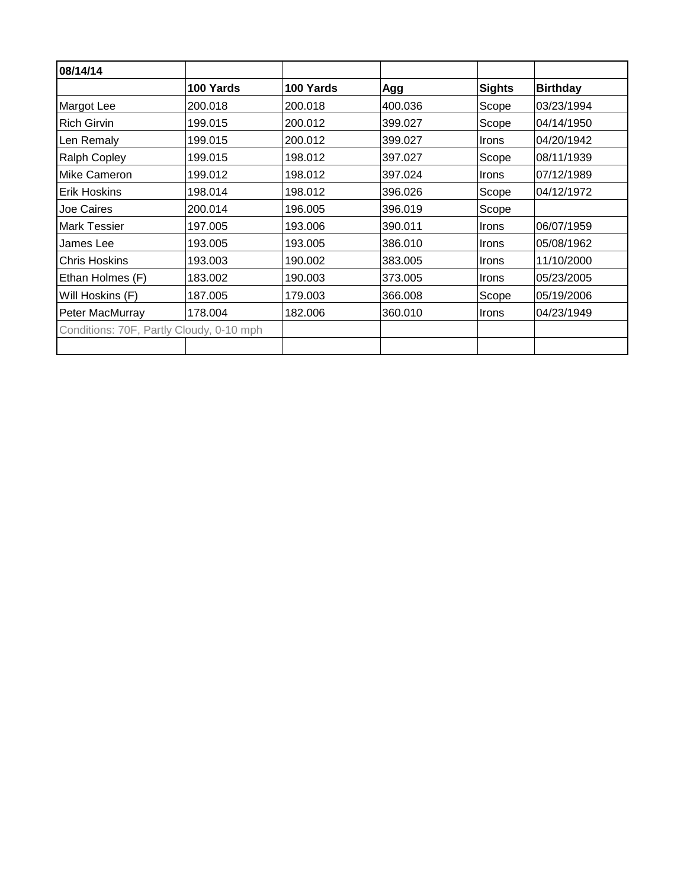| 08/14/14 | | | | | |
|---|---|---|---|---|---|
| | **100 Yards** | **100 Yards** | **Agg** | **Sights** | **Birthday** |
| Margot Lee | 200.018 | 200.018 | 400.036 | Scope | 03/23/1994 |
| Rich Girvin | 199.015 | 200.012 | 399.027 | Scope | 04/14/1950 |
| Len Remaly | 199.015 | 200.012 | 399.027 | Irons | 04/20/1942 |
| Ralph Copley | 199.015 | 198.012 | 397.027 | Scope | 08/11/1939 |
| Mike Cameron | 199.012 | 198.012 | 397.024 | Irons | 07/12/1989 |
| Erik Hoskins | 198.014 | 198.012 | 396.026 | Scope | 04/12/1972 |
| Joe Caires | 200.014 | 196.005 | 396.019 | Scope | |
| Mark Tessier | 197.005 | 193.006 | 390.011 | Irons | 06/07/1959 |
| James Lee | 193.005 | 193.005 | 386.010 | Irons | 05/08/1962 |
| Chris Hoskins | 193.003 | 190.002 | 383.005 | Irons | 11/10/2000 |
| Ethan Holmes (F) | 183.002 | 190.003 | 373.005 | Irons | 05/23/2005 |
| Will Hoskins (F) | 187.005 | 179.003 | 366.008 | Scope | 05/19/2006 |
| Peter MacMurray | 178.004 | 182.006 | 360.010 | Irons | 04/23/1949 |
| Conditions: 70F, Partly Cloudy, 0-10 mph | | | | | |
| | | | | | |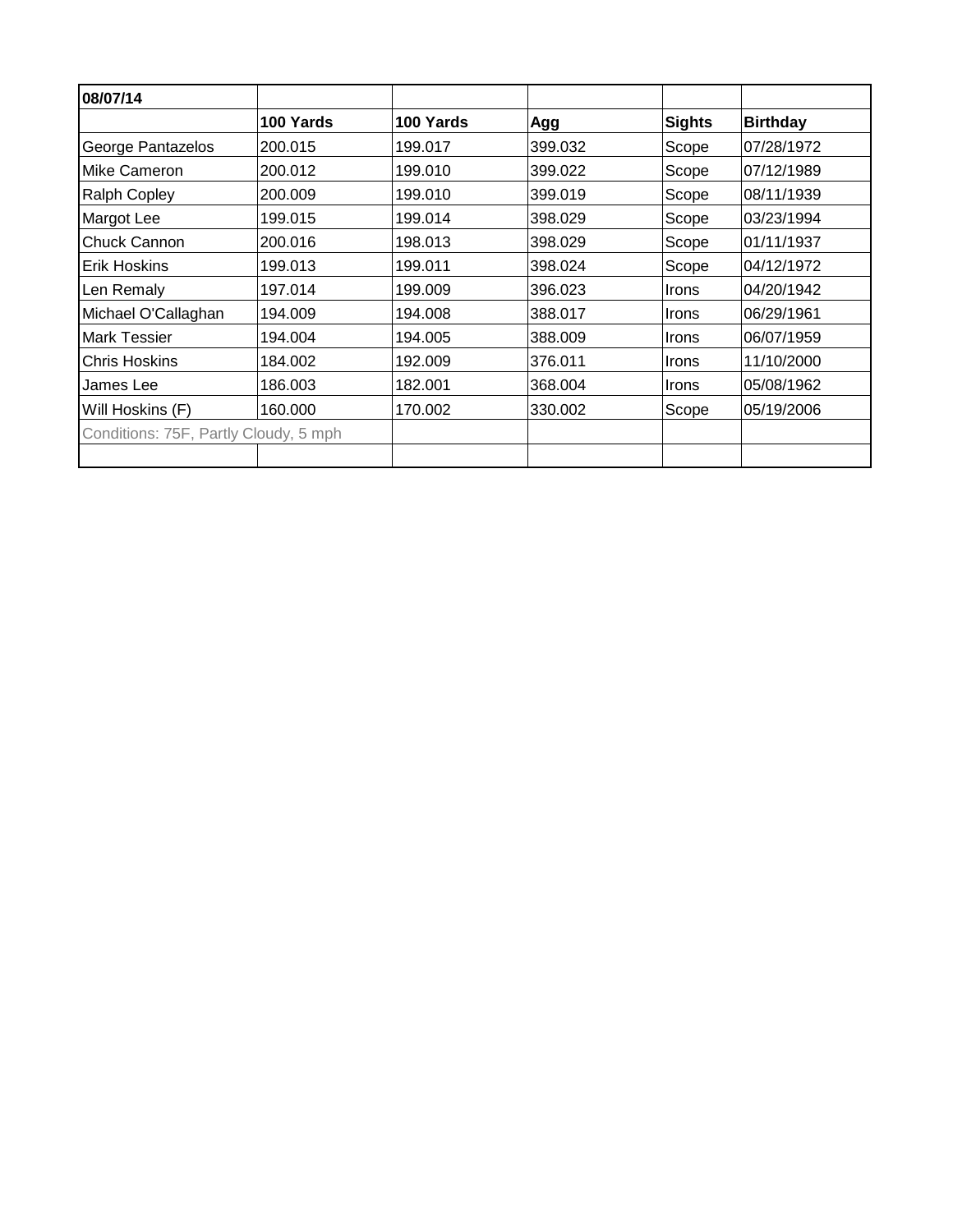| 08/07/14 | | | | | |
|---|---|---|---|---|---|
| | **100 Yards** | **100 Yards** | **Agg** | **Sights** | **Birthday** |
| George Pantazelos | 200.015 | 199.017 | 399.032 | Scope | 07/28/1972 |
| Mike Cameron | 200.012 | 199.010 | 399.022 | Scope | 07/12/1989 |
| Ralph Copley | 200.009 | 199.010 | 399.019 | Scope | 08/11/1939 |
| Margot Lee | 199.015 | 199.014 | 398.029 | Scope | 03/23/1994 |
| Chuck Cannon | 200.016 | 198.013 | 398.029 | Scope | 01/11/1937 |
| Erik Hoskins | 199.013 | 199.011 | 398.024 | Scope | 04/12/1972 |
| Len Remaly | 197.014 | 199.009 | 396.023 | Irons | 04/20/1942 |
| Michael O'Callaghan | 194.009 | 194.008 | 388.017 | Irons | 06/29/1961 |
| Mark Tessier | 194.004 | 194.005 | 388.009 | Irons | 06/07/1959 |
| Chris Hoskins | 184.002 | 192.009 | 376.011 | Irons | 11/10/2000 |
| James Lee | 186.003 | 182.001 | 368.004 | Irons | 05/08/1962 |
| Will Hoskins (F) | 160.000 | 170.002 | 330.002 | Scope | 05/19/2006 |
| Conditions: 75F, Partly Cloudy, 5 mph | | | | | |
| | | | | | |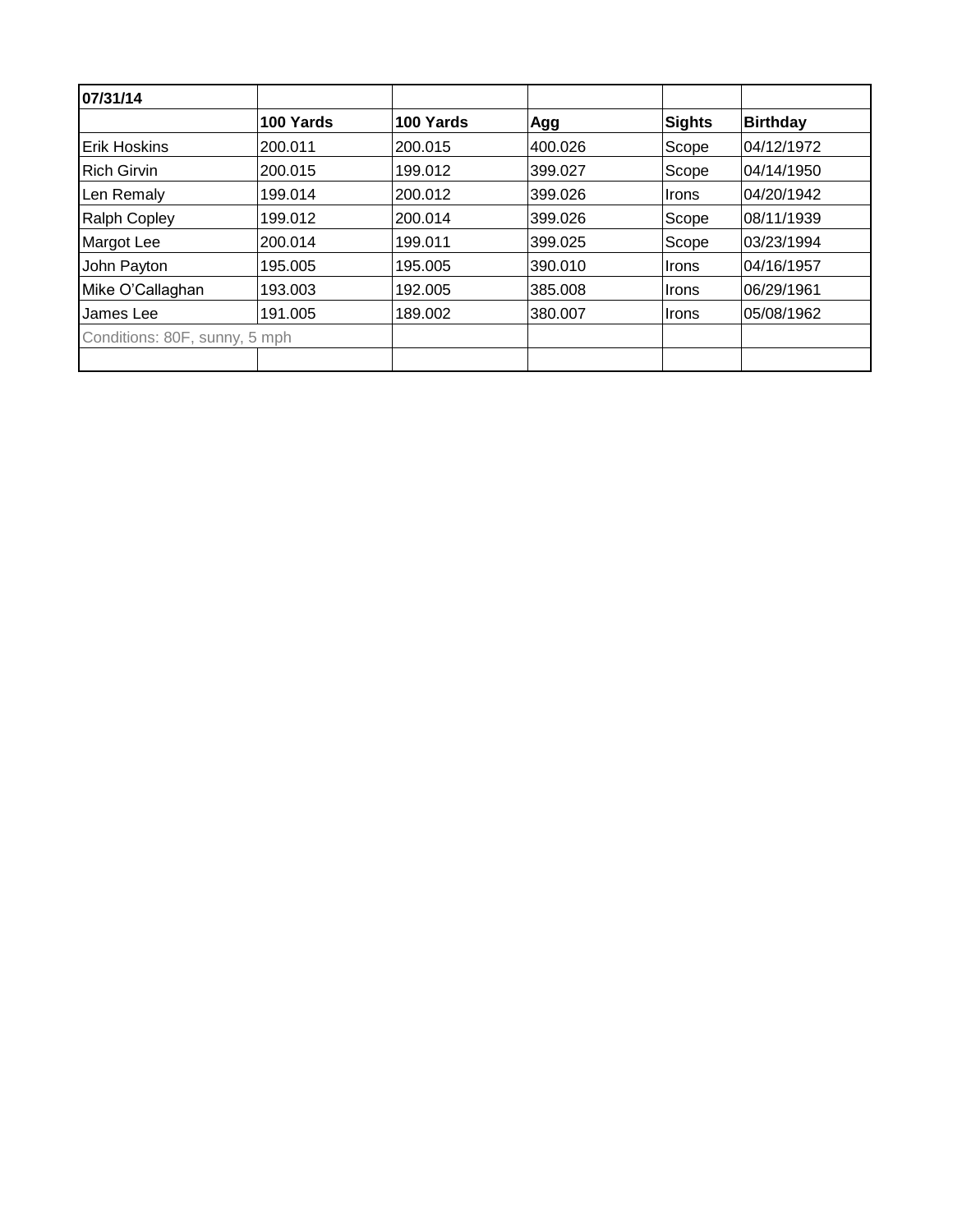| 07/31/14 | | | | | |
|---|---|---|---|---|---|
| | **100 Yards** | **100 Yards** | **Agg** | **Sights** | **Birthday** |
| Erik Hoskins | 200.011 | 200.015 | 400.026 | Scope | 04/12/1972 |
| Rich Girvin | 200.015 | 199.012 | 399.027 | Scope | 04/14/1950 |
| Len Remaly | 199.014 | 200.012 | 399.026 | Irons | 04/20/1942 |
| Ralph Copley | 199.012 | 200.014 | 399.026 | Scope | 08/11/1939 |
| Margot Lee | 200.014 | 199.011 | 399.025 | Scope | 03/23/1994 |
| John Payton | 195.005 | 195.005 | 390.010 | Irons | 04/16/1957 |
| Mike O'Callaghan | 193.003 | 192.005 | 385.008 | Irons | 06/29/1961 |
| James Lee | 191.005 | 189.002 | 380.007 | Irons | 05/08/1962 |
| Conditions: 80F, sunny, 5 mph | | | | | |
| | | | | | |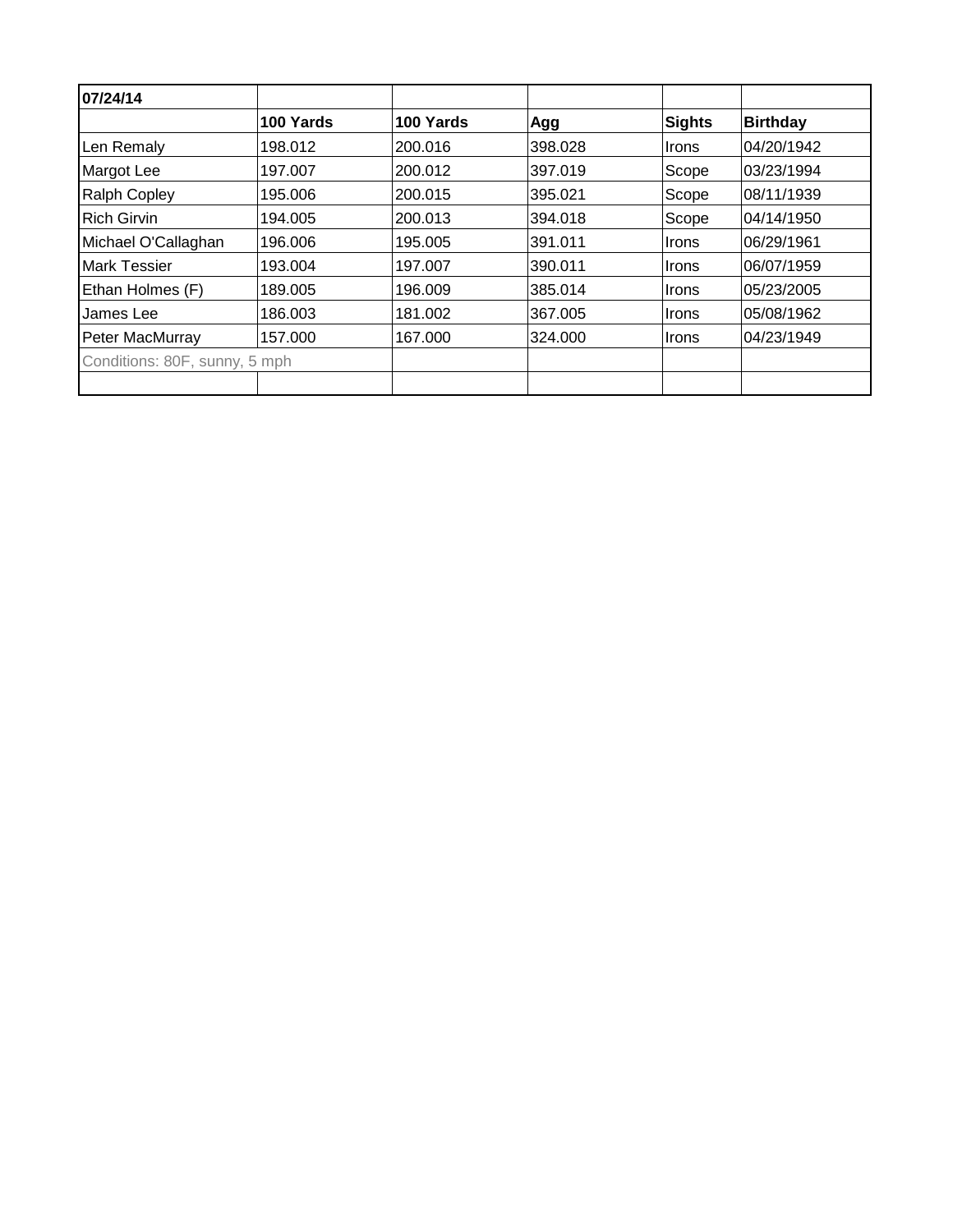| 07/24/14 | | | | | |
|---|---|---|---|---|---|
| | **100 Yards** | **100 Yards** | **Agg** | **Sights** | **Birthday** |
| Len Remaly | 198.012 | 200.016 | 398.028 | Irons | 04/20/1942 |
| Margot Lee | 197.007 | 200.012 | 397.019 | Scope | 03/23/1994 |
| Ralph Copley | 195.006 | 200.015 | 395.021 | Scope | 08/11/1939 |
| Rich Girvin | 194.005 | 200.013 | 394.018 | Scope | 04/14/1950 |
| Michael O'Callaghan | 196.006 | 195.005 | 391.011 | Irons | 06/29/1961 |
| Mark Tessier | 193.004 | 197.007 | 390.011 | Irons | 06/07/1959 |
| Ethan Holmes (F) | 189.005 | 196.009 | 385.014 | Irons | 05/23/2005 |
| James Lee | 186.003 | 181.002 | 367.005 | Irons | 05/08/1962 |
| Peter MacMurray | 157.000 | 167.000 | 324.000 | Irons | 04/23/1949 |
| Conditions: 80F, sunny, 5 mph | | | | | |
| | | | | | |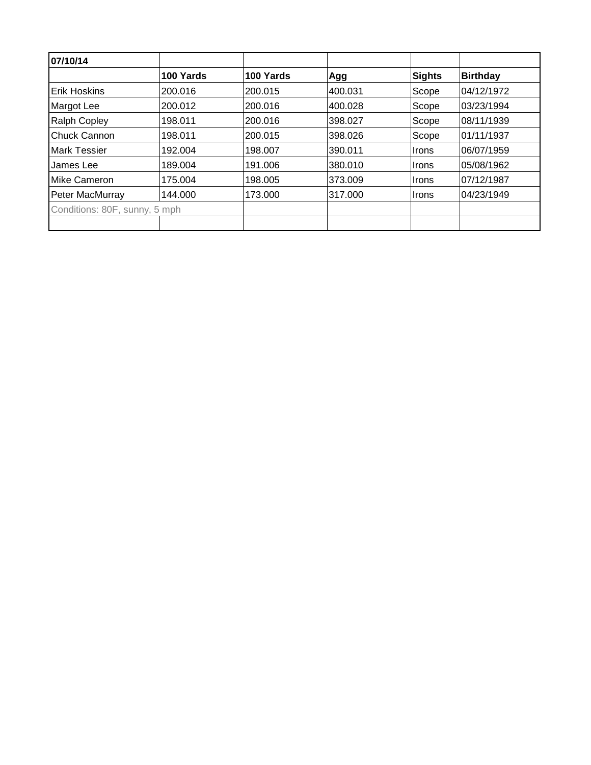| 07/10/14 | | | | | |
|---|---|---|---|---|---|
| | **100 Yards** | **100 Yards** | **Agg** | **Sights** | **Birthday** |
| Erik Hoskins | 200.016 | 200.015 | 400.031 | Scope | 04/12/1972 |
| Margot Lee | 200.012 | 200.016 | 400.028 | Scope | 03/23/1994 |
| Ralph Copley | 198.011 | 200.016 | 398.027 | Scope | 08/11/1939 |
| Chuck Cannon | 198.011 | 200.015 | 398.026 | Scope | 01/11/1937 |
| Mark Tessier | 192.004 | 198.007 | 390.011 | Irons | 06/07/1959 |
| James Lee | 189.004 | 191.006 | 380.010 | Irons | 05/08/1962 |
| Mike Cameron | 175.004 | 198.005 | 373.009 | Irons | 07/12/1987 |
| Peter MacMurray | 144.000 | 173.000 | 317.000 | Irons | 04/23/1949 |
| Conditions: 80F, sunny, 5 mph | | | | | |
| | | | | | |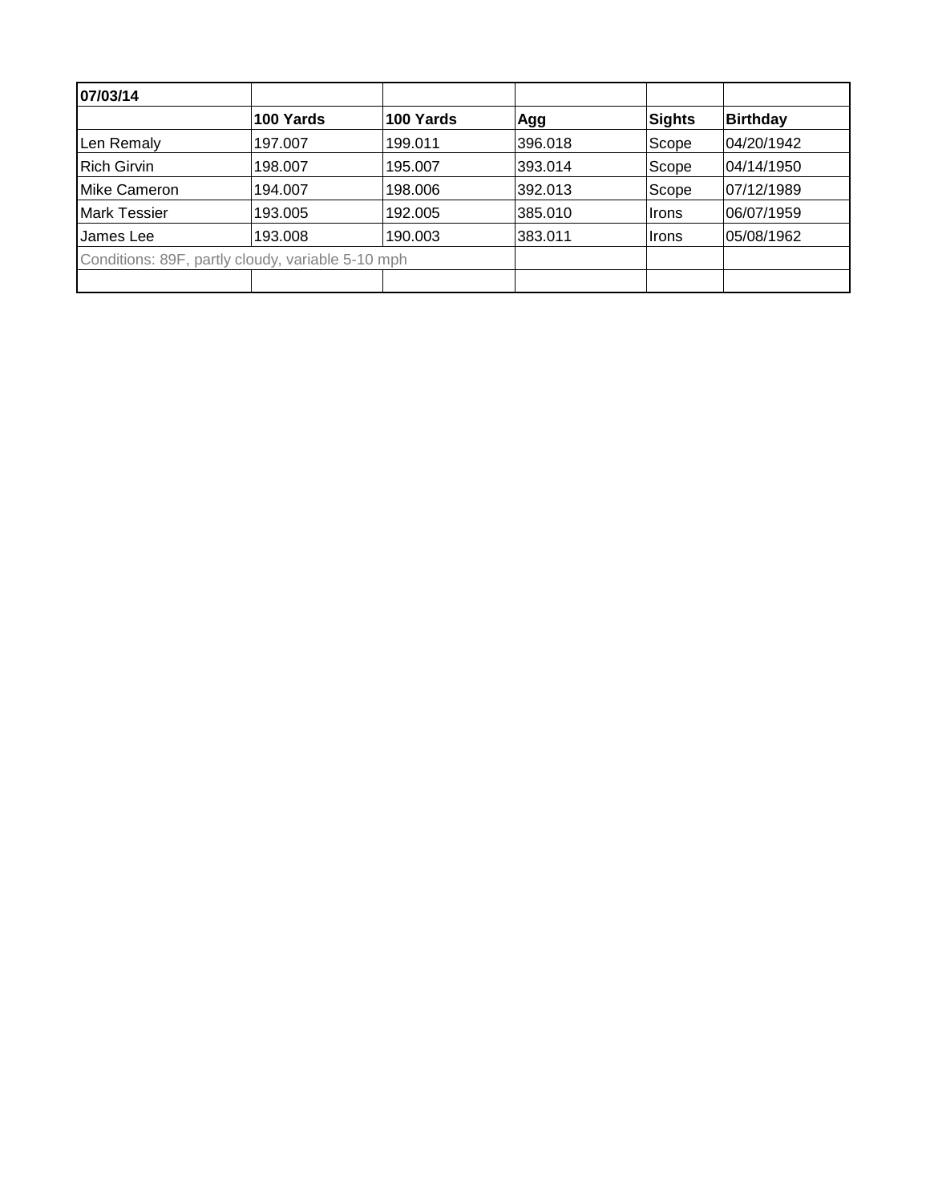| 07/03/14 | | | | | |
|---|---|---|---|---|---|
| | **100 Yards** | **100 Yards** | **Agg** | **Sights** | **Birthday** |
| Len Remaly | 197.007 | 199.011 | 396.018 | Scope | 04/20/1942 |
| Rich Girvin | 198.007 | 195.007 | 393.014 | Scope | 04/14/1950 |
| Mike Cameron | 194.007 | 198.006 | 392.013 | Scope | 07/12/1989 |
| Mark Tessier | 193.005 | 192.005 | 385.010 | Irons | 06/07/1959 |
| James Lee | 193.008 | 190.003 | 383.011 | Irons | 05/08/1962 |
| Conditions: 89F, partly cloudy, variable 5-10 mph | | | | | |
| | | | | | |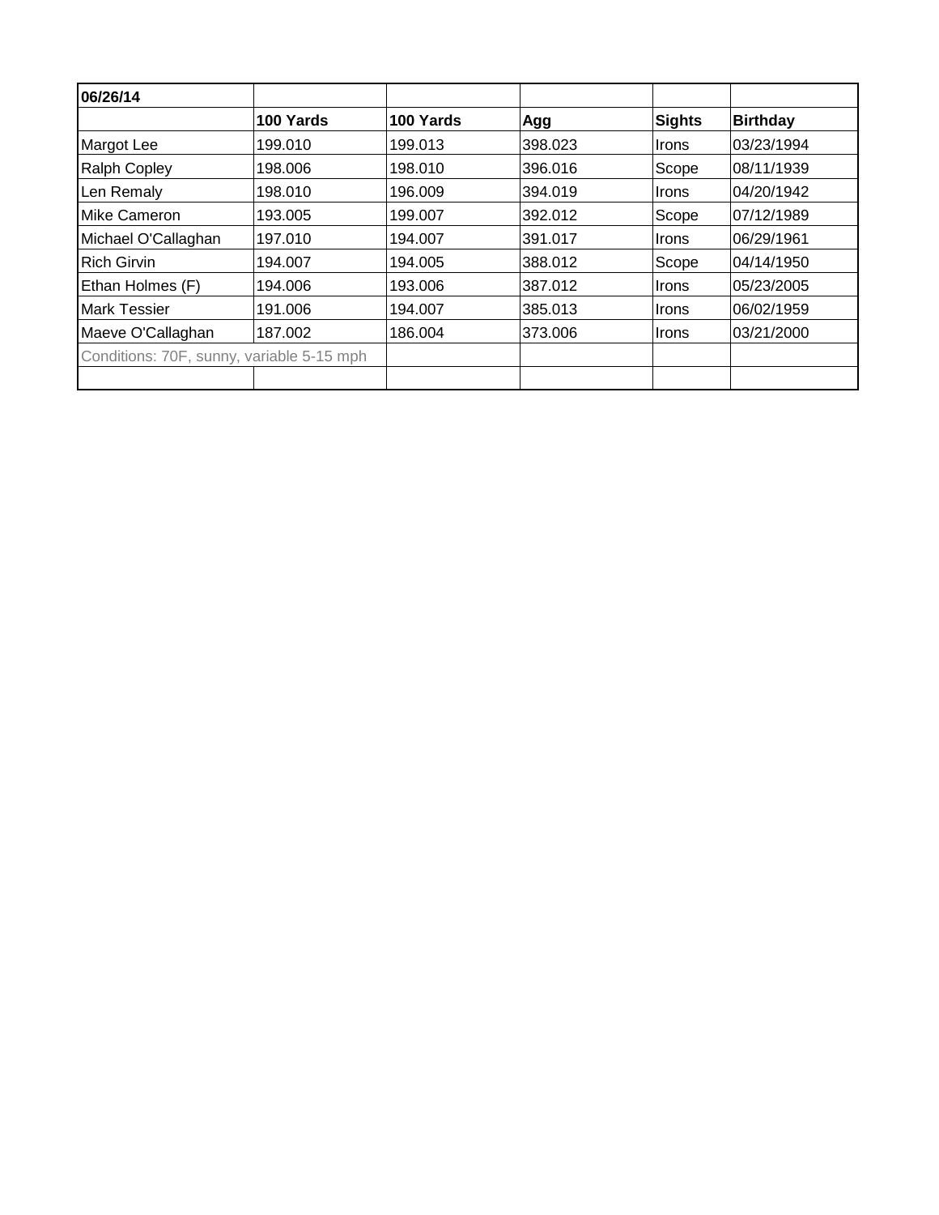| 06/26/14 | | | | | |
|---|---|---|---|---|---|
| | **100 Yards** | **100 Yards** | **Agg** | **Sights** | **Birthday** |
| Margot Lee | 199.010 | 199.013 | 398.023 | Irons | 03/23/1994 |
| Ralph Copley | 198.006 | 198.010 | 396.016 | Scope | 08/11/1939 |
| Len Remaly | 198.010 | 196.009 | 394.019 | Irons | 04/20/1942 |
| Mike Cameron | 193.005 | 199.007 | 392.012 | Scope | 07/12/1989 |
| Michael O'Callaghan | 197.010 | 194.007 | 391.017 | Irons | 06/29/1961 |
| Rich Girvin | 194.007 | 194.005 | 388.012 | Scope | 04/14/1950 |
| Ethan Holmes (F) | 194.006 | 193.006 | 387.012 | Irons | 05/23/2005 |
| Mark Tessier | 191.006 | 194.007 | 385.013 | Irons | 06/02/1959 |
| Maeve O'Callaghan | 187.002 | 186.004 | 373.006 | Irons | 03/21/2000 |
| Conditions: 70F, sunny, variable 5-15 mph | | | | | |
| | | | | | |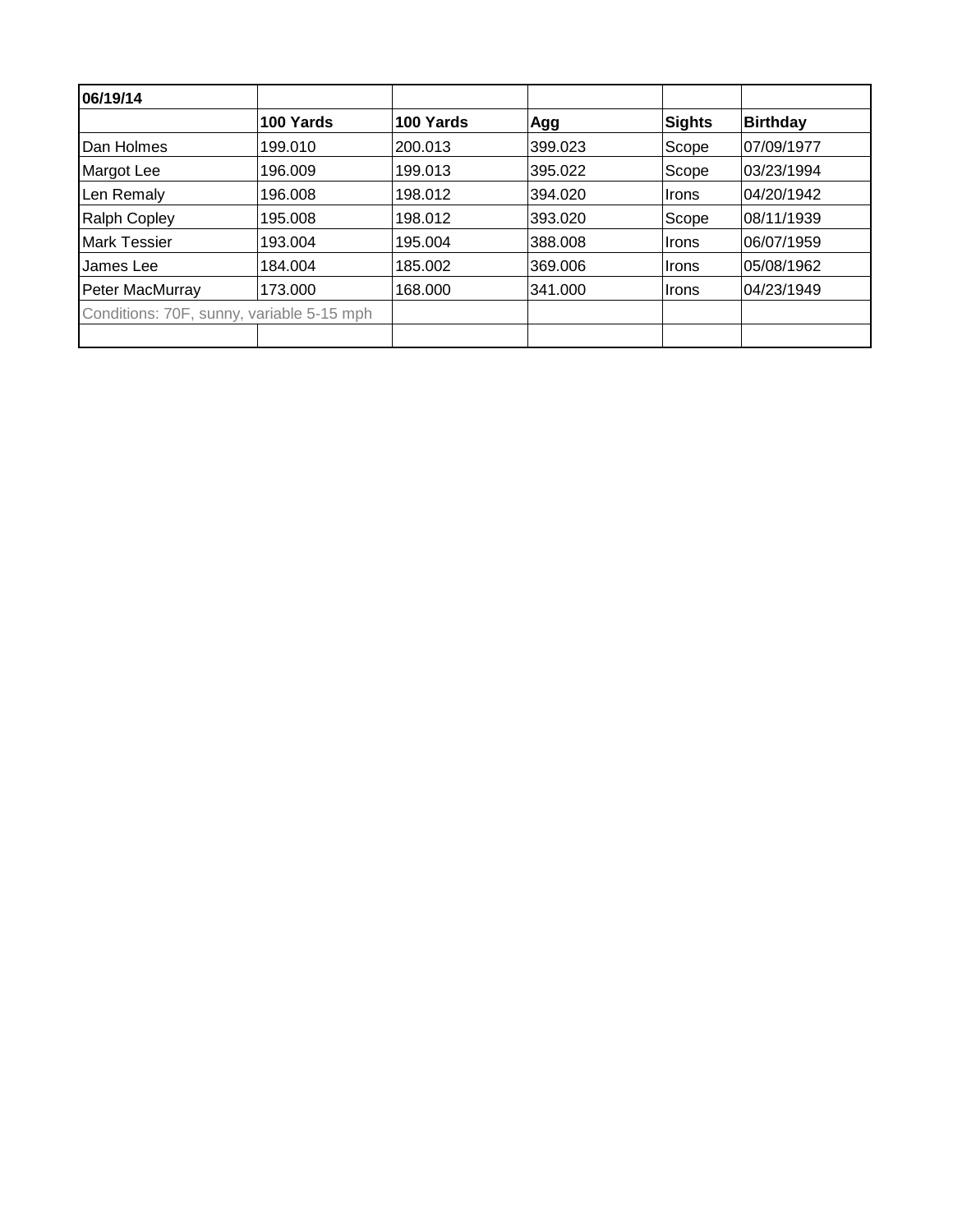| 06/19/14 | | | | | |
|---|---|---|---|---|---|
| | **100 Yards** | **100 Yards** | **Agg** | **Sights** | **Birthday** |
| Dan Holmes | 199.010 | 200.013 | 399.023 | Scope | 07/09/1977 |
| Margot Lee | 196.009 | 199.013 | 395.022 | Scope | 03/23/1994 |
| Len Remaly | 196.008 | 198.012 | 394.020 | Irons | 04/20/1942 |
| Ralph Copley | 195.008 | 198.012 | 393.020 | Scope | 08/11/1939 |
| Mark Tessier | 193.004 | 195.004 | 388.008 | Irons | 06/07/1959 |
| James Lee | 184.004 | 185.002 | 369.006 | Irons | 05/08/1962 |
| Peter MacMurray | 173.000 | 168.000 | 341.000 | Irons | 04/23/1949 |
| Conditions: 70F, sunny, variable 5-15 mph | | | | | |
| | | | | | |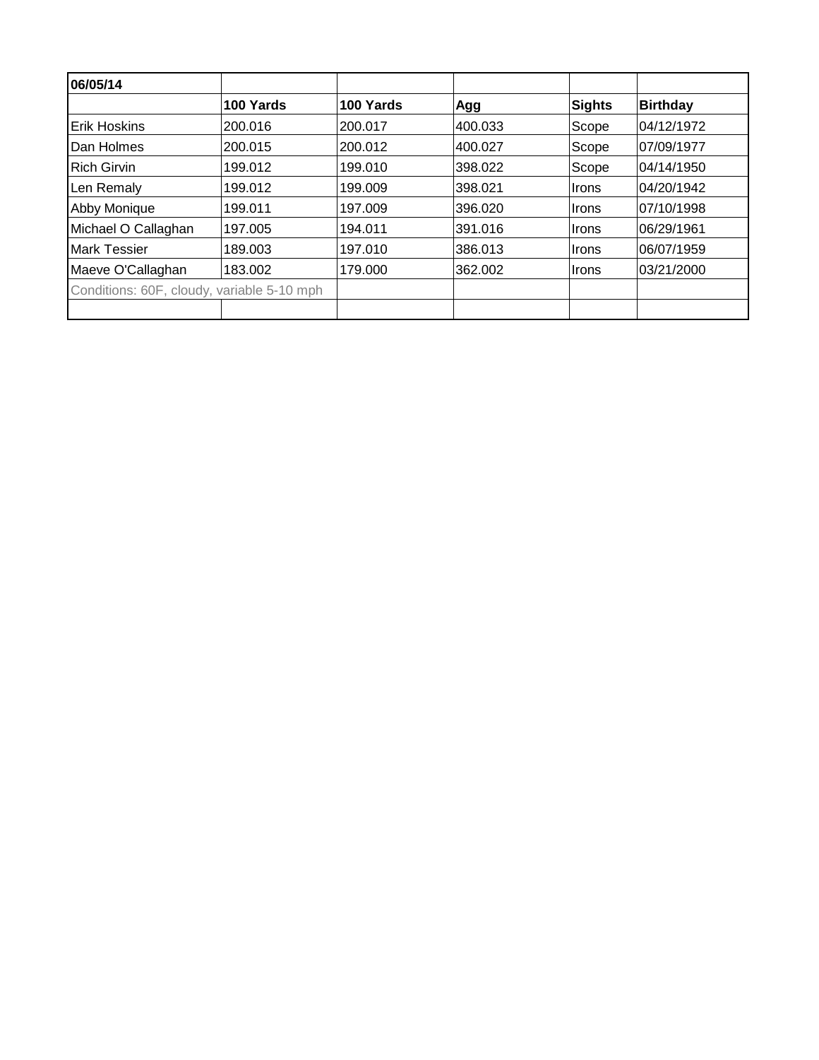| 06/05/14 | | | | | |
|---|---|---|---|---|---|
| | **100 Yards** | **100 Yards** | **Agg** | **Sights** | **Birthday** |
| Erik Hoskins | 200.016 | 200.017 | 400.033 | Scope | 04/12/1972 |
| Dan Holmes | 200.015 | 200.012 | 400.027 | Scope | 07/09/1977 |
| Rich Girvin | 199.012 | 199.010 | 398.022 | Scope | 04/14/1950 |
| Len Remaly | 199.012 | 199.009 | 398.021 | Irons | 04/20/1942 |
| Abby Monique | 199.011 | 197.009 | 396.020 | Irons | 07/10/1998 |
| Michael O Callaghan | 197.005 | 194.011 | 391.016 | Irons | 06/29/1961 |
| Mark Tessier | 189.003 | 197.010 | 386.013 | Irons | 06/07/1959 |
| Maeve O'Callaghan | 183.002 | 179.000 | 362.002 | Irons | 03/21/2000 |
| Conditions: 60F, cloudy, variable 5-10 mph | | | | | |
| | | | | | |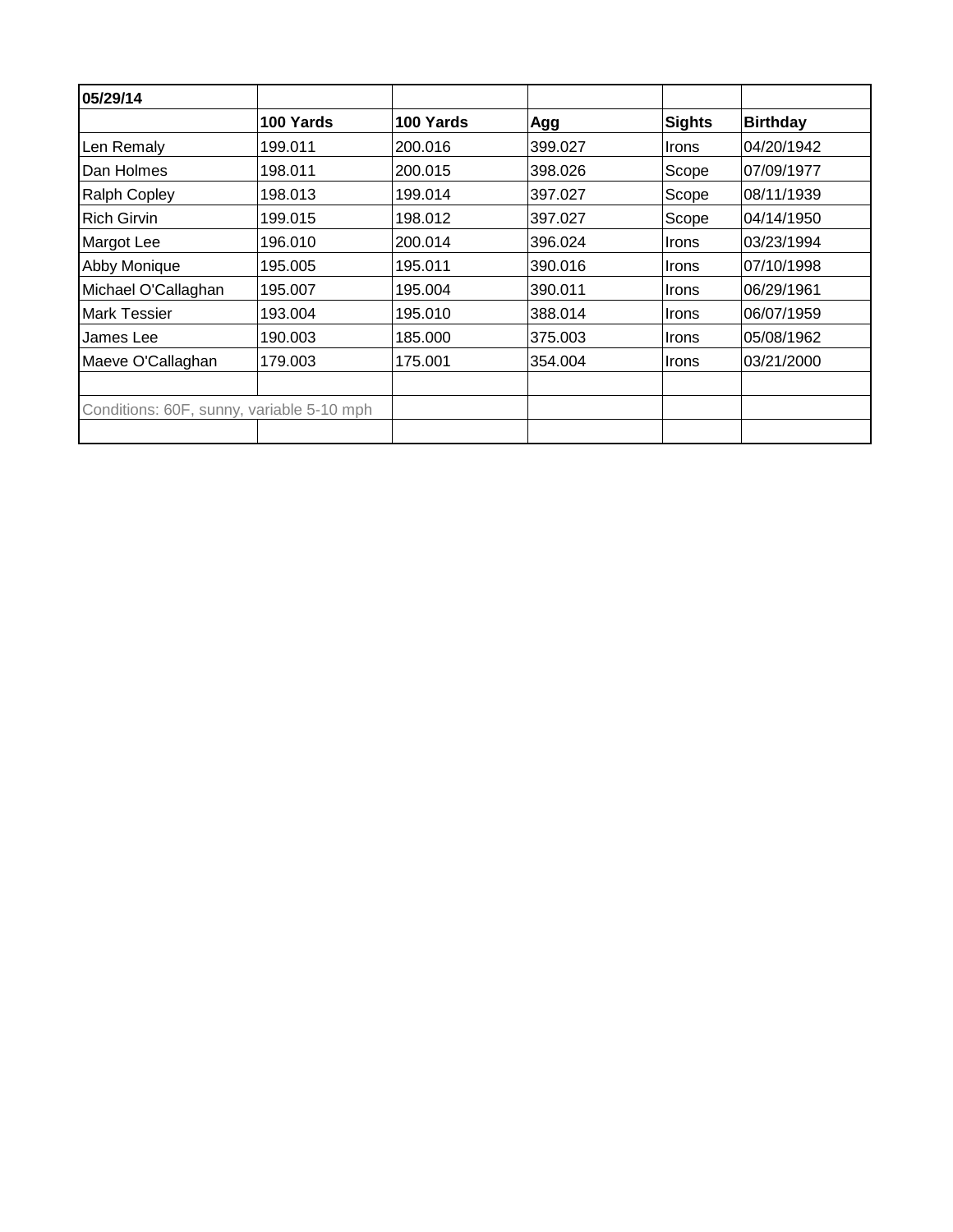| 05/29/14 | | | | | |
|---|---|---|---|---|---|
| | **100 Yards** | **100 Yards** | **Agg** | **Sights** | **Birthday** |
| Len Remaly | 199.011 | 200.016 | 399.027 | Irons | 04/20/1942 |
| Dan Holmes | 198.011 | 200.015 | 398.026 | Scope | 07/09/1977 |
| Ralph Copley | 198.013 | 199.014 | 397.027 | Scope | 08/11/1939 |
| Rich Girvin | 199.015 | 198.012 | 397.027 | Scope | 04/14/1950 |
| Margot Lee | 196.010 | 200.014 | 396.024 | Irons | 03/23/1994 |
| Abby Monique | 195.005 | 195.011 | 390.016 | Irons | 07/10/1998 |
| Michael O'Callaghan | 195.007 | 195.004 | 390.011 | Irons | 06/29/1961 |
| Mark Tessier | 193.004 | 195.010 | 388.014 | Irons | 06/07/1959 |
| James Lee | 190.003 | 185.000 | 375.003 | Irons | 05/08/1962 |
| Maeve O'Callaghan | 179.003 | 175.001 | 354.004 | Irons | 03/21/2000 |
| | | | | | |
| Conditions: 60F, sunny, variable 5-10 mph | | | | | |
| | | | | | |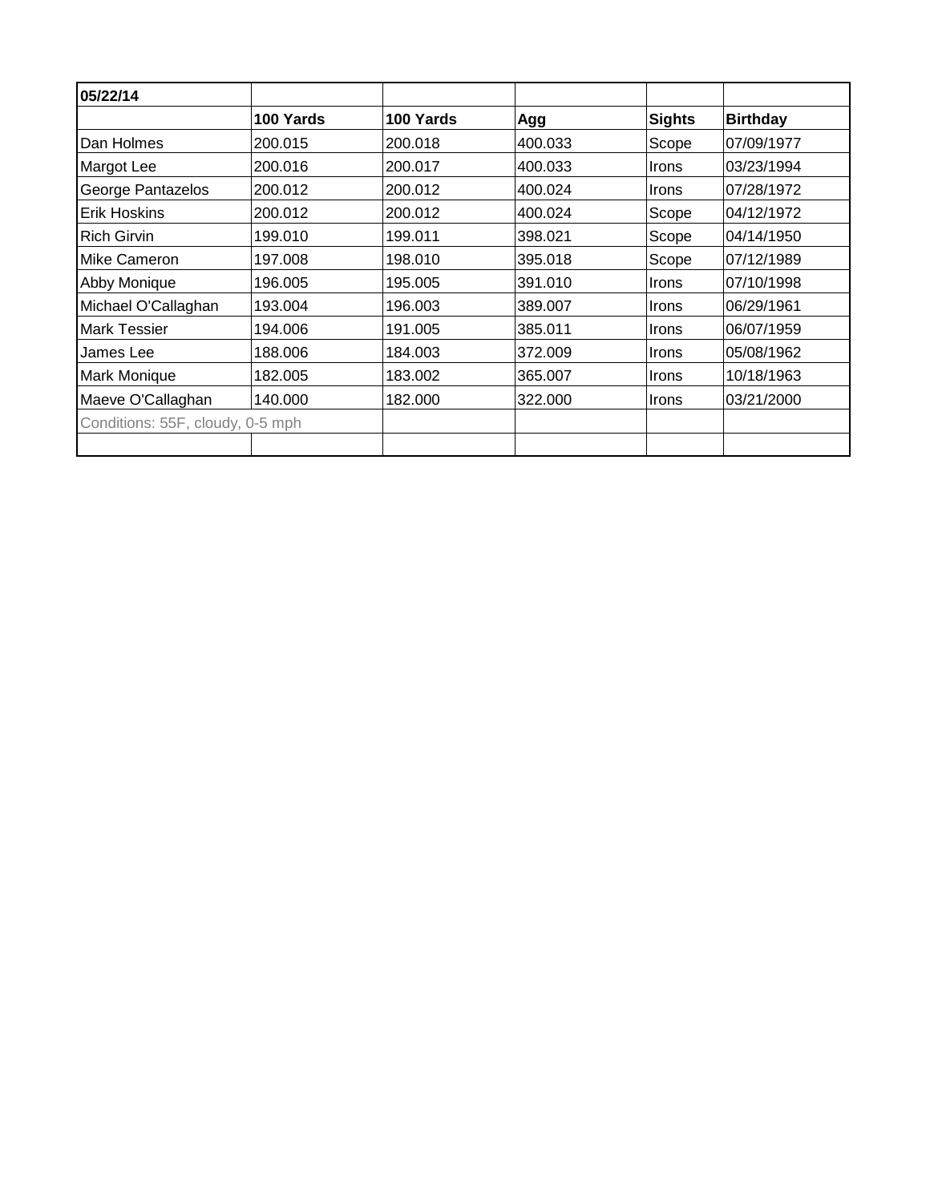| 05/22/14 | | | | | |
|---|---|---|---|---|---|
| | **100 Yards** | **100 Yards** | **Agg** | **Sights** | **Birthday** |
| Dan Holmes | 200.015 | 200.018 | 400.033 | Scope | 07/09/1977 |
| Margot Lee | 200.016 | 200.017 | 400.033 | Irons | 03/23/1994 |
| George Pantazelos | 200.012 | 200.012 | 400.024 | Irons | 07/28/1972 |
| Erik Hoskins | 200.012 | 200.012 | 400.024 | Scope | 04/12/1972 |
| Rich Girvin | 199.010 | 199.011 | 398.021 | Scope | 04/14/1950 |
| Mike Cameron | 197.008 | 198.010 | 395.018 | Scope | 07/12/1989 |
| Abby Monique | 196.005 | 195.005 | 391.010 | Irons | 07/10/1998 |
| Michael O'Callaghan | 193.004 | 196.003 | 389.007 | Irons | 06/29/1961 |
| Mark Tessier | 194.006 | 191.005 | 385.011 | Irons | 06/07/1959 |
| James Lee | 188.006 | 184.003 | 372.009 | Irons | 05/08/1962 |
| Mark Monique | 182.005 | 183.002 | 365.007 | Irons | 10/18/1963 |
| Maeve O'Callaghan | 140.000 | 182.000 | 322.000 | Irons | 03/21/2000 |
| Conditions: 55F, cloudy, 0-5 mph | | | | | |
| | | | | | |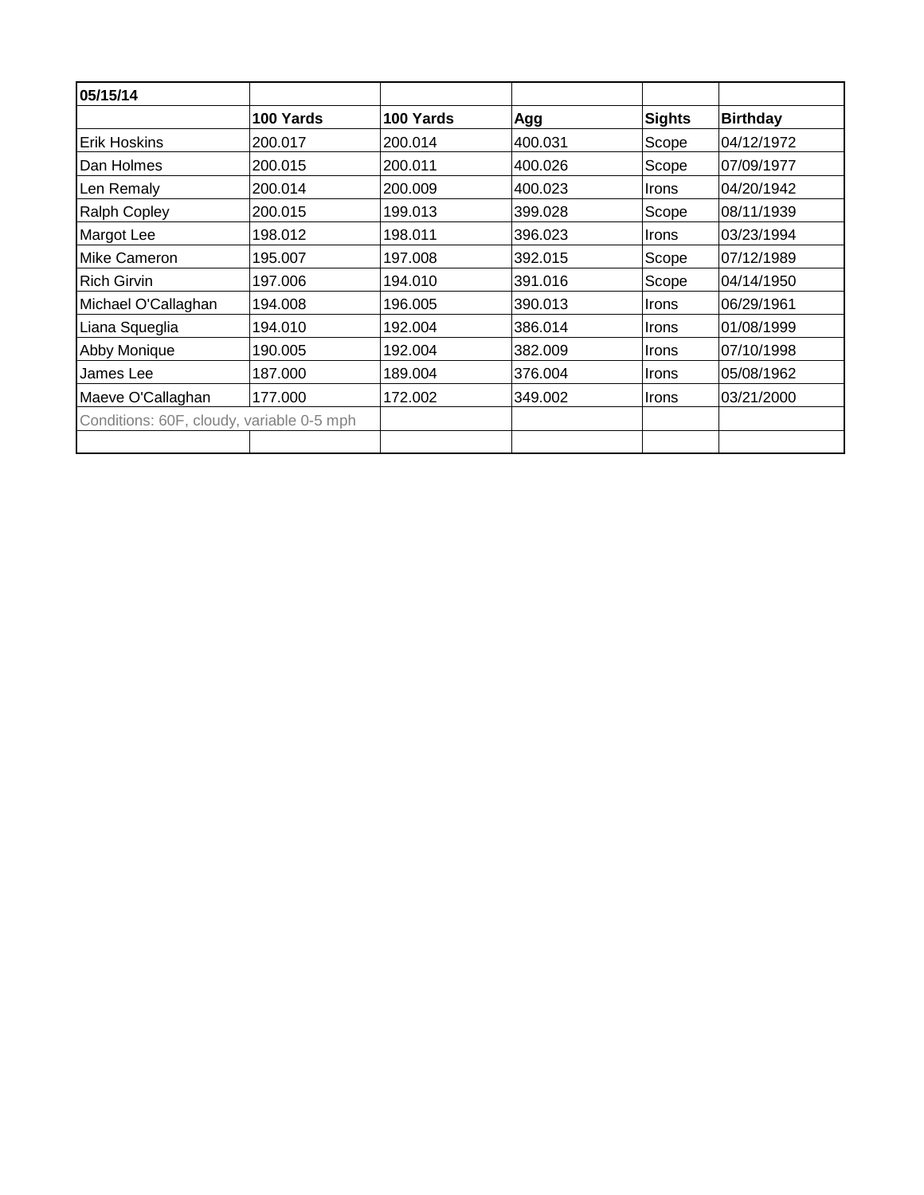| 05/15/14 | | | | | |
|---|---|---|---|---|---|
| | **100 Yards** | **100 Yards** | **Agg** | **Sights** | **Birthday** |
| Erik Hoskins | 200.017 | 200.014 | 400.031 | Scope | 04/12/1972 |
| Dan Holmes | 200.015 | 200.011 | 400.026 | Scope | 07/09/1977 |
| Len Remaly | 200.014 | 200.009 | 400.023 | Irons | 04/20/1942 |
| Ralph Copley | 200.015 | 199.013 | 399.028 | Scope | 08/11/1939 |
| Margot Lee | 198.012 | 198.011 | 396.023 | Irons | 03/23/1994 |
| Mike Cameron | 195.007 | 197.008 | 392.015 | Scope | 07/12/1989 |
| Rich Girvin | 197.006 | 194.010 | 391.016 | Scope | 04/14/1950 |
| Michael O'Callaghan | 194.008 | 196.005 | 390.013 | Irons | 06/29/1961 |
| Liana Squeglia | 194.010 | 192.004 | 386.014 | Irons | 01/08/1999 |
| Abby Monique | 190.005 | 192.004 | 382.009 | Irons | 07/10/1998 |
| James Lee | 187.000 | 189.004 | 376.004 | Irons | 05/08/1962 |
| Maeve O'Callaghan | 177.000 | 172.002 | 349.002 | Irons | 03/21/2000 |
| Conditions: 60F, cloudy, variable 0-5 mph | | | | | |
| | | | | | |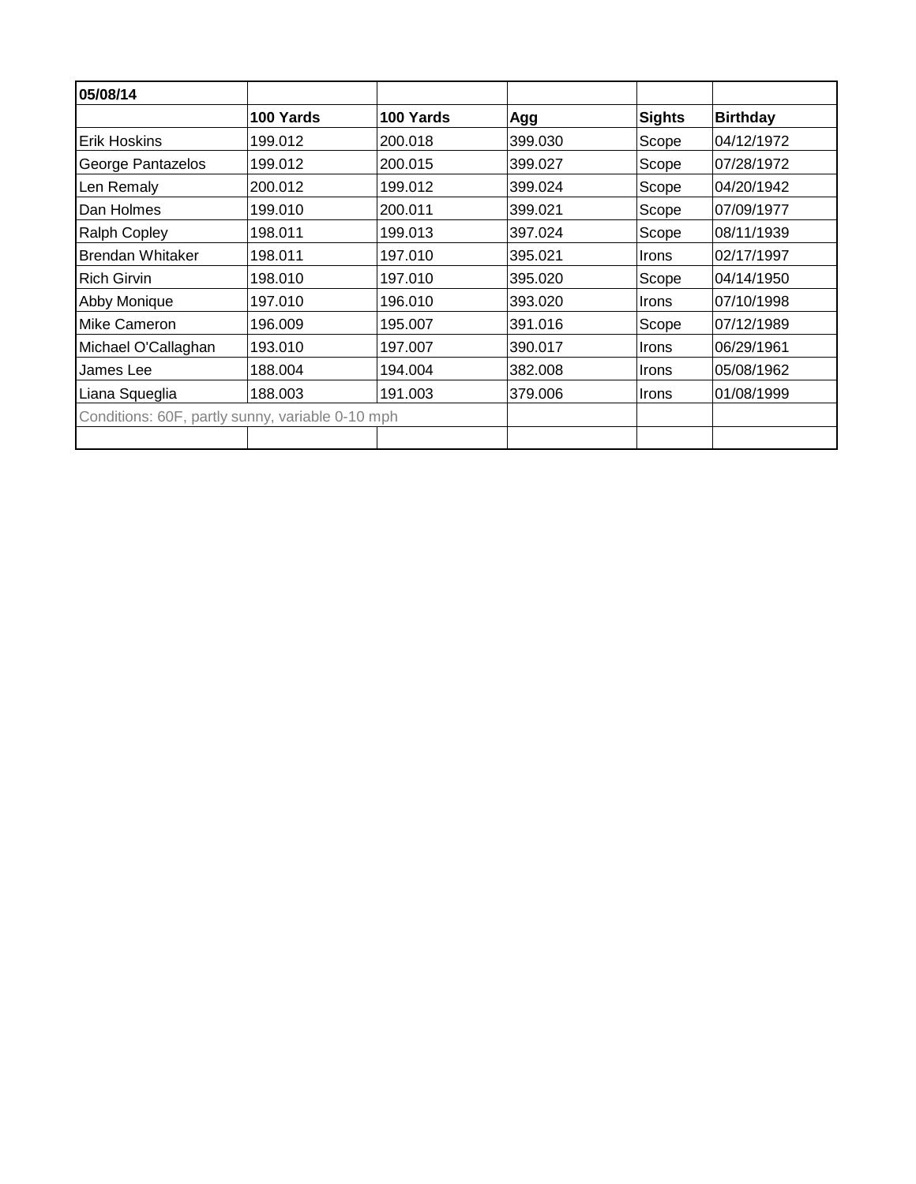| 05/08/14 | | | | | |
|---|---|---|---|---|---|
| | **100 Yards** | **100 Yards** | **Agg** | **Sights** | **Birthday** |
| Erik Hoskins | 199.012 | 200.018 | 399.030 | Scope | 04/12/1972 |
| George Pantazelos | 199.012 | 200.015 | 399.027 | Scope | 07/28/1972 |
| Len Remaly | 200.012 | 199.012 | 399.024 | Scope | 04/20/1942 |
| Dan Holmes | 199.010 | 200.011 | 399.021 | Scope | 07/09/1977 |
| Ralph Copley | 198.011 | 199.013 | 397.024 | Scope | 08/11/1939 |
| Brendan Whitaker | 198.011 | 197.010 | 395.021 | Irons | 02/17/1997 |
| Rich Girvin | 198.010 | 197.010 | 395.020 | Scope | 04/14/1950 |
| Abby Monique | 197.010 | 196.010 | 393.020 | Irons | 07/10/1998 |
| Mike Cameron | 196.009 | 195.007 | 391.016 | Scope | 07/12/1989 |
| Michael O'Callaghan | 193.010 | 197.007 | 390.017 | Irons | 06/29/1961 |
| James Lee | 188.004 | 194.004 | 382.008 | Irons | 05/08/1962 |
| Liana Squeglia | 188.003 | 191.003 | 379.006 | Irons | 01/08/1999 |
| Conditions: 60F, partly sunny, variable 0-10 mph | | | | | |
| | | | | | |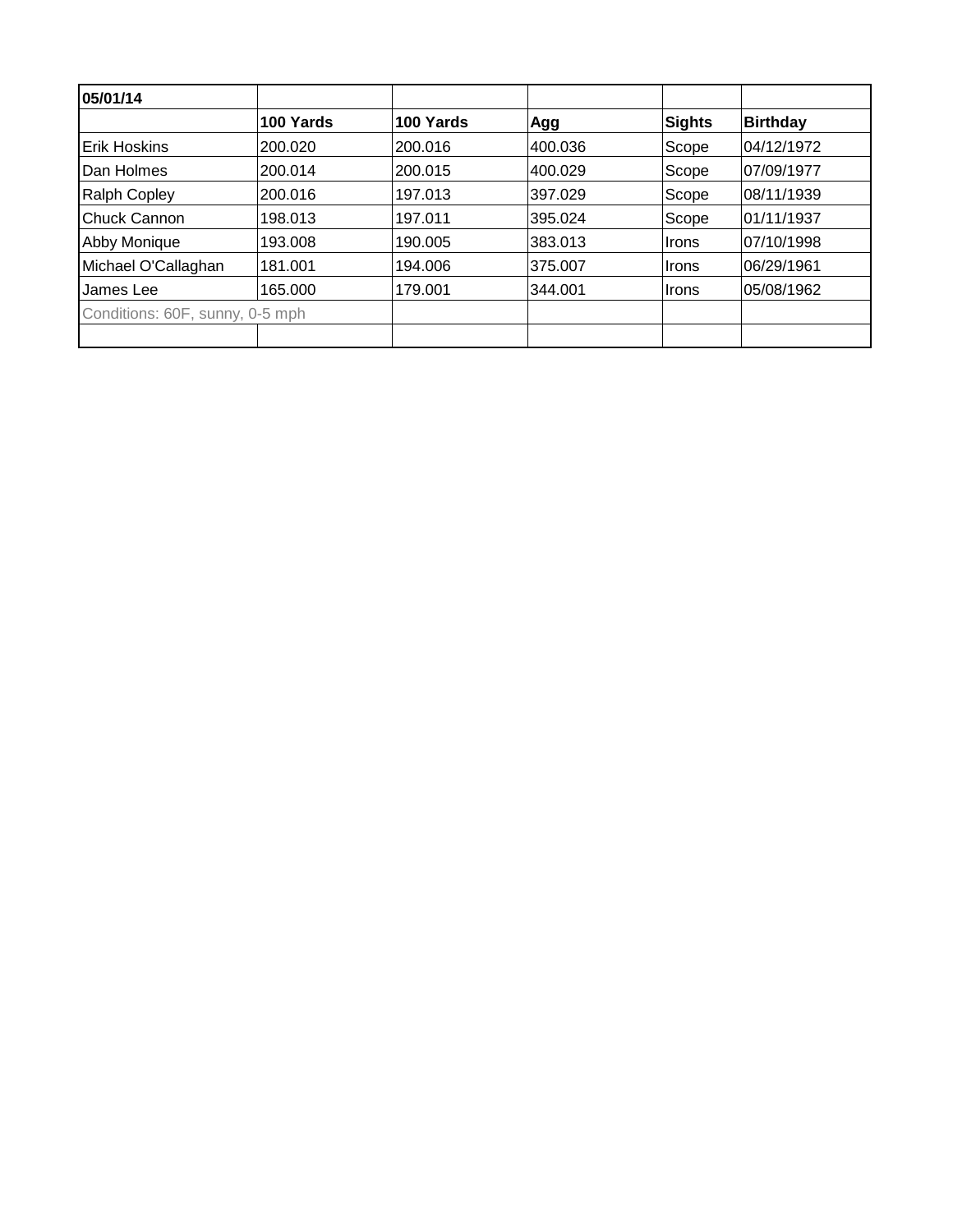| **05/01/14** | | | | | |
|---|---|---|---|---|---|
| | **100 Yards** | **100 Yards** | **Agg** | **Sights** | **Birthday** |
| Erik Hoskins | 200.020 | 200.016 | 400.036 | Scope | 04/12/1972 |
| Dan Holmes | 200.014 | 200.015 | 400.029 | Scope | 07/09/1977 |
| Ralph Copley | 200.016 | 197.013 | 397.029 | Scope | 08/11/1939 |
| Chuck Cannon | 198.013 | 197.011 | 395.024 | Scope | 01/11/1937 |
| Abby Monique | 193.008 | 190.005 | 383.013 | Irons | 07/10/1998 |
| Michael O'Callaghan | 181.001 | 194.006 | 375.007 | Irons | 06/29/1961 |
| James Lee | 165.000 | 179.001 | 344.001 | Irons | 05/08/1962 |
| Conditions: 60F, sunny, 0-5 mph | | | | | |
| | | | | | |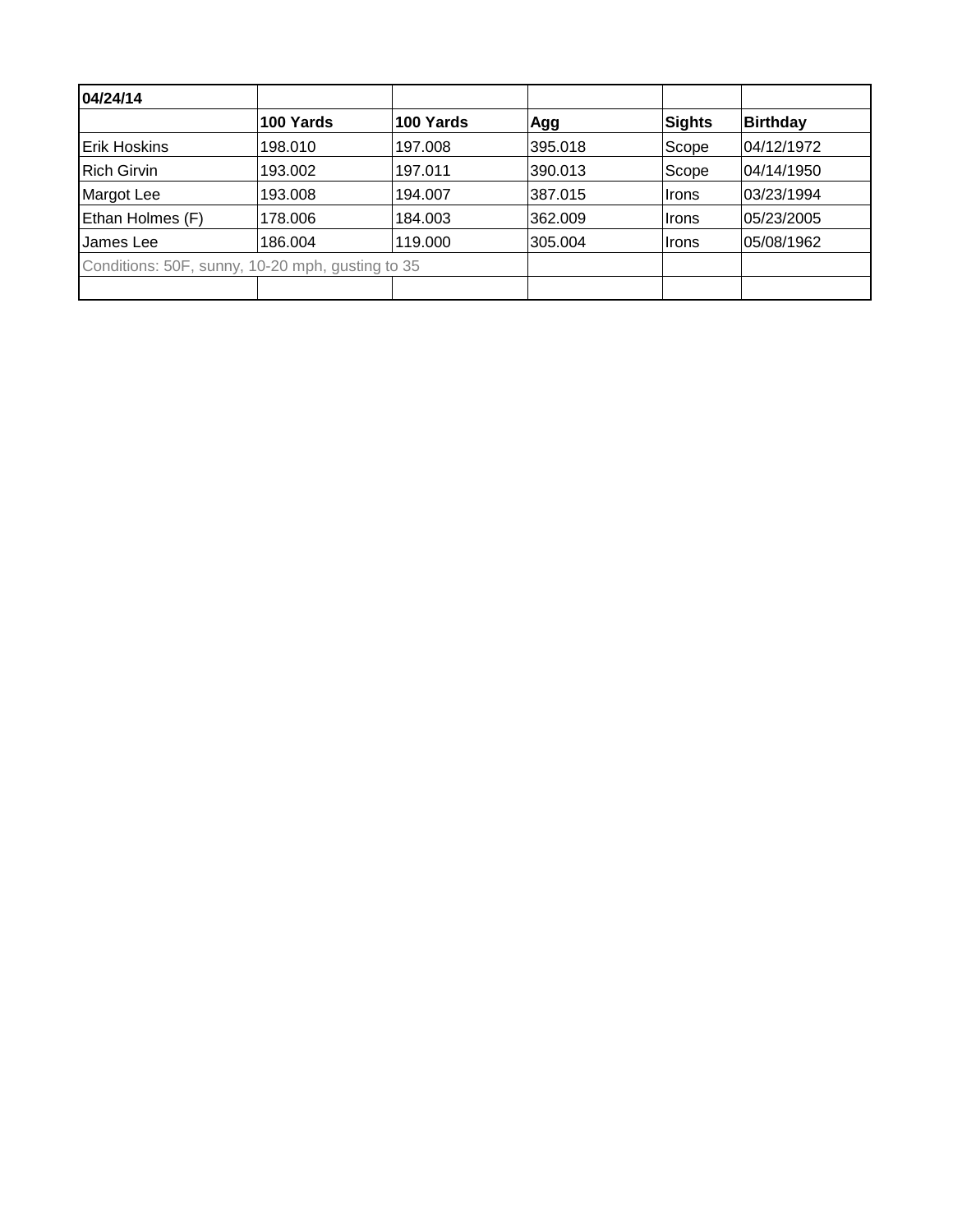| 04/24/14 | | | | | |
|---|---|---|---|---|---|
| | **100 Yards** | **100 Yards** | **Agg** | **Sights** | **Birthday** |
| Erik Hoskins | 198.010 | 197.008 | 395.018 | Scope | 04/12/1972 |
| Rich Girvin | 193.002 | 197.011 | 390.013 | Scope | 04/14/1950 |
| Margot Lee | 193.008 | 194.007 | 387.015 | Irons | 03/23/1994 |
| Ethan Holmes (F) | 178.006 | 184.003 | 362.009 | Irons | 05/23/2005 |
| James Lee | 186.004 | 119.000 | 305.004 | Irons | 05/08/1962 |
| Conditions: 50F, sunny, 10-20 mph, gusting to 35 | | | | | |
| | | | | | |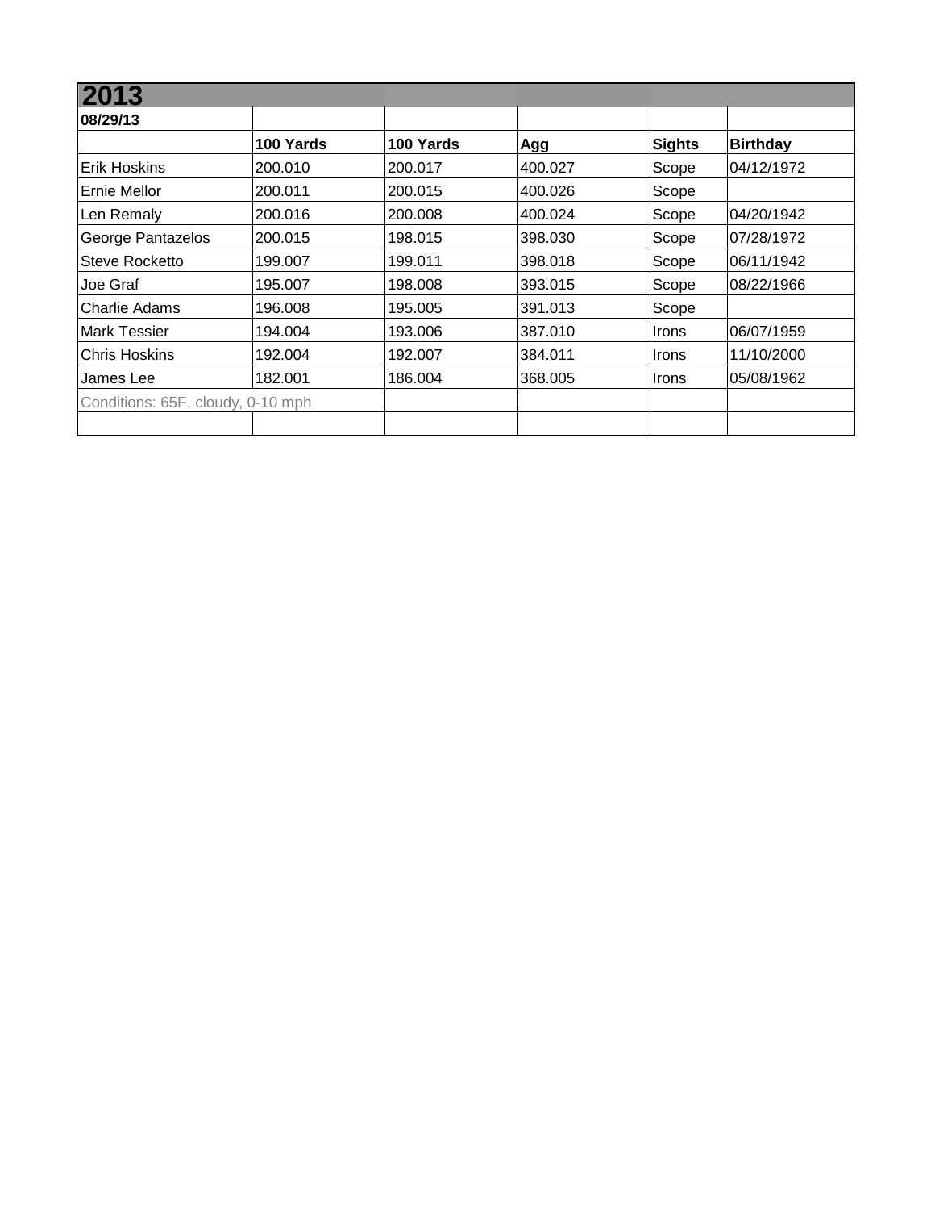| 2013 | | | | | |
|---|---|---|---|---|---|
| **08/29/13** | | | | | |
| | **100 Yards** | **100 Yards** | **Agg** | **Sights** | **Birthday** |
| Erik Hoskins | 200.010 | 200.017 | 400.027 | Scope | 04/12/1972 |
| Ernie Mellor | 200.011 | 200.015 | 400.026 | Scope | |
| Len Remaly | 200.016 | 200.008 | 400.024 | Scope | 04/20/1942 |
| George Pantazelos | 200.015 | 198.015 | 398.030 | Scope | 07/28/1972 |
| Steve Rocketto | 199.007 | 199.011 | 398.018 | Scope | 06/11/1942 |
| Joe Graf | 195.007 | 198.008 | 393.015 | Scope | 08/22/1966 |
| Charlie Adams | 196.008 | 195.005 | 391.013 | Scope | |
| Mark Tessier | 194.004 | 193.006 | 387.010 | Irons | 06/07/1959 |
| Chris Hoskins | 192.004 | 192.007 | 384.011 | Irons | 11/10/2000 |
| James Lee | 182.001 | 186.004 | 368.005 | Irons | 05/08/1962 |
| Conditions: 65F, cloudy, 0-10 mph | | | | | |
| | | | | | |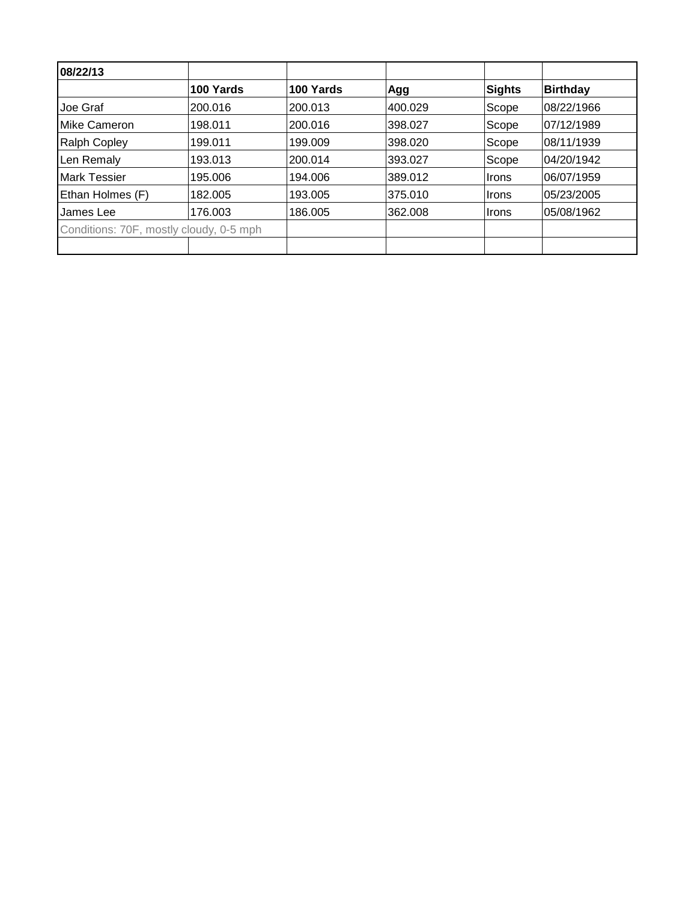| 08/22/13 | | | | | |
|---|---|---|---|---|---|
| | 100 Yards | 100 Yards | Agg | Sights | Birthday |
| Joe Graf | 200.016 | 200.013 | 400.029 | Scope | 08/22/1966 |
| Mike Cameron | 198.011 | 200.016 | 398.027 | Scope | 07/12/1989 |
| Ralph Copley | 199.011 | 199.009 | 398.020 | Scope | 08/11/1939 |
| Len Remaly | 193.013 | 200.014 | 393.027 | Scope | 04/20/1942 |
| Mark Tessier | 195.006 | 194.006 | 389.012 | Irons | 06/07/1959 |
| Ethan Holmes (F) | 182.005 | 193.005 | 375.010 | Irons | 05/23/2005 |
| James Lee | 176.003 | 186.005 | 362.008 | Irons | 05/08/1962 |
| Conditions: 70F, mostly cloudy, 0-5 mph | | | | | |
| | | | | | |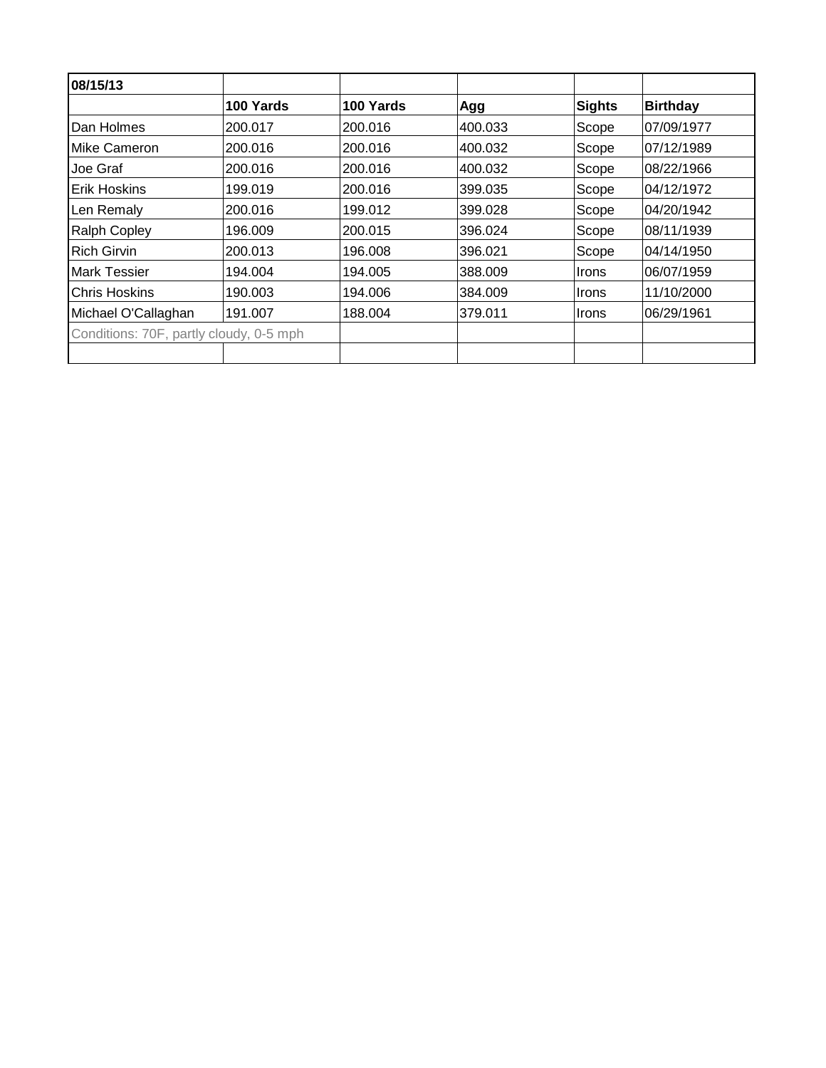| 08/15/13 | | | | | |
|---|---|---|---|---|---|
| | **100 Yards** | **100 Yards** | **Agg** | **Sights** | **Birthday** |
| Dan Holmes | 200.017 | 200.016 | 400.033 | Scope | 07/09/1977 |
| Mike Cameron | 200.016 | 200.016 | 400.032 | Scope | 07/12/1989 |
| Joe Graf | 200.016 | 200.016 | 400.032 | Scope | 08/22/1966 |
| Erik Hoskins | 199.019 | 200.016 | 399.035 | Scope | 04/12/1972 |
| Len Remaly | 200.016 | 199.012 | 399.028 | Scope | 04/20/1942 |
| Ralph Copley | 196.009 | 200.015 | 396.024 | Scope | 08/11/1939 |
| Rich Girvin | 200.013 | 196.008 | 396.021 | Scope | 04/14/1950 |
| Mark Tessier | 194.004 | 194.005 | 388.009 | Irons | 06/07/1959 |
| Chris Hoskins | 190.003 | 194.006 | 384.009 | Irons | 11/10/2000 |
| Michael O'Callaghan | 191.007 | 188.004 | 379.011 | Irons | 06/29/1961 |
| Conditions: 70F, partly cloudy, 0-5 mph | | | | | |
| | | | | | |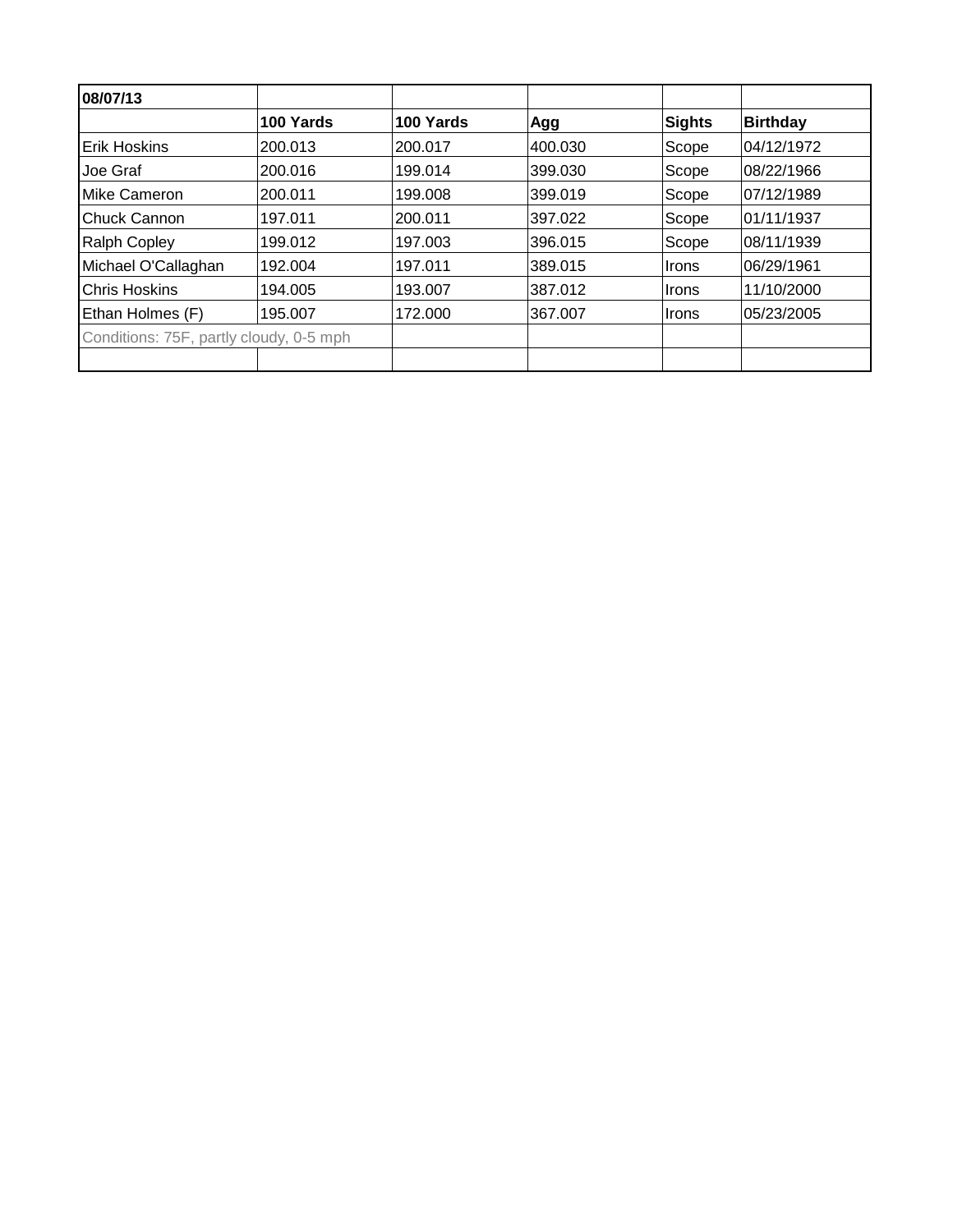| 08/07/13 | | | | | |
|---|---|---|---|---|---|
| | **100 Yards** | **100 Yards** | **Agg** | **Sights** | **Birthday** |
| Erik Hoskins | 200.013 | 200.017 | 400.030 | Scope | 04/12/1972 |
| Joe Graf | 200.016 | 199.014 | 399.030 | Scope | 08/22/1966 |
| Mike Cameron | 200.011 | 199.008 | 399.019 | Scope | 07/12/1989 |
| Chuck Cannon | 197.011 | 200.011 | 397.022 | Scope | 01/11/1937 |
| Ralph Copley | 199.012 | 197.003 | 396.015 | Scope | 08/11/1939 |
| Michael O'Callaghan | 192.004 | 197.011 | 389.015 | Irons | 06/29/1961 |
| Chris Hoskins | 194.005 | 193.007 | 387.012 | Irons | 11/10/2000 |
| Ethan Holmes (F) | 195.007 | 172.000 | 367.007 | Irons | 05/23/2005 |
| Conditions: 75F, partly cloudy, 0-5 mph | | | | | |
| | | | | | |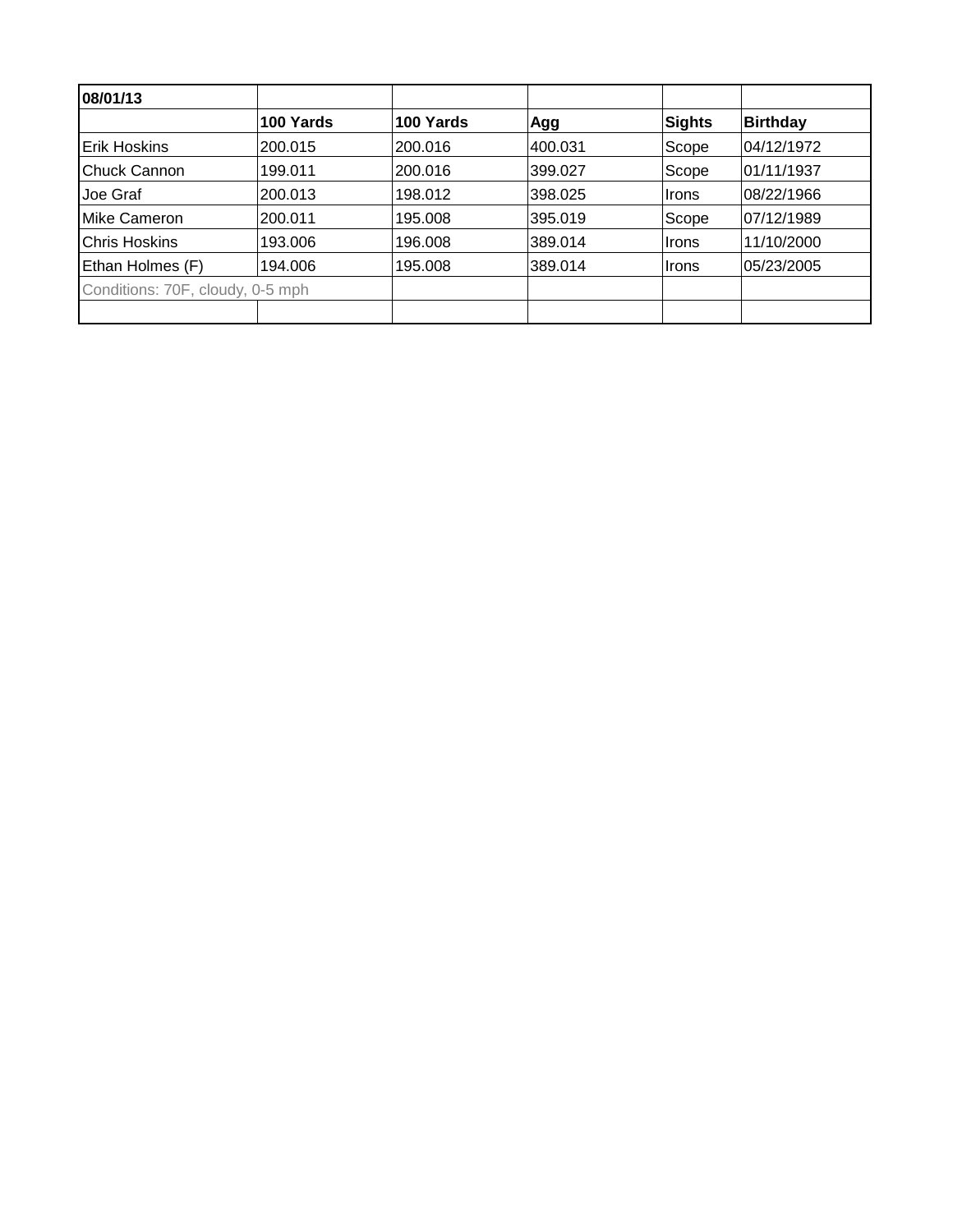| 08/01/13 | | | | | |
|---|---|---|---|---|---|
| | **100 Yards** | **100 Yards** | **Agg** | **Sights** | **Birthday** |
| Erik Hoskins | 200.015 | 200.016 | 400.031 | Scope | 04/12/1972 |
| Chuck Cannon | 199.011 | 200.016 | 399.027 | Scope | 01/11/1937 |
| Joe Graf | 200.013 | 198.012 | 398.025 | Irons | 08/22/1966 |
| Mike Cameron | 200.011 | 195.008 | 395.019 | Scope | 07/12/1989 |
| Chris Hoskins | 193.006 | 196.008 | 389.014 | Irons | 11/10/2000 |
| Ethan Holmes (F) | 194.006 | 195.008 | 389.014 | Irons | 05/23/2005 |
| Conditions: 70F, cloudy, 0-5 mph | | | | | |
| | | | | | |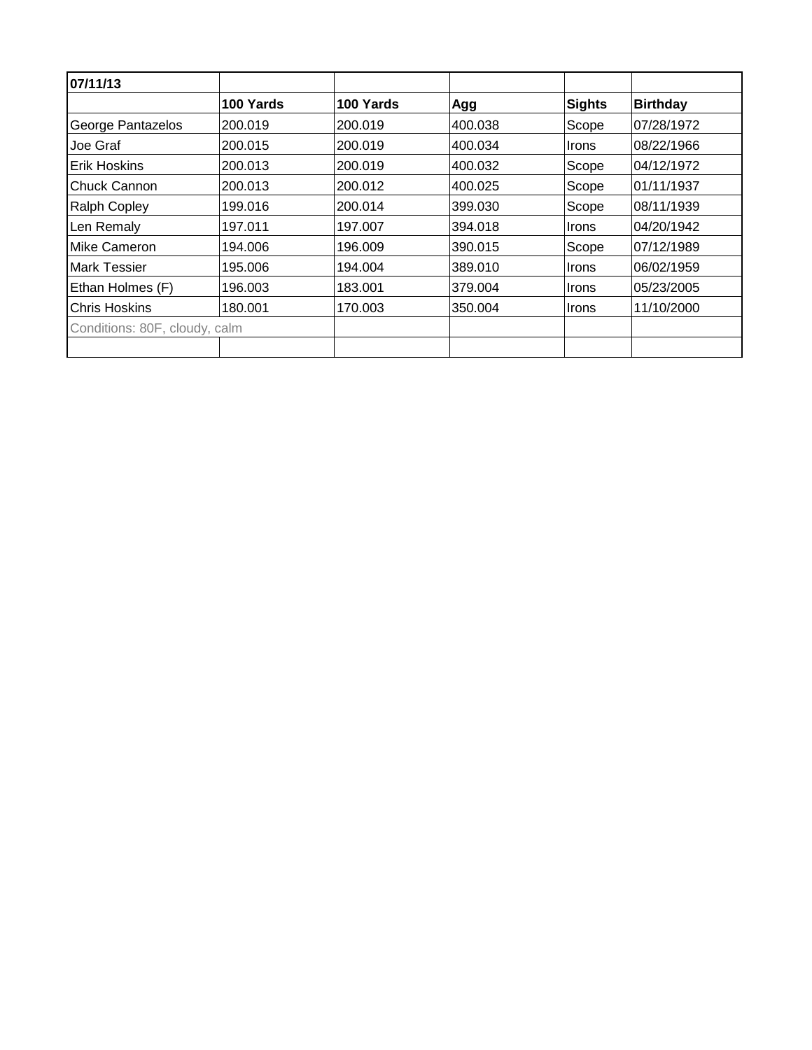| 07/11/13 | | | | | |
|---|---|---|---|---|---|
| | **100 Yards** | **100 Yards** | **Agg** | **Sights** | **Birthday** |
| George Pantazelos | 200.019 | 200.019 | 400.038 | Scope | 07/28/1972 |
| Joe Graf | 200.015 | 200.019 | 400.034 | Irons | 08/22/1966 |
| Erik Hoskins | 200.013 | 200.019 | 400.032 | Scope | 04/12/1972 |
| Chuck Cannon | 200.013 | 200.012 | 400.025 | Scope | 01/11/1937 |
| Ralph Copley | 199.016 | 200.014 | 399.030 | Scope | 08/11/1939 |
| Len Remaly | 197.011 | 197.007 | 394.018 | Irons | 04/20/1942 |
| Mike Cameron | 194.006 | 196.009 | 390.015 | Scope | 07/12/1989 |
| Mark Tessier | 195.006 | 194.004 | 389.010 | Irons | 06/02/1959 |
| Ethan Holmes (F) | 196.003 | 183.001 | 379.004 | Irons | 05/23/2005 |
| Chris Hoskins | 180.001 | 170.003 | 350.004 | Irons | 11/10/2000 |
| Conditions: 80F, cloudy, calm | | | | | |
| | | | | | |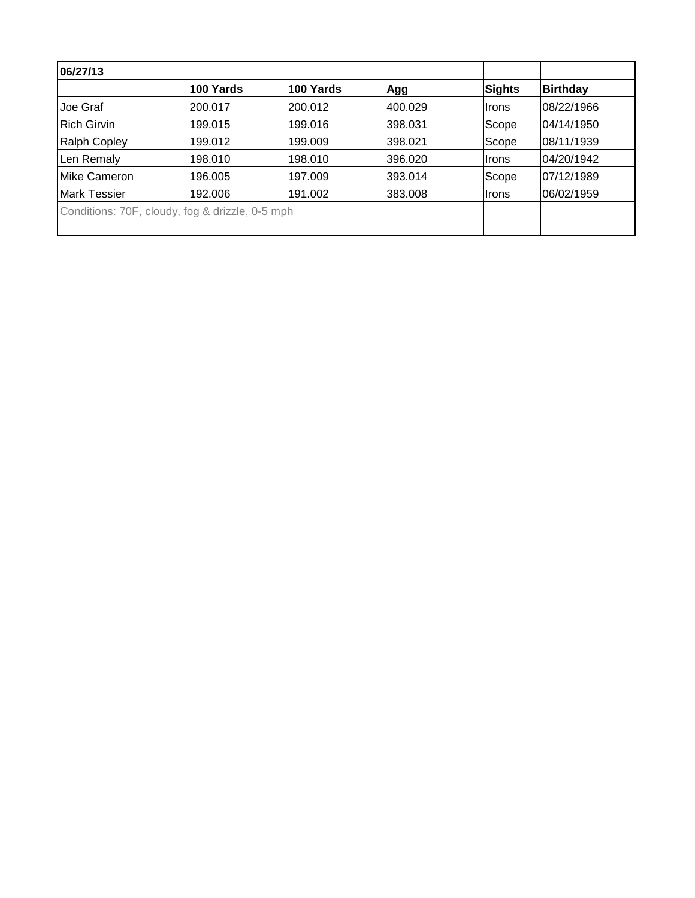| 06/27/13 | | | | | |
|---|---|---|---|---|---|
| | **100 Yards** | **100 Yards** | **Agg** | **Sights** | **Birthday** |
| Joe Graf | 200.017 | 200.012 | 400.029 | Irons | 08/22/1966 |
| Rich Girvin | 199.015 | 199.016 | 398.031 | Scope | 04/14/1950 |
| Ralph Copley | 199.012 | 199.009 | 398.021 | Scope | 08/11/1939 |
| Len Remaly | 198.010 | 198.010 | 396.020 | Irons | 04/20/1942 |
| Mike Cameron | 196.005 | 197.009 | 393.014 | Scope | 07/12/1989 |
| Mark Tessier | 192.006 | 191.002 | 383.008 | Irons | 06/02/1959 |
| Conditions: 70F, cloudy, fog & drizzle, 0-5 mph | | | | | |
| | | | | | |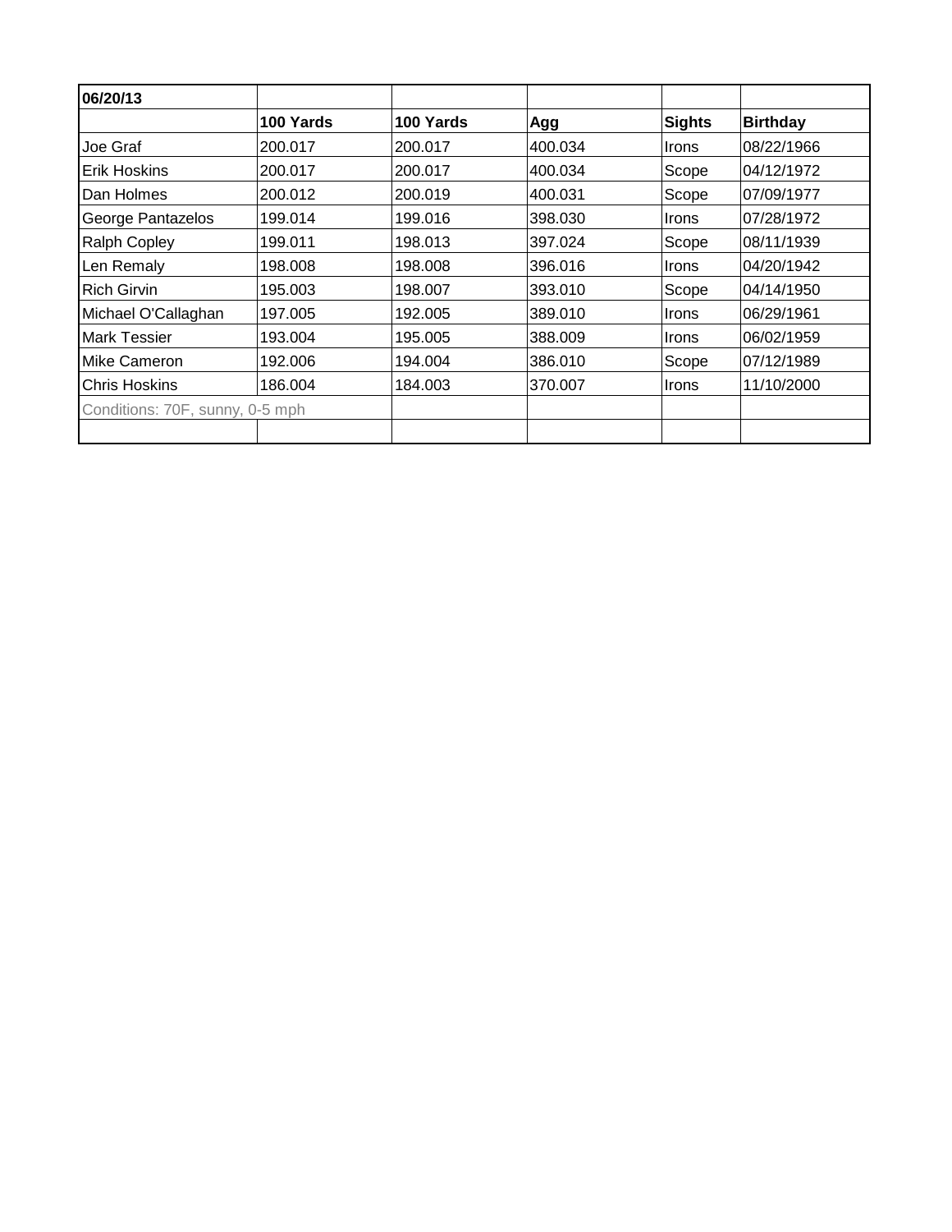| 06/20/13 | | | | | |
|---|---|---|---|---|---|
| | **100 Yards** | **100 Yards** | **Agg** | **Sights** | **Birthday** |
| Joe Graf | 200.017 | 200.017 | 400.034 | Irons | 08/22/1966 |
| Erik Hoskins | 200.017 | 200.017 | 400.034 | Scope | 04/12/1972 |
| Dan Holmes | 200.012 | 200.019 | 400.031 | Scope | 07/09/1977 |
| George Pantazelos | 199.014 | 199.016 | 398.030 | Irons | 07/28/1972 |
| Ralph Copley | 199.011 | 198.013 | 397.024 | Scope | 08/11/1939 |
| Len Remaly | 198.008 | 198.008 | 396.016 | Irons | 04/20/1942 |
| Rich Girvin | 195.003 | 198.007 | 393.010 | Scope | 04/14/1950 |
| Michael O'Callaghan | 197.005 | 192.005 | 389.010 | Irons | 06/29/1961 |
| Mark Tessier | 193.004 | 195.005 | 388.009 | Irons | 06/02/1959 |
| Mike Cameron | 192.006 | 194.004 | 386.010 | Scope | 07/12/1989 |
| Chris Hoskins | 186.004 | 184.003 | 370.007 | Irons | 11/10/2000 |
| Conditions: 70F, sunny, 0-5 mph | | | | | |
| | | | | | |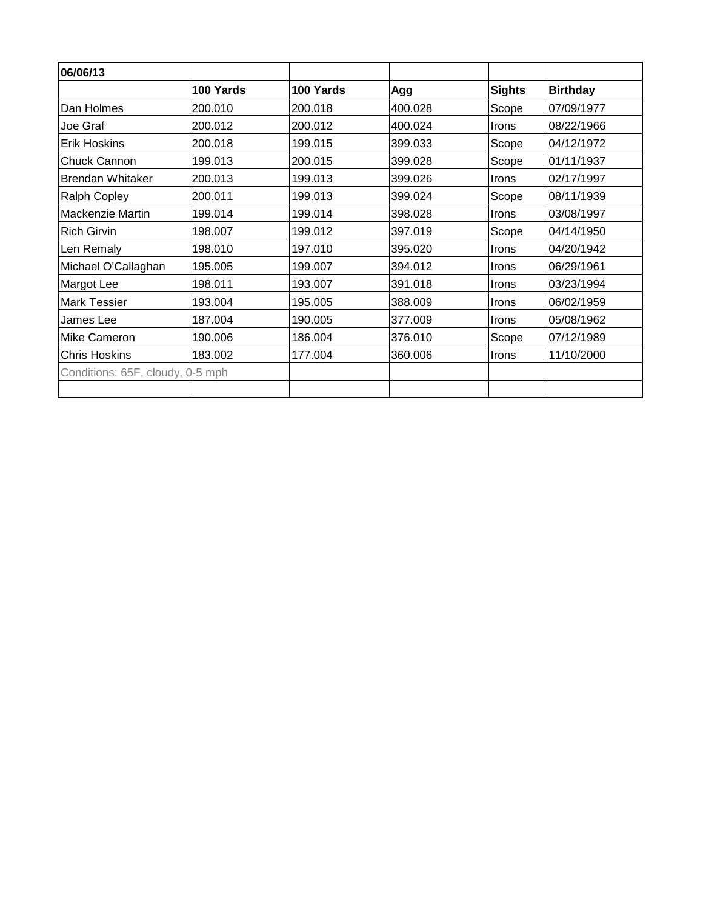| 06/06/13 | | | | | |
|---|---|---|---|---|---|
| | **100 Yards** | **100 Yards** | **Agg** | **Sights** | **Birthday** |
| Dan Holmes | 200.010 | 200.018 | 400.028 | Scope | 07/09/1977 |
| Joe Graf | 200.012 | 200.012 | 400.024 | Irons | 08/22/1966 |
| Erik Hoskins | 200.018 | 199.015 | 399.033 | Scope | 04/12/1972 |
| Chuck Cannon | 199.013 | 200.015 | 399.028 | Scope | 01/11/1937 |
| Brendan Whitaker | 200.013 | 199.013 | 399.026 | Irons | 02/17/1997 |
| Ralph Copley | 200.011 | 199.013 | 399.024 | Scope | 08/11/1939 |
| Mackenzie Martin | 199.014 | 199.014 | 398.028 | Irons | 03/08/1997 |
| Rich Girvin | 198.007 | 199.012 | 397.019 | Scope | 04/14/1950 |
| Len Remaly | 198.010 | 197.010 | 395.020 | Irons | 04/20/1942 |
| Michael O'Callaghan | 195.005 | 199.007 | 394.012 | Irons | 06/29/1961 |
| Margot Lee | 198.011 | 193.007 | 391.018 | Irons | 03/23/1994 |
| Mark Tessier | 193.004 | 195.005 | 388.009 | Irons | 06/02/1959 |
| James Lee | 187.004 | 190.005 | 377.009 | Irons | 05/08/1962 |
| Mike Cameron | 190.006 | 186.004 | 376.010 | Scope | 07/12/1989 |
| Chris Hoskins | 183.002 | 177.004 | 360.006 | Irons | 11/10/2000 |
| Conditions: 65F, cloudy, 0-5 mph | | | | | |
| | | | | | |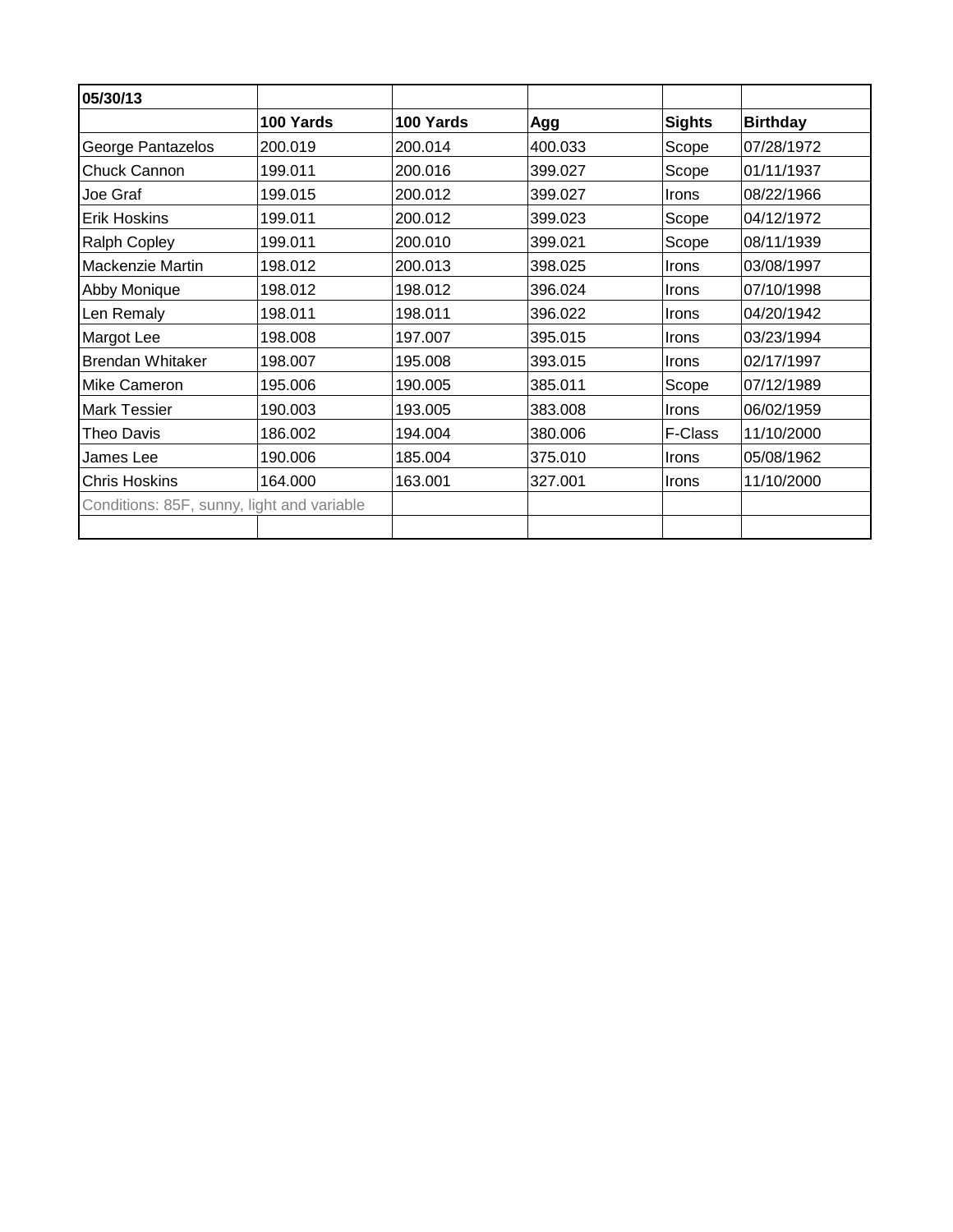| 05/30/13 | | | | | |
|---|---|---|---|---|---|
| | **100 Yards** | **100 Yards** | **Agg** | **Sights** | **Birthday** |
| George Pantazelos | 200.019 | 200.014 | 400.033 | Scope | 07/28/1972 |
| Chuck Cannon | 199.011 | 200.016 | 399.027 | Scope | 01/11/1937 |
| Joe Graf | 199.015 | 200.012 | 399.027 | Irons | 08/22/1966 |
| Erik Hoskins | 199.011 | 200.012 | 399.023 | Scope | 04/12/1972 |
| Ralph Copley | 199.011 | 200.010 | 399.021 | Scope | 08/11/1939 |
| Mackenzie Martin | 198.012 | 200.013 | 398.025 | Irons | 03/08/1997 |
| Abby Monique | 198.012 | 198.012 | 396.024 | Irons | 07/10/1998 |
| Len Remaly | 198.011 | 198.011 | 396.022 | Irons | 04/20/1942 |
| Margot Lee | 198.008 | 197.007 | 395.015 | Irons | 03/23/1994 |
| Brendan Whitaker | 198.007 | 195.008 | 393.015 | Irons | 02/17/1997 |
| Mike Cameron | 195.006 | 190.005 | 385.011 | Scope | 07/12/1989 |
| Mark Tessier | 190.003 | 193.005 | 383.008 | Irons | 06/02/1959 |
| Theo Davis | 186.002 | 194.004 | 380.006 | F-Class | 11/10/2000 |
| James Lee | 190.006 | 185.004 | 375.010 | Irons | 05/08/1962 |
| Chris Hoskins | 164.000 | 163.001 | 327.001 | Irons | 11/10/2000 |
| Conditions: 85F, sunny, light and variable | | | | | |
| | | | | | |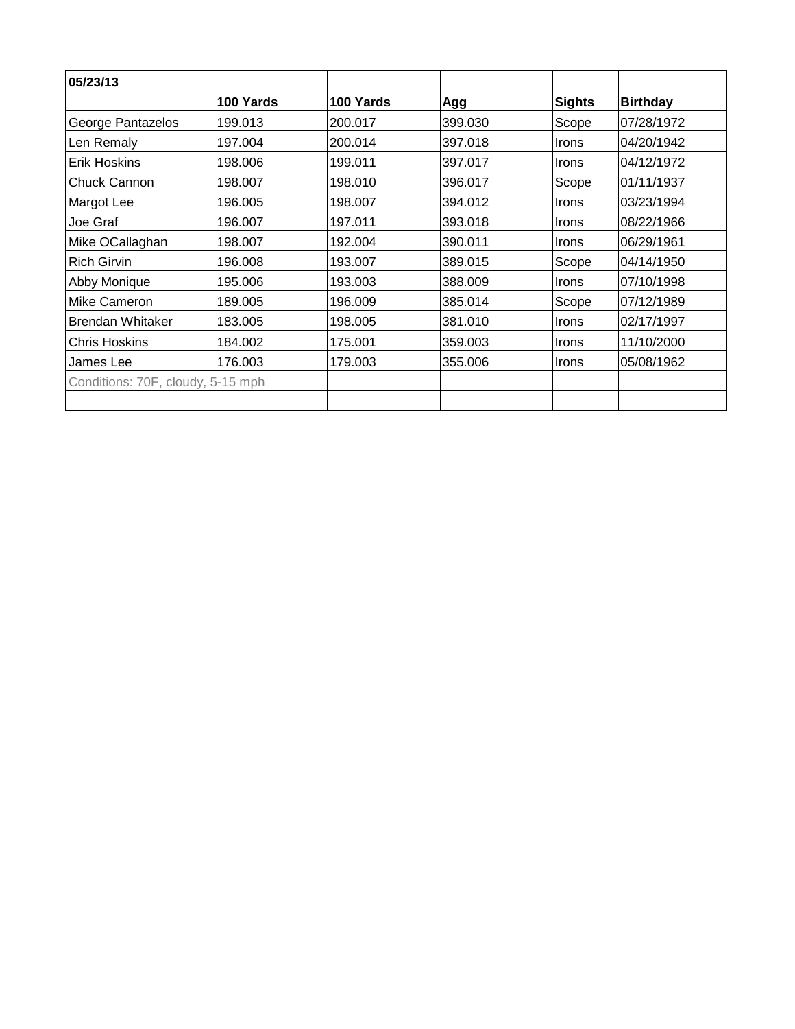| 05/23/13 | | | | | |
|---|---|---|---|---|---|
| | **100 Yards** | **100 Yards** | **Agg** | **Sights** | **Birthday** |
| George Pantazelos | 199.013 | 200.017 | 399.030 | Scope | 07/28/1972 |
| Len Remaly | 197.004 | 200.014 | 397.018 | Irons | 04/20/1942 |
| Erik Hoskins | 198.006 | 199.011 | 397.017 | Irons | 04/12/1972 |
| Chuck Cannon | 198.007 | 198.010 | 396.017 | Scope | 01/11/1937 |
| Margot Lee | 196.005 | 198.007 | 394.012 | Irons | 03/23/1994 |
| Joe Graf | 196.007 | 197.011 | 393.018 | Irons | 08/22/1966 |
| Mike OCallaghan | 198.007 | 192.004 | 390.011 | Irons | 06/29/1961 |
| Rich Girvin | 196.008 | 193.007 | 389.015 | Scope | 04/14/1950 |
| Abby Monique | 195.006 | 193.003 | 388.009 | Irons | 07/10/1998 |
| Mike Cameron | 189.005 | 196.009 | 385.014 | Scope | 07/12/1989 |
| Brendan Whitaker | 183.005 | 198.005 | 381.010 | Irons | 02/17/1997 |
| Chris Hoskins | 184.002 | 175.001 | 359.003 | Irons | 11/10/2000 |
| James Lee | 176.003 | 179.003 | 355.006 | Irons | 05/08/1962 |
| Conditions: 70F, cloudy, 5-15 mph | | | | | |
| | | | | | |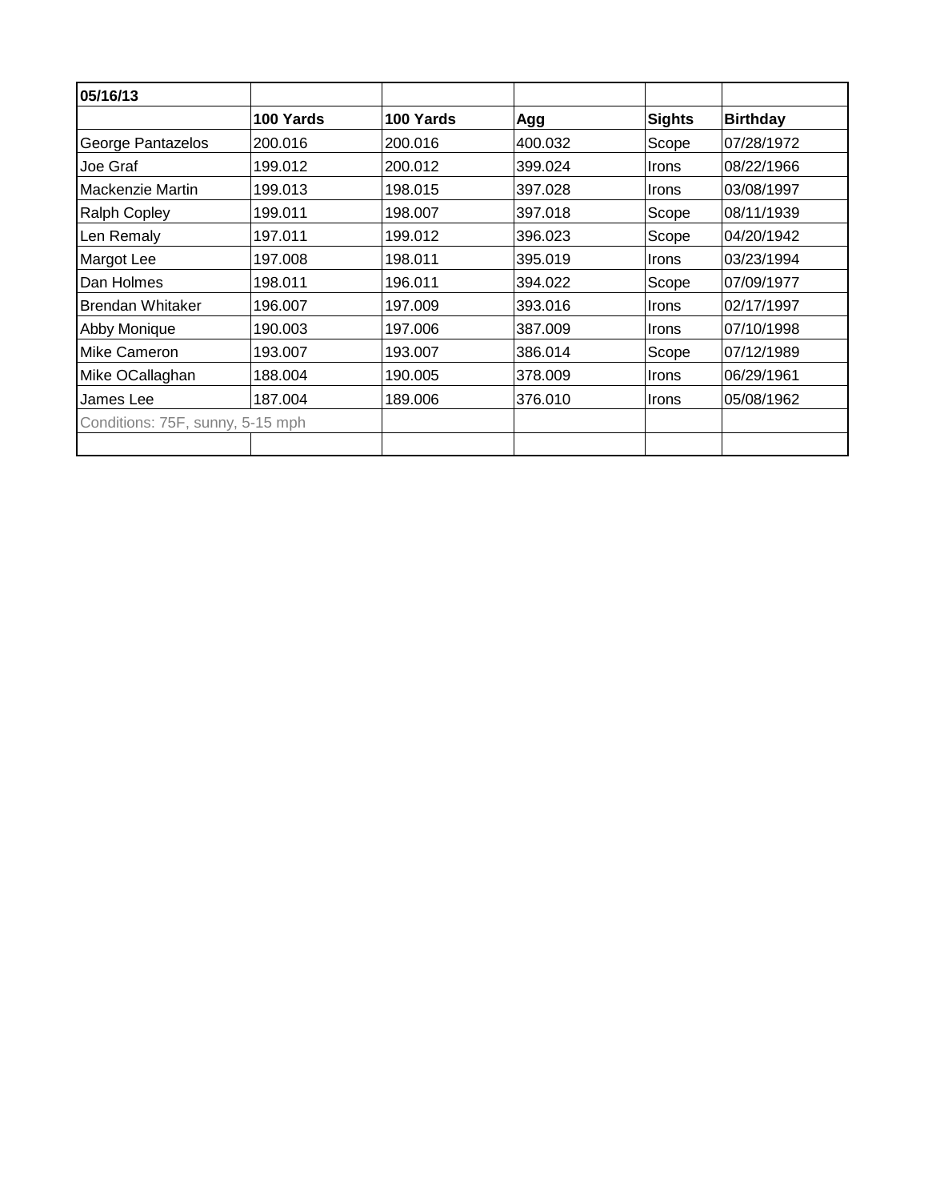| 05/16/13 | | | | | |
|---|---|---|---|---|---|
| | **100 Yards** | **100 Yards** | **Agg** | **Sights** | **Birthday** |
| George Pantazelos | 200.016 | 200.016 | 400.032 | Scope | 07/28/1972 |
| Joe Graf | 199.012 | 200.012 | 399.024 | Irons | 08/22/1966 |
| Mackenzie Martin | 199.013 | 198.015 | 397.028 | Irons | 03/08/1997 |
| Ralph Copley | 199.011 | 198.007 | 397.018 | Scope | 08/11/1939 |
| Len Remaly | 197.011 | 199.012 | 396.023 | Scope | 04/20/1942 |
| Margot Lee | 197.008 | 198.011 | 395.019 | Irons | 03/23/1994 |
| Dan Holmes | 198.011 | 196.011 | 394.022 | Scope | 07/09/1977 |
| Brendan Whitaker | 196.007 | 197.009 | 393.016 | Irons | 02/17/1997 |
| Abby Monique | 190.003 | 197.006 | 387.009 | Irons | 07/10/1998 |
| Mike Cameron | 193.007 | 193.007 | 386.014 | Scope | 07/12/1989 |
| Mike OCallaghan | 188.004 | 190.005 | 378.009 | Irons | 06/29/1961 |
| James Lee | 187.004 | 189.006 | 376.010 | Irons | 05/08/1962 |
| Conditions: 75F, sunny, 5-15 mph | | | | | |
| | | | | | |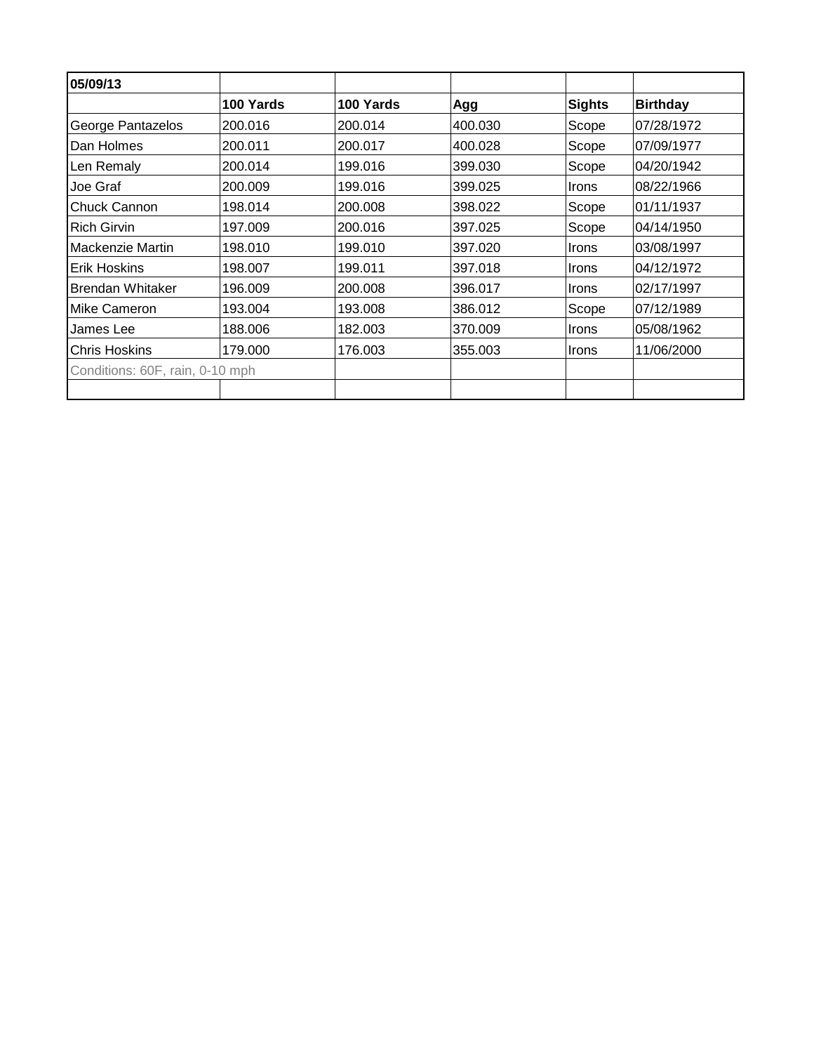| 05/09/13 | | | | | |
|---|---|---|---|---|---|
| | **100 Yards** | **100 Yards** | **Agg** | **Sights** | **Birthday** |
| George Pantazelos | 200.016 | 200.014 | 400.030 | Scope | 07/28/1972 |
| Dan Holmes | 200.011 | 200.017 | 400.028 | Scope | 07/09/1977 |
| Len Remaly | 200.014 | 199.016 | 399.030 | Scope | 04/20/1942 |
| Joe Graf | 200.009 | 199.016 | 399.025 | Irons | 08/22/1966 |
| Chuck Cannon | 198.014 | 200.008 | 398.022 | Scope | 01/11/1937 |
| Rich Girvin | 197.009 | 200.016 | 397.025 | Scope | 04/14/1950 |
| Mackenzie Martin | 198.010 | 199.010 | 397.020 | Irons | 03/08/1997 |
| Erik Hoskins | 198.007 | 199.011 | 397.018 | Irons | 04/12/1972 |
| Brendan Whitaker | 196.009 | 200.008 | 396.017 | Irons | 02/17/1997 |
| Mike Cameron | 193.004 | 193.008 | 386.012 | Scope | 07/12/1989 |
| James Lee | 188.006 | 182.003 | 370.009 | Irons | 05/08/1962 |
| Chris Hoskins | 179.000 | 176.003 | 355.003 | Irons | 11/06/2000 |
| Conditions: 60F, rain, 0-10 mph | | | | | |
| | | | | | |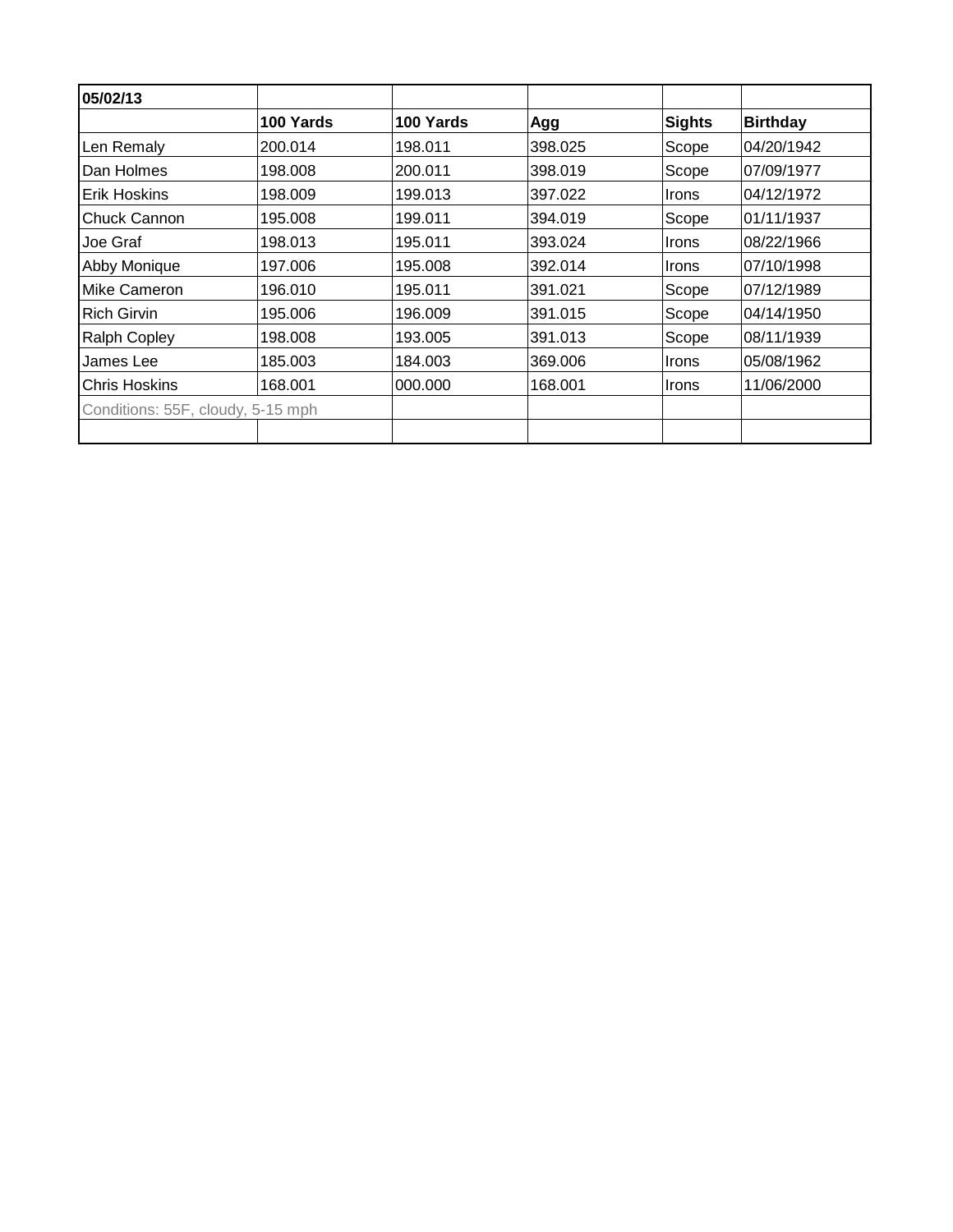| 05/02/13 | | | | | |
|---|---|---|---|---|---|
| | **100 Yards** | **100 Yards** | **Agg** | **Sights** | **Birthday** |
| Len Remaly | 200.014 | 198.011 | 398.025 | Scope | 04/20/1942 |
| Dan Holmes | 198.008 | 200.011 | 398.019 | Scope | 07/09/1977 |
| Erik Hoskins | 198.009 | 199.013 | 397.022 | Irons | 04/12/1972 |
| Chuck Cannon | 195.008 | 199.011 | 394.019 | Scope | 01/11/1937 |
| Joe Graf | 198.013 | 195.011 | 393.024 | Irons | 08/22/1966 |
| Abby Monique | 197.006 | 195.008 | 392.014 | Irons | 07/10/1998 |
| Mike Cameron | 196.010 | 195.011 | 391.021 | Scope | 07/12/1989 |
| Rich Girvin | 195.006 | 196.009 | 391.015 | Scope | 04/14/1950 |
| Ralph Copley | 198.008 | 193.005 | 391.013 | Scope | 08/11/1939 |
| James Lee | 185.003 | 184.003 | 369.006 | Irons | 05/08/1962 |
| Chris Hoskins | 168.001 | 000.000 | 168.001 | Irons | 11/06/2000 |
| Conditions: 55F, cloudy, 5-15 mph | | | | | |
| | | | | | |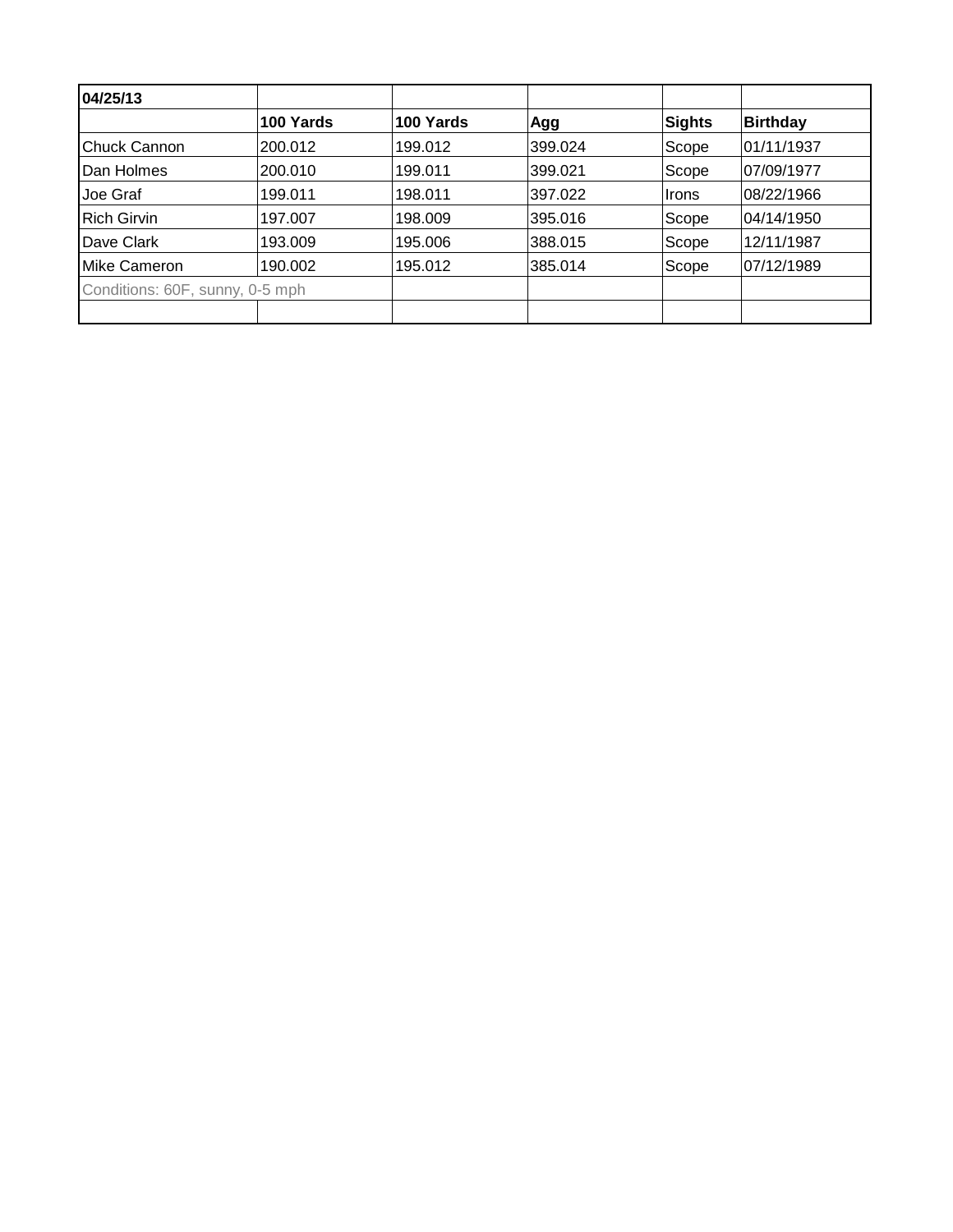| 04/25/13 | | | | | |
|---|---|---|---|---|---|
| | **100 Yards** | **100 Yards** | **Agg** | **Sights** | **Birthday** |
| Chuck Cannon | 200.012 | 199.012 | 399.024 | Scope | 01/11/1937 |
| Dan Holmes | 200.010 | 199.011 | 399.021 | Scope | 07/09/1977 |
| Joe Graf | 199.011 | 198.011 | 397.022 | Irons | 08/22/1966 |
| Rich Girvin | 197.007 | 198.009 | 395.016 | Scope | 04/14/1950 |
| Dave Clark | 193.009 | 195.006 | 388.015 | Scope | 12/11/1987 |
| Mike Cameron | 190.002 | 195.012 | 385.014 | Scope | 07/12/1989 |
| Conditions: 60F, sunny, 0-5 mph | | | | | |
| | | | | | |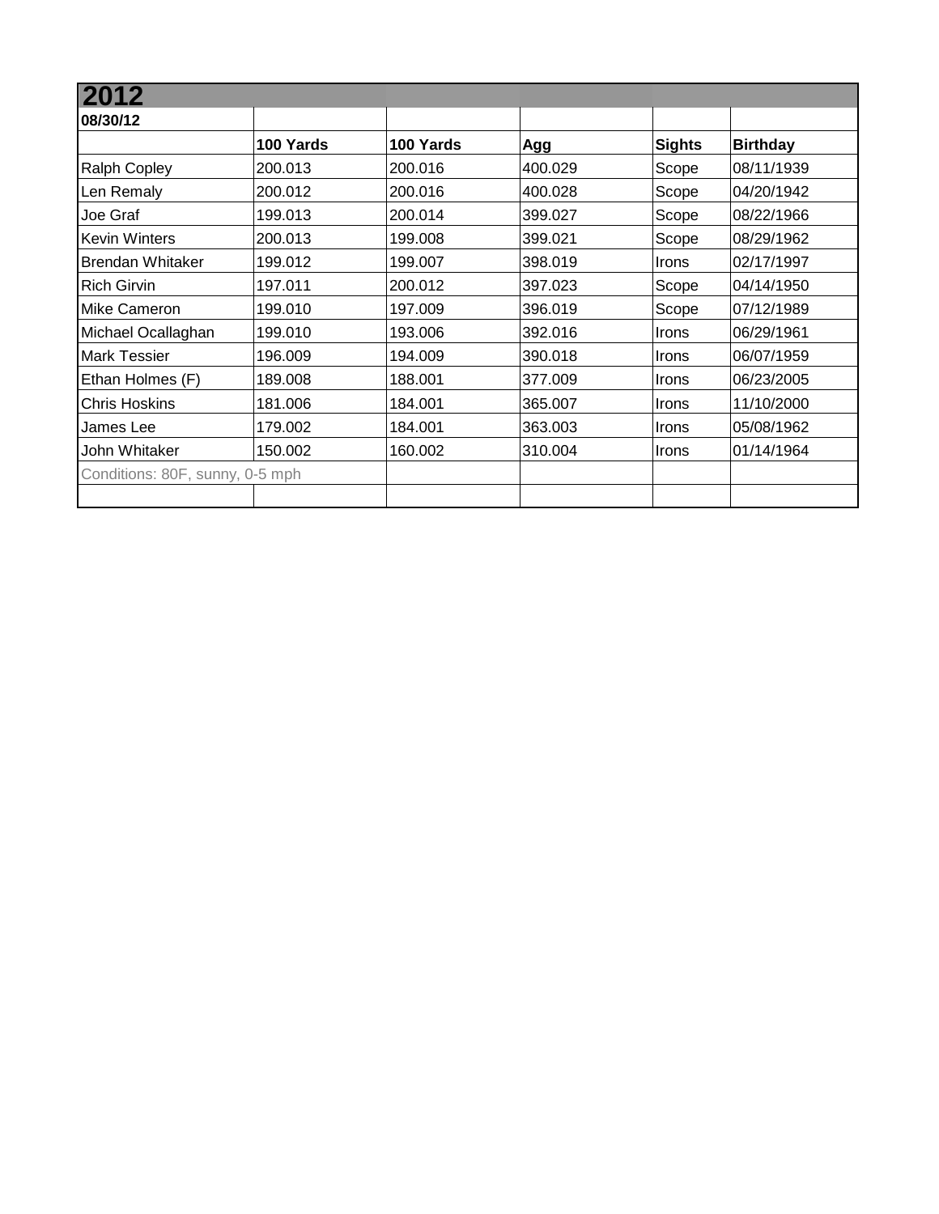## 2012

| 08/30/12 | | | | | |
|---|---|---|---|---|---|
| | **100 Yards** | **100 Yards** | **Agg** | **Sights** | **Birthday** |
| Ralph Copley | 200.013 | 200.016 | 400.029 | Scope | 08/11/1939 |
| Len Remaly | 200.012 | 200.016 | 400.028 | Scope | 04/20/1942 |
| Joe Graf | 199.013 | 200.014 | 399.027 | Scope | 08/22/1966 |
| Kevin Winters | 200.013 | 199.008 | 399.021 | Scope | 08/29/1962 |
| Brendan Whitaker | 199.012 | 199.007 | 398.019 | Irons | 02/17/1997 |
| Rich Girvin | 197.011 | 200.012 | 397.023 | Scope | 04/14/1950 |
| Mike Cameron | 199.010 | 197.009 | 396.019 | Scope | 07/12/1989 |
| Michael Ocallaghan | 199.010 | 193.006 | 392.016 | Irons | 06/29/1961 |
| Mark Tessier | 196.009 | 194.009 | 390.018 | Irons | 06/07/1959 |
| Ethan Holmes (F) | 189.008 | 188.001 | 377.009 | Irons | 06/23/2005 |
| Chris Hoskins | 181.006 | 184.001 | 365.007 | Irons | 11/10/2000 |
| James Lee | 179.002 | 184.001 | 363.003 | Irons | 05/08/1962 |
| John Whitaker | 150.002 | 160.002 | 310.004 | Irons | 01/14/1964 |
| Conditions: 80F, sunny, 0-5 mph | | | | | |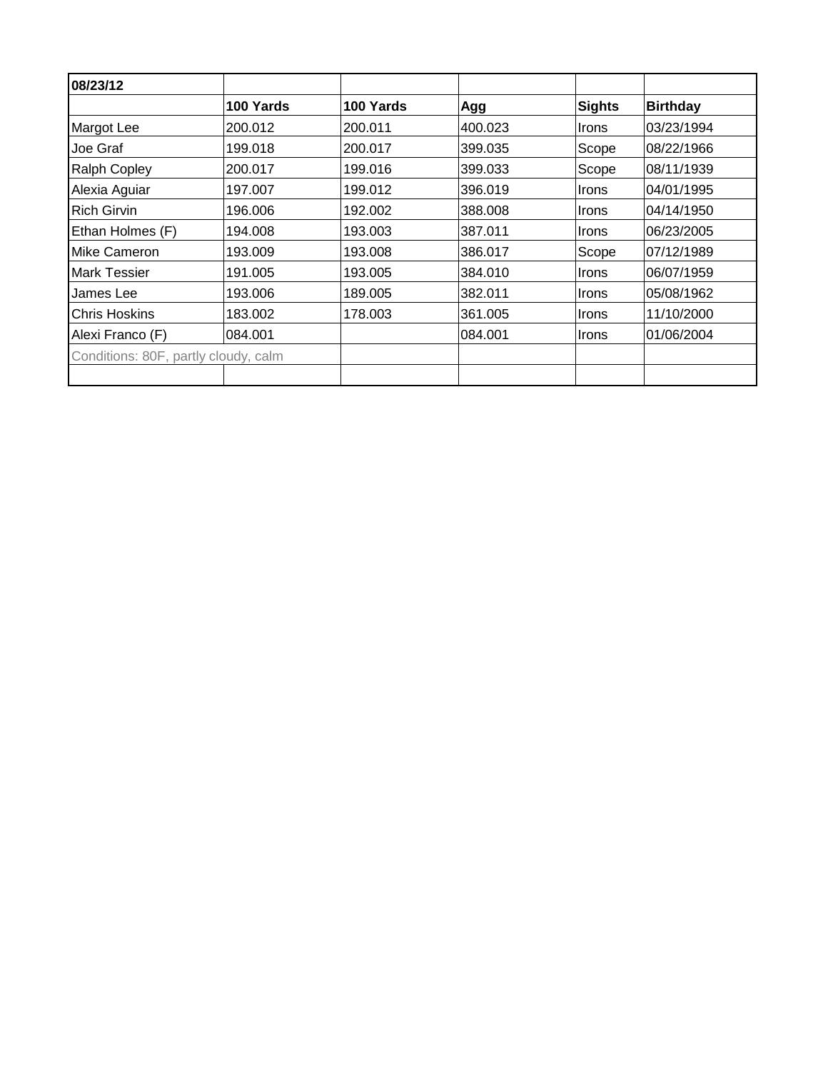| 08/23/12 | | | | | |
|---|---|---|---|---|---|
| | **100 Yards** | **100 Yards** | **Agg** | **Sights** | **Birthday** |
| Margot Lee | 200.012 | 200.011 | 400.023 | Irons | 03/23/1994 |
| Joe Graf | 199.018 | 200.017 | 399.035 | Scope | 08/22/1966 |
| Ralph Copley | 200.017 | 199.016 | 399.033 | Scope | 08/11/1939 |
| Alexia Aguiar | 197.007 | 199.012 | 396.019 | Irons | 04/01/1995 |
| Rich Girvin | 196.006 | 192.002 | 388.008 | Irons | 04/14/1950 |
| Ethan Holmes (F) | 194.008 | 193.003 | 387.011 | Irons | 06/23/2005 |
| Mike Cameron | 193.009 | 193.008 | 386.017 | Scope | 07/12/1989 |
| Mark Tessier | 191.005 | 193.005 | 384.010 | Irons | 06/07/1959 |
| James Lee | 193.006 | 189.005 | 382.011 | Irons | 05/08/1962 |
| Chris Hoskins | 183.002 | 178.003 | 361.005 | Irons | 11/10/2000 |
| Alexi Franco (F) | 084.001 | | 084.001 | Irons | 01/06/2004 |
| Conditions: 80F, partly cloudy, calm | | | | | |
| | | | | | |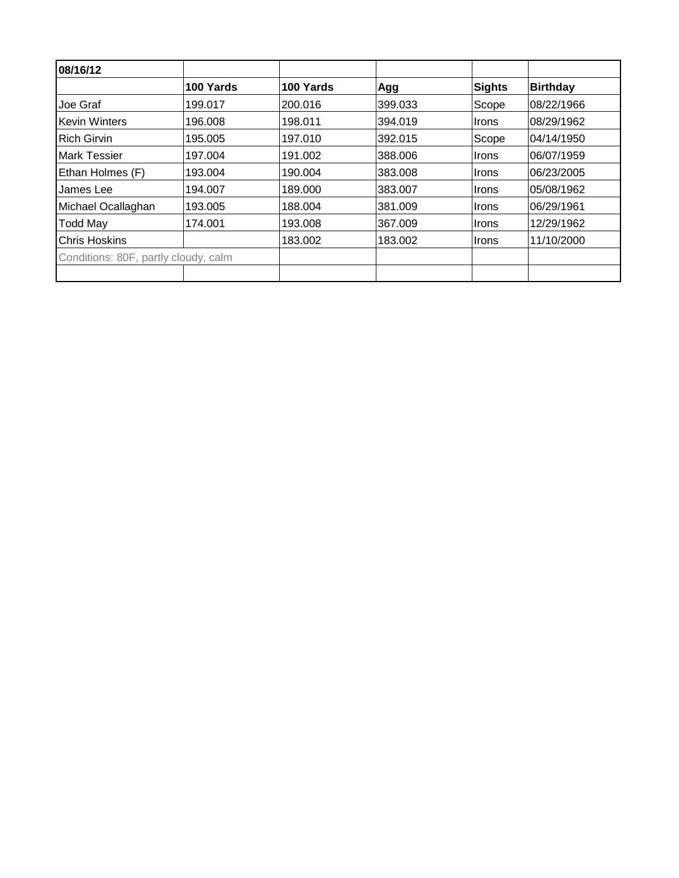| 08/16/12 | | | | | |
|---|---|---|---|---|---|
| | **100 Yards** | **100 Yards** | **Agg** | **Sights** | **Birthday** |
| Joe Graf | 199.017 | 200.016 | 399.033 | Scope | 08/22/1966 |
| Kevin Winters | 196.008 | 198.011 | 394.019 | Irons | 08/29/1962 |
| Rich Girvin | 195.005 | 197.010 | 392.015 | Scope | 04/14/1950 |
| Mark Tessier | 197.004 | 191.002 | 388.006 | Irons | 06/07/1959 |
| Ethan Holmes (F) | 193.004 | 190.004 | 383.008 | Irons | 06/23/2005 |
| James Lee | 194.007 | 189.000 | 383.007 | Irons | 05/08/1962 |
| Michael Ocallaghan | 193.005 | 188.004 | 381.009 | Irons | 06/29/1961 |
| Todd May | 174.001 | 193.008 | 367.009 | Irons | 12/29/1962 |
| Chris Hoskins | | 183.002 | 183.002 | Irons | 11/10/2000 |
| Conditions: 80F, partly cloudy, calm | | | | | |
| | | | | | |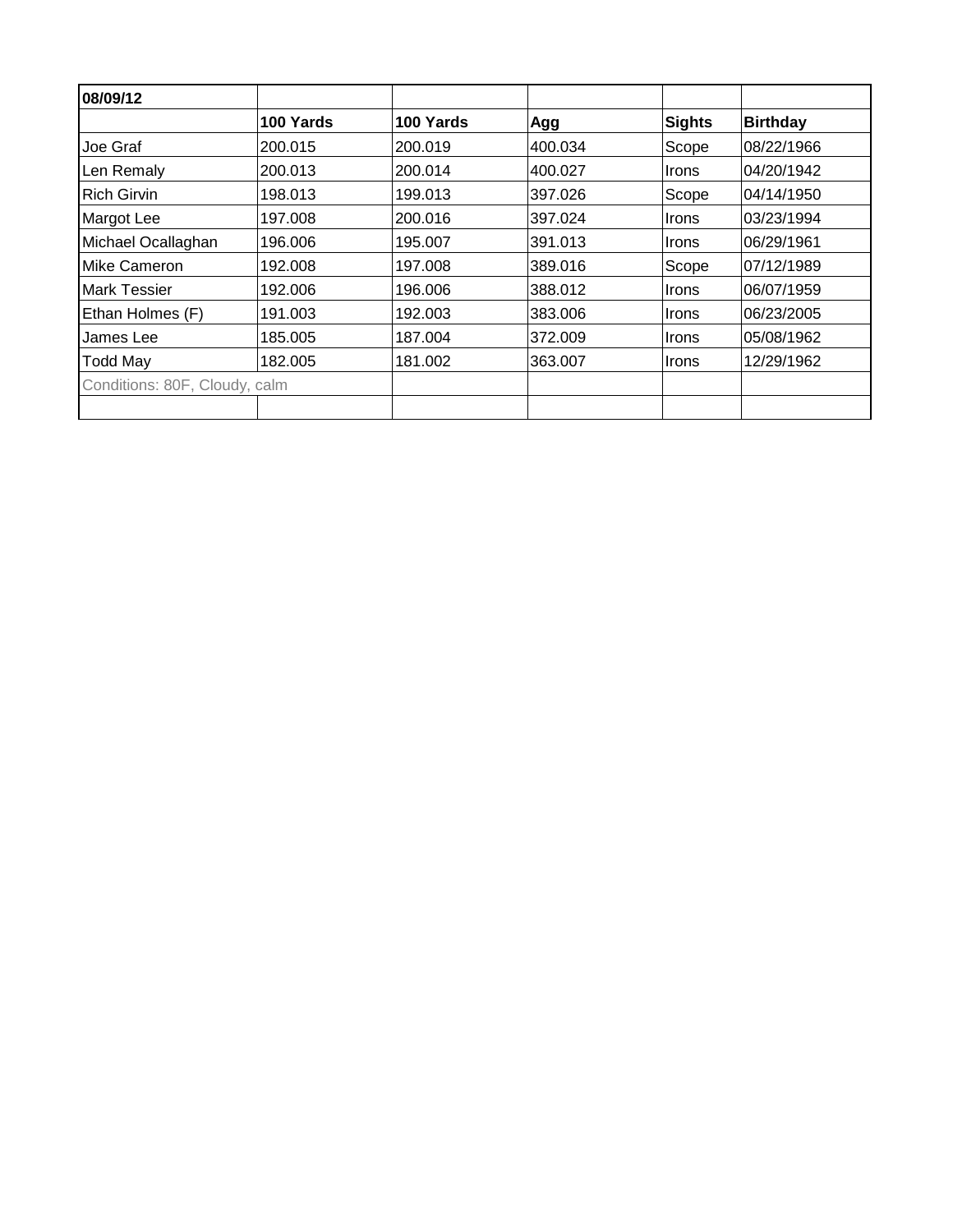| 08/09/12 | | | | | |
| --- | --- | --- | --- | --- | --- |
| | **100 Yards** | **100 Yards** | **Agg** | **Sights** | **Birthday** |
| Joe Graf | 200.015 | 200.019 | 400.034 | Scope | 08/22/1966 |
| Len Remaly | 200.013 | 200.014 | 400.027 | Irons | 04/20/1942 |
| Rich Girvin | 198.013 | 199.013 | 397.026 | Scope | 04/14/1950 |
| Margot Lee | 197.008 | 200.016 | 397.024 | Irons | 03/23/1994 |
| Michael Ocallaghan | 196.006 | 195.007 | 391.013 | Irons | 06/29/1961 |
| Mike Cameron | 192.008 | 197.008 | 389.016 | Scope | 07/12/1989 |
| Mark Tessier | 192.006 | 196.006 | 388.012 | Irons | 06/07/1959 |
| Ethan Holmes (F) | 191.003 | 192.003 | 383.006 | Irons | 06/23/2005 |
| James Lee | 185.005 | 187.004 | 372.009 | Irons | 05/08/1962 |
| Todd May | 182.005 | 181.002 | 363.007 | Irons | 12/29/1962 |
| Conditions: 80F, Cloudy, calm | | | | | |
| | | | | | |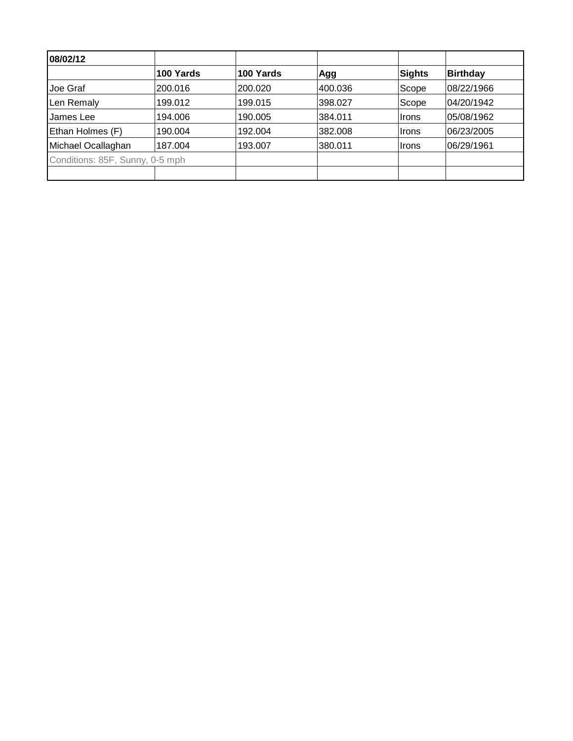| 08/02/12 | | | | | |
|---|---|---|---|---|---|
| | **100 Yards** | **100 Yards** | **Agg** | **Sights** | **Birthday** |
| Joe Graf | 200.016 | 200.020 | 400.036 | Scope | 08/22/1966 |
| Len Remaly | 199.012 | 199.015 | 398.027 | Scope | 04/20/1942 |
| James Lee | 194.006 | 190.005 | 384.011 | Irons | 05/08/1962 |
| Ethan Holmes (F) | 190.004 | 192.004 | 382.008 | Irons | 06/23/2005 |
| Michael Ocallaghan | 187.004 | 193.007 | 380.011 | Irons | 06/29/1961 |
| Conditions: 85F, Sunny, 0-5 mph | | | | | |
| | | | | | |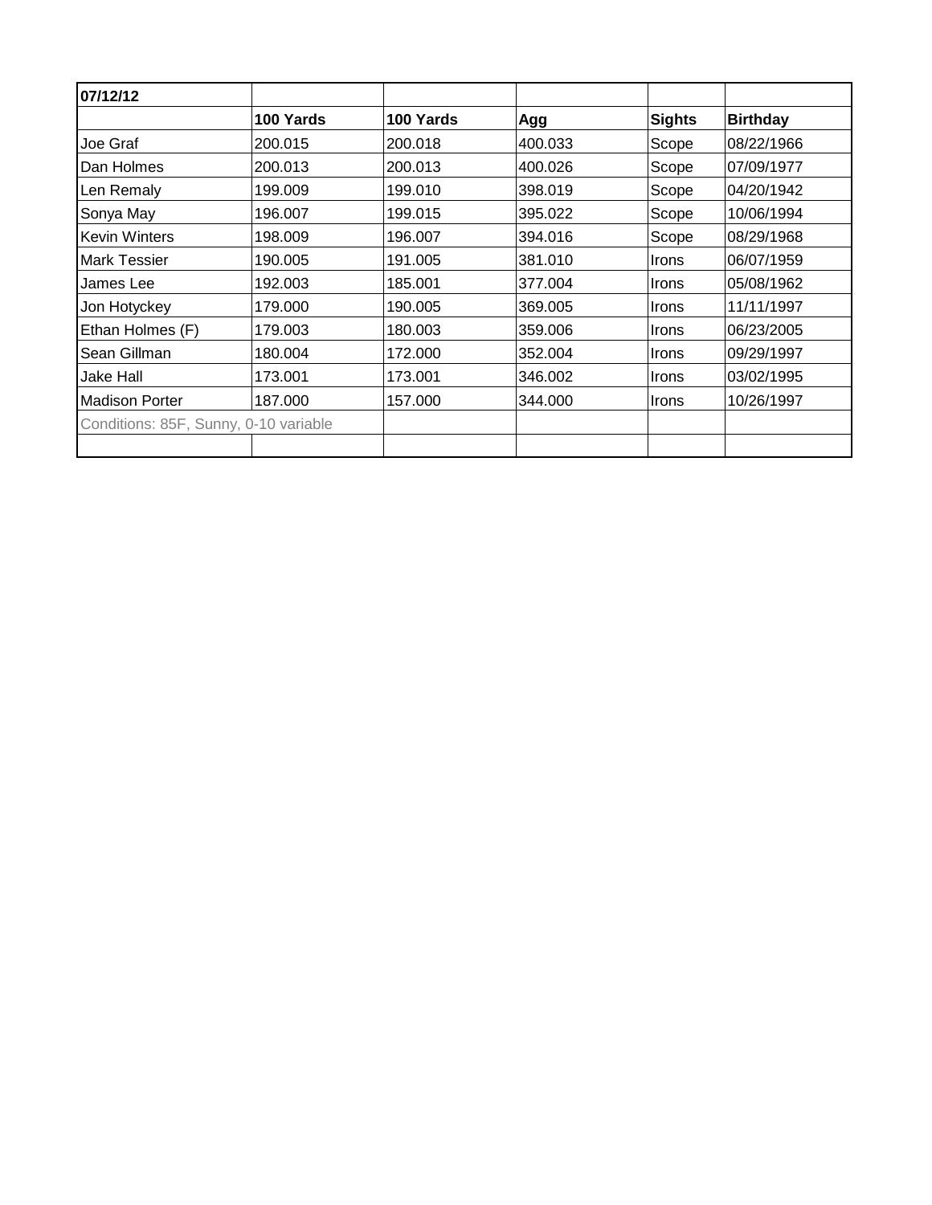| 07/12/12 | | | | | |
|---|---|---|---|---|---|
| | **100 Yards** | **100 Yards** | **Agg** | **Sights** | **Birthday** |
| Joe Graf | 200.015 | 200.018 | 400.033 | Scope | 08/22/1966 |
| Dan Holmes | 200.013 | 200.013 | 400.026 | Scope | 07/09/1977 |
| Len Remaly | 199.009 | 199.010 | 398.019 | Scope | 04/20/1942 |
| Sonya May | 196.007 | 199.015 | 395.022 | Scope | 10/06/1994 |
| Kevin Winters | 198.009 | 196.007 | 394.016 | Scope | 08/29/1968 |
| Mark Tessier | 190.005 | 191.005 | 381.010 | Irons | 06/07/1959 |
| James Lee | 192.003 | 185.001 | 377.004 | Irons | 05/08/1962 |
| Jon Hotyckey | 179.000 | 190.005 | 369.005 | Irons | 11/11/1997 |
| Ethan Holmes (F) | 179.003 | 180.003 | 359.006 | Irons | 06/23/2005 |
| Sean Gillman | 180.004 | 172.000 | 352.004 | Irons | 09/29/1997 |
| Jake Hall | 173.001 | 173.001 | 346.002 | Irons | 03/02/1995 |
| Madison Porter | 187.000 | 157.000 | 344.000 | Irons | 10/26/1997 |
| Conditions: 85F, Sunny, 0-10 variable | | | | | |
| | | | | | |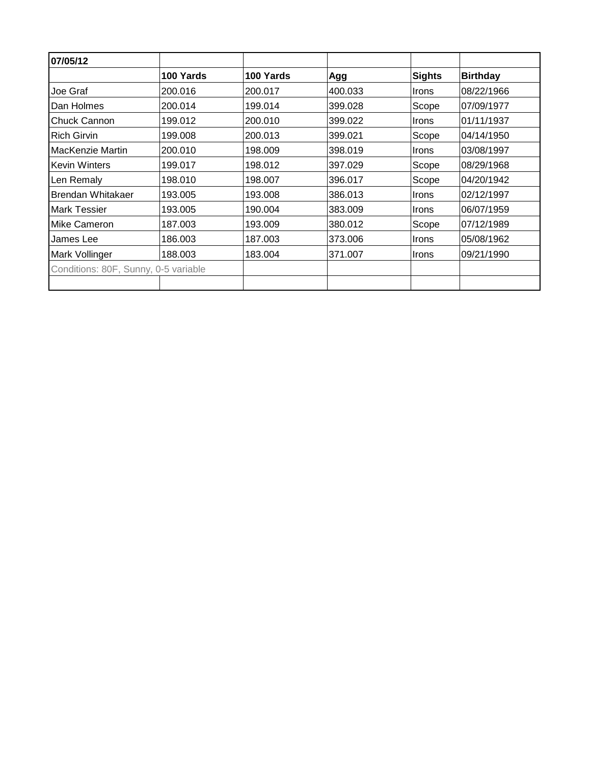| 07/05/12 | | | | | |
|---|---|---|---|---|---|
| | **100 Yards** | **100 Yards** | **Agg** | **Sights** | **Birthday** |
| Joe Graf | 200.016 | 200.017 | 400.033 | Irons | 08/22/1966 |
| Dan Holmes | 200.014 | 199.014 | 399.028 | Scope | 07/09/1977 |
| Chuck Cannon | 199.012 | 200.010 | 399.022 | Irons | 01/11/1937 |
| Rich Girvin | 199.008 | 200.013 | 399.021 | Scope | 04/14/1950 |
| MacKenzie Martin | 200.010 | 198.009 | 398.019 | Irons | 03/08/1997 |
| Kevin Winters | 199.017 | 198.012 | 397.029 | Scope | 08/29/1968 |
| Len Remaly | 198.010 | 198.007 | 396.017 | Scope | 04/20/1942 |
| Brendan Whitakaer | 193.005 | 193.008 | 386.013 | Irons | 02/12/1997 |
| Mark Tessier | 193.005 | 190.004 | 383.009 | Irons | 06/07/1959 |
| Mike Cameron | 187.003 | 193.009 | 380.012 | Scope | 07/12/1989 |
| James Lee | 186.003 | 187.003 | 373.006 | Irons | 05/08/1962 |
| Mark Vollinger | 188.003 | 183.004 | 371.007 | Irons | 09/21/1990 |
| Conditions: 80F, Sunny, 0-5 variable | | | | | |
| | | | | | |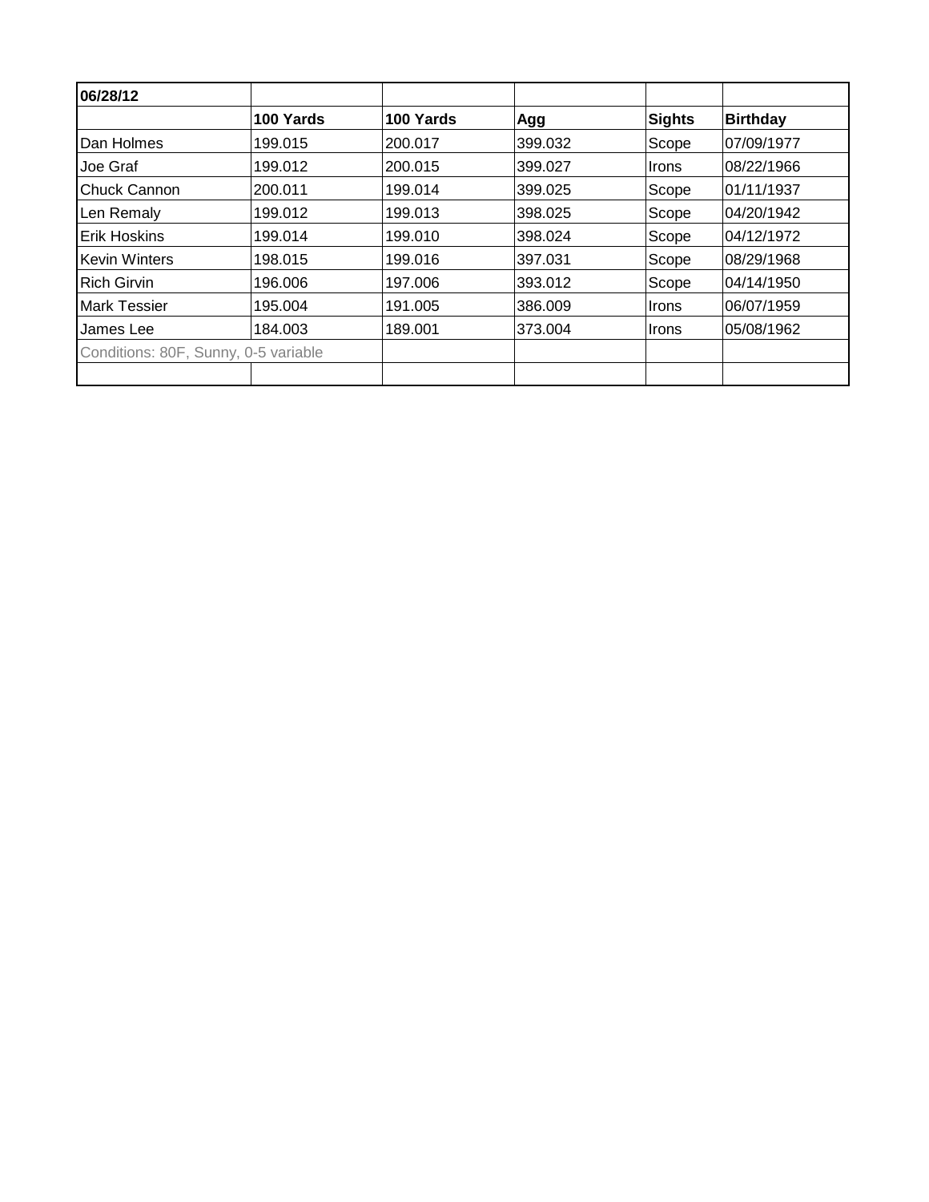| 06/28/12 | | | | | |
|---|---|---|---|---|---|
| | **100 Yards** | **100 Yards** | **Agg** | **Sights** | **Birthday** |
| Dan Holmes | 199.015 | 200.017 | 399.032 | Scope | 07/09/1977 |
| Joe Graf | 199.012 | 200.015 | 399.027 | Irons | 08/22/1966 |
| Chuck Cannon | 200.011 | 199.014 | 399.025 | Scope | 01/11/1937 |
| Len Remaly | 199.012 | 199.013 | 398.025 | Scope | 04/20/1942 |
| Erik Hoskins | 199.014 | 199.010 | 398.024 | Scope | 04/12/1972 |
| Kevin Winters | 198.015 | 199.016 | 397.031 | Scope | 08/29/1968 |
| Rich Girvin | 196.006 | 197.006 | 393.012 | Scope | 04/14/1950 |
| Mark Tessier | 195.004 | 191.005 | 386.009 | Irons | 06/07/1959 |
| James Lee | 184.003 | 189.001 | 373.004 | Irons | 05/08/1962 |
| Conditions: 80F, Sunny, 0-5 variable | | | | | |
| | | | | | |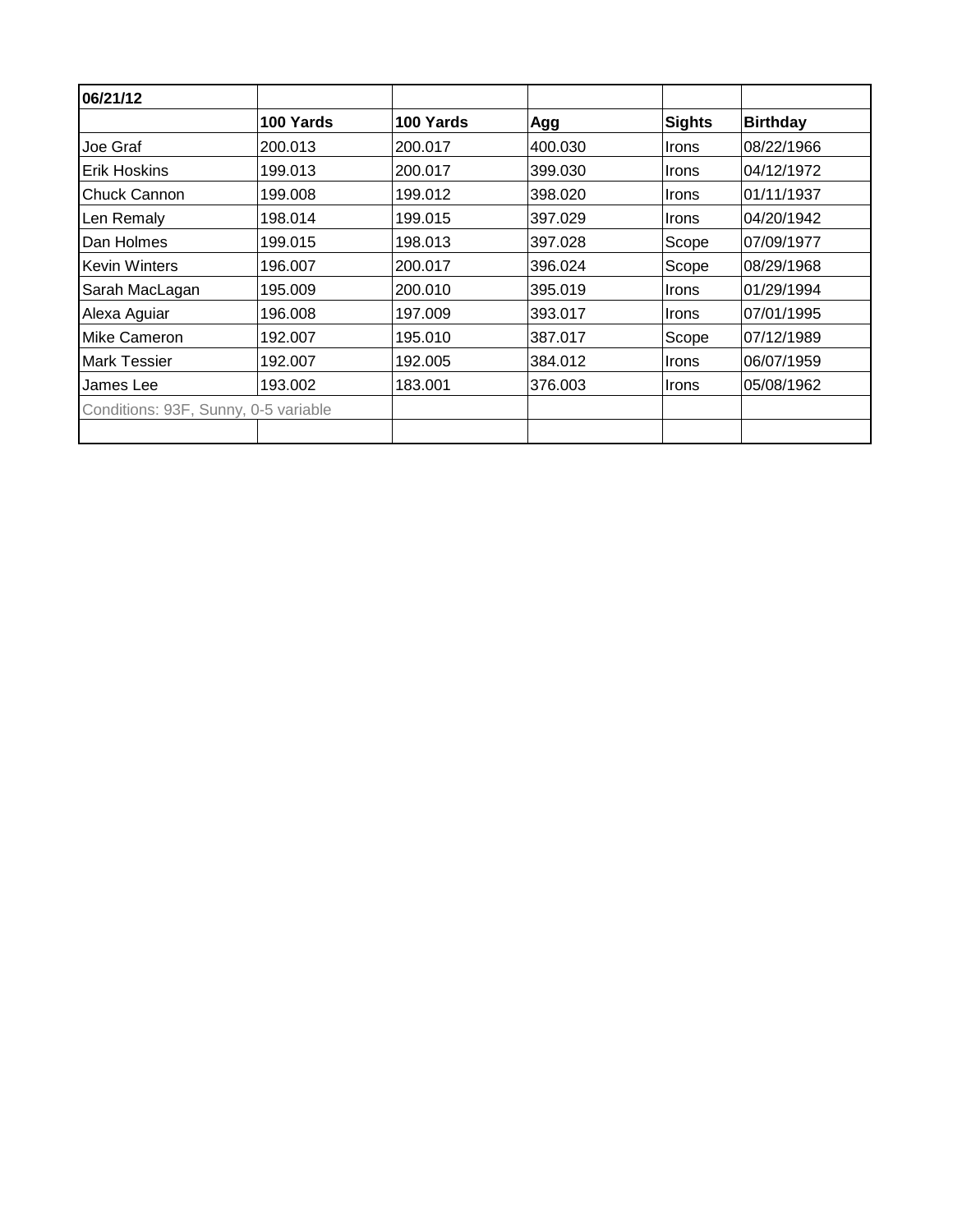| 06/21/12 | | | | | |
|---|---|---|---|---|---|
| | **100 Yards** | **100 Yards** | **Agg** | **Sights** | **Birthday** |
| Joe Graf | 200.013 | 200.017 | 400.030 | Irons | 08/22/1966 |
| Erik Hoskins | 199.013 | 200.017 | 399.030 | Irons | 04/12/1972 |
| Chuck Cannon | 199.008 | 199.012 | 398.020 | Irons | 01/11/1937 |
| Len Remaly | 198.014 | 199.015 | 397.029 | Irons | 04/20/1942 |
| Dan Holmes | 199.015 | 198.013 | 397.028 | Scope | 07/09/1977 |
| Kevin Winters | 196.007 | 200.017 | 396.024 | Scope | 08/29/1968 |
| Sarah MacLagan | 195.009 | 200.010 | 395.019 | Irons | 01/29/1994 |
| Alexa Aguiar | 196.008 | 197.009 | 393.017 | Irons | 07/01/1995 |
| Mike Cameron | 192.007 | 195.010 | 387.017 | Scope | 07/12/1989 |
| Mark Tessier | 192.007 | 192.005 | 384.012 | Irons | 06/07/1959 |
| James Lee | 193.002 | 183.001 | 376.003 | Irons | 05/08/1962 |
| Conditions: 93F, Sunny, 0-5 variable | | | | | |
| | | | | | |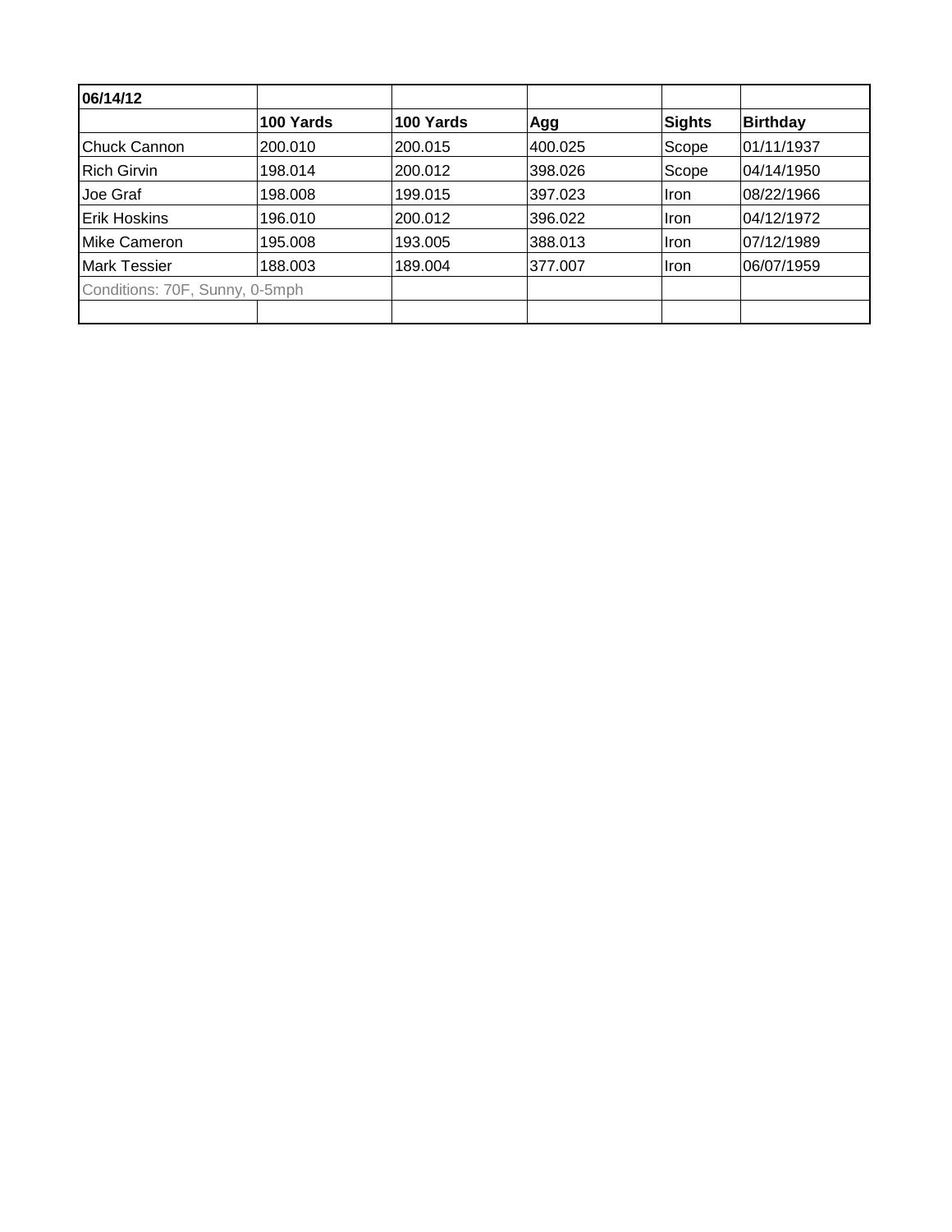| 06/14/12 | | | | | |
|---|---|---|---|---|---|
| | **100 Yards** | **100 Yards** | **Agg** | **Sights** | **Birthday** |
| Chuck Cannon | 200.010 | 200.015 | 400.025 | Scope | 01/11/1937 |
| Rich Girvin | 198.014 | 200.012 | 398.026 | Scope | 04/14/1950 |
| Joe Graf | 198.008 | 199.015 | 397.023 | Iron | 08/22/1966 |
| Erik Hoskins | 196.010 | 200.012 | 396.022 | Iron | 04/12/1972 |
| Mike Cameron | 195.008 | 193.005 | 388.013 | Iron | 07/12/1989 |
| Mark Tessier | 188.003 | 189.004 | 377.007 | Iron | 06/07/1959 |
| Conditions: 70F, Sunny, 0-5mph | | | | | |
| | | | | | |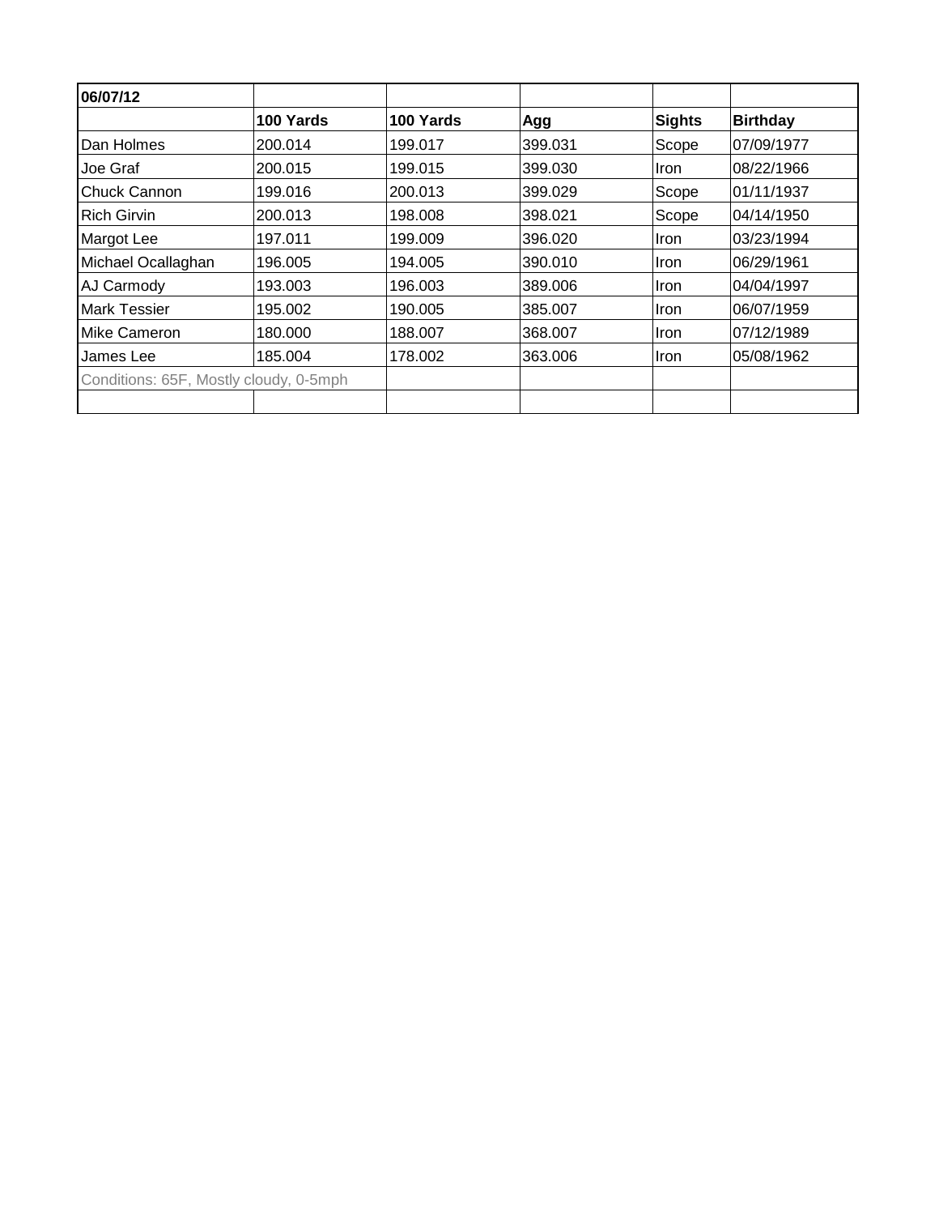| 06/07/12 | | | | | |
|---|---|---|---|---|---|
| | **100 Yards** | **100 Yards** | **Agg** | **Sights** | **Birthday** |
| Dan Holmes | 200.014 | 199.017 | 399.031 | Scope | 07/09/1977 |
| Joe Graf | 200.015 | 199.015 | 399.030 | Iron | 08/22/1966 |
| Chuck Cannon | 199.016 | 200.013 | 399.029 | Scope | 01/11/1937 |
| Rich Girvin | 200.013 | 198.008 | 398.021 | Scope | 04/14/1950 |
| Margot Lee | 197.011 | 199.009 | 396.020 | Iron | 03/23/1994 |
| Michael Ocallaghan | 196.005 | 194.005 | 390.010 | Iron | 06/29/1961 |
| AJ Carmody | 193.003 | 196.003 | 389.006 | Iron | 04/04/1997 |
| Mark Tessier | 195.002 | 190.005 | 385.007 | Iron | 06/07/1959 |
| Mike Cameron | 180.000 | 188.007 | 368.007 | Iron | 07/12/1989 |
| James Lee | 185.004 | 178.002 | 363.006 | Iron | 05/08/1962 |
| Conditions: 65F, Mostly cloudy, 0-5mph | | | | | |
| | | | | | |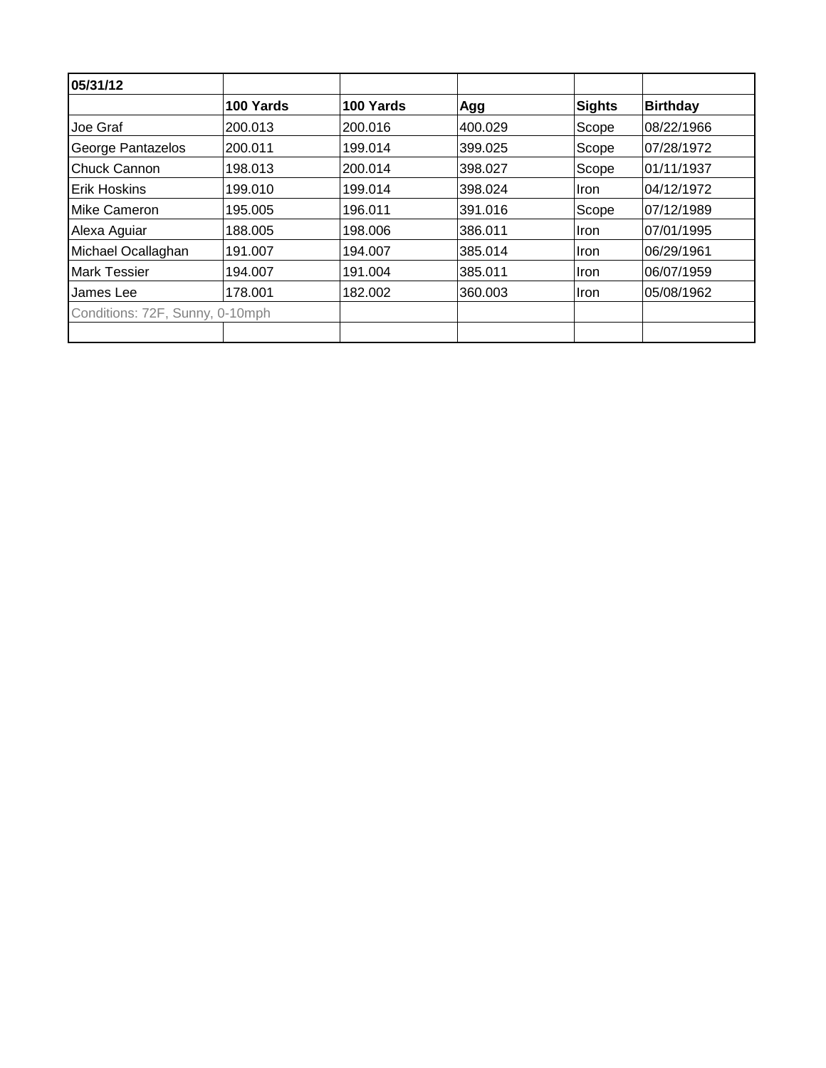| 05/31/12 | | | | | |
|---|---|---|---|---|---|
| | **100 Yards** | **100 Yards** | **Agg** | **Sights** | **Birthday** |
| Joe Graf | 200.013 | 200.016 | 400.029 | Scope | 08/22/1966 |
| George Pantazelos | 200.011 | 199.014 | 399.025 | Scope | 07/28/1972 |
| Chuck Cannon | 198.013 | 200.014 | 398.027 | Scope | 01/11/1937 |
| Erik Hoskins | 199.010 | 199.014 | 398.024 | Iron | 04/12/1972 |
| Mike Cameron | 195.005 | 196.011 | 391.016 | Scope | 07/12/1989 |
| Alexa Aguiar | 188.005 | 198.006 | 386.011 | Iron | 07/01/1995 |
| Michael Ocallaghan | 191.007 | 194.007 | 385.014 | Iron | 06/29/1961 |
| Mark Tessier | 194.007 | 191.004 | 385.011 | Iron | 06/07/1959 |
| James Lee | 178.001 | 182.002 | 360.003 | Iron | 05/08/1962 |
| Conditions: 72F, Sunny, 0-10mph | | | | | |
| | | | | | |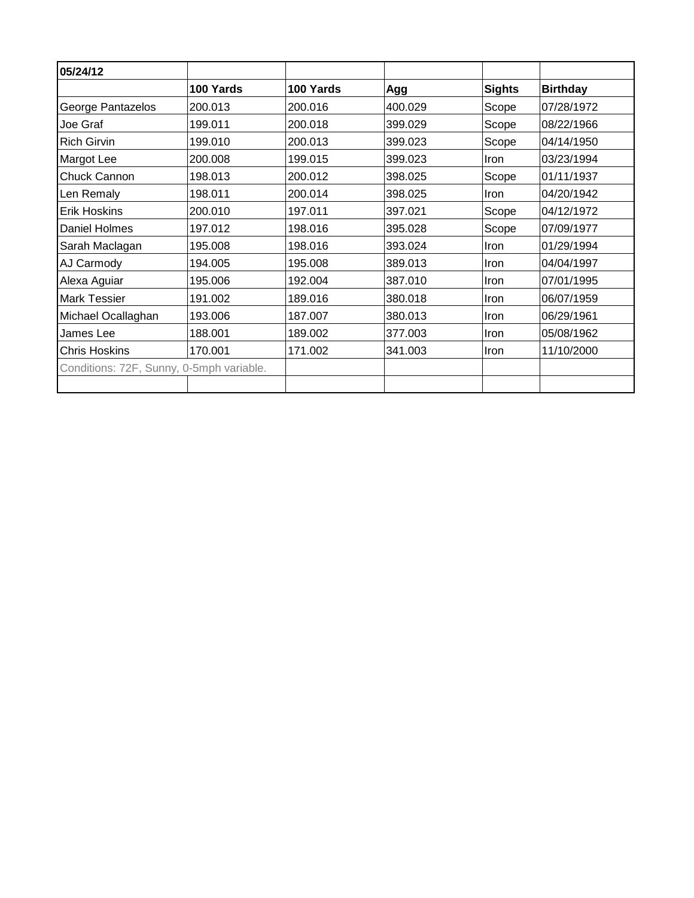| 05/24/12 | | | | | |
|---|---|---|---|---|---|
| | **100 Yards** | **100 Yards** | **Agg** | **Sights** | **Birthday** |
| George Pantazelos | 200.013 | 200.016 | 400.029 | Scope | 07/28/1972 |
| Joe Graf | 199.011 | 200.018 | 399.029 | Scope | 08/22/1966 |
| Rich Girvin | 199.010 | 200.013 | 399.023 | Scope | 04/14/1950 |
| Margot Lee | 200.008 | 199.015 | 399.023 | Iron | 03/23/1994 |
| Chuck Cannon | 198.013 | 200.012 | 398.025 | Scope | 01/11/1937 |
| Len Remaly | 198.011 | 200.014 | 398.025 | Iron | 04/20/1942 |
| Erik Hoskins | 200.010 | 197.011 | 397.021 | Scope | 04/12/1972 |
| Daniel Holmes | 197.012 | 198.016 | 395.028 | Scope | 07/09/1977 |
| Sarah Maclagan | 195.008 | 198.016 | 393.024 | Iron | 01/29/1994 |
| AJ Carmody | 194.005 | 195.008 | 389.013 | Iron | 04/04/1997 |
| Alexa Aguiar | 195.006 | 192.004 | 387.010 | Iron | 07/01/1995 |
| Mark Tessier | 191.002 | 189.016 | 380.018 | Iron | 06/07/1959 |
| Michael Ocallaghan | 193.006 | 187.007 | 380.013 | Iron | 06/29/1961 |
| James Lee | 188.001 | 189.002 | 377.003 | Iron | 05/08/1962 |
| Chris Hoskins | 170.001 | 171.002 | 341.003 | Iron | 11/10/2000 |
| Conditions: 72F, Sunny, 0-5mph variable. | | | | | |
| | | | | | |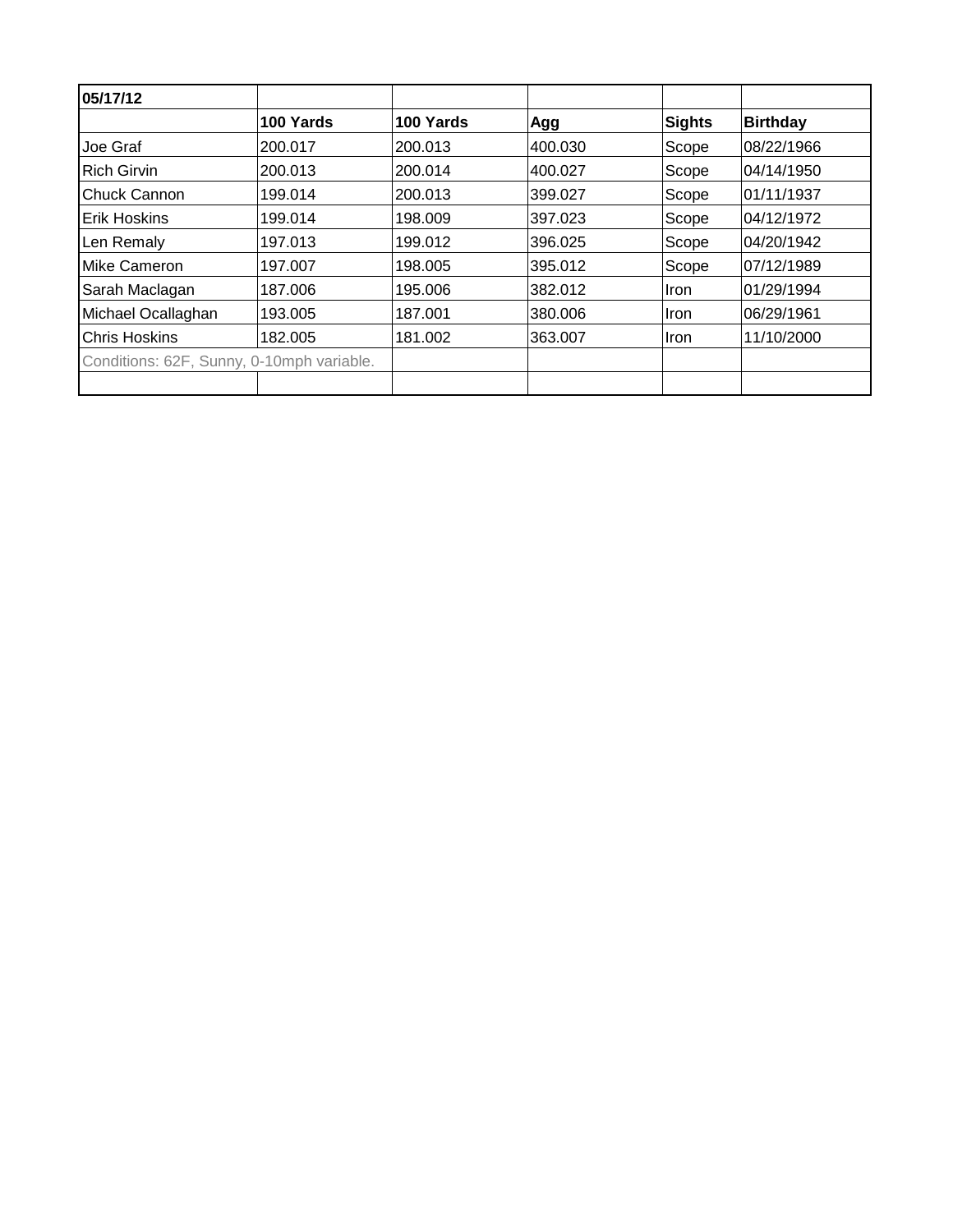| 05/17/12 | | | | | |
|---|---|---|---|---|---|
| | **100 Yards** | **100 Yards** | **Agg** | **Sights** | **Birthday** |
| Joe Graf | 200.017 | 200.013 | 400.030 | Scope | 08/22/1966 |
| Rich Girvin | 200.013 | 200.014 | 400.027 | Scope | 04/14/1950 |
| Chuck Cannon | 199.014 | 200.013 | 399.027 | Scope | 01/11/1937 |
| Erik Hoskins | 199.014 | 198.009 | 397.023 | Scope | 04/12/1972 |
| Len Remaly | 197.013 | 199.012 | 396.025 | Scope | 04/20/1942 |
| Mike Cameron | 197.007 | 198.005 | 395.012 | Scope | 07/12/1989 |
| Sarah Maclagan | 187.006 | 195.006 | 382.012 | Iron | 01/29/1994 |
| Michael Ocallaghan | 193.005 | 187.001 | 380.006 | Iron | 06/29/1961 |
| Chris Hoskins | 182.005 | 181.002 | 363.007 | Iron | 11/10/2000 |
| Conditions: 62F, Sunny, 0-10mph variable. | | | | | |
| | | | | | |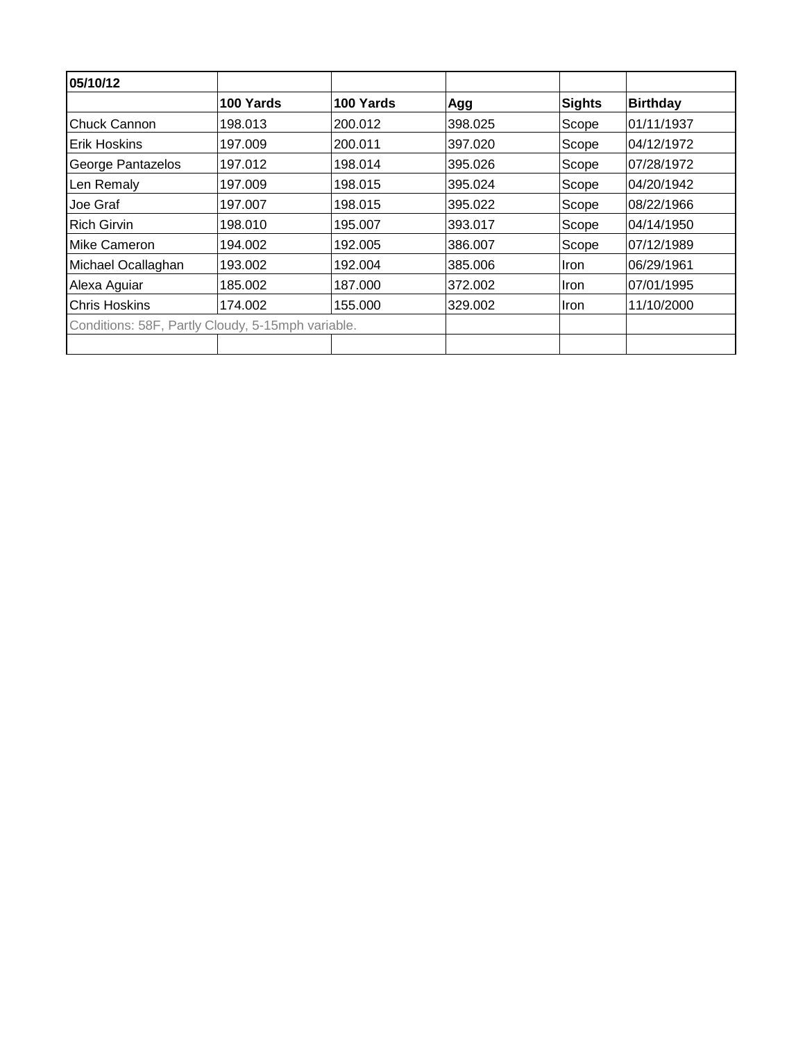| 05/10/12 | | | | | |
|---|---|---|---|---|---|
| | **100 Yards** | **100 Yards** | **Agg** | **Sights** | **Birthday** |
| Chuck Cannon | 198.013 | 200.012 | 398.025 | Scope | 01/11/1937 |
| Erik Hoskins | 197.009 | 200.011 | 397.020 | Scope | 04/12/1972 |
| George Pantazelos | 197.012 | 198.014 | 395.026 | Scope | 07/28/1972 |
| Len Remaly | 197.009 | 198.015 | 395.024 | Scope | 04/20/1942 |
| Joe Graf | 197.007 | 198.015 | 395.022 | Scope | 08/22/1966 |
| Rich Girvin | 198.010 | 195.007 | 393.017 | Scope | 04/14/1950 |
| Mike Cameron | 194.002 | 192.005 | 386.007 | Scope | 07/12/1989 |
| Michael Ocallaghan | 193.002 | 192.004 | 385.006 | Iron | 06/29/1961 |
| Alexa Aguiar | 185.002 | 187.000 | 372.002 | Iron | 07/01/1995 |
| Chris Hoskins | 174.002 | 155.000 | 329.002 | Iron | 11/10/2000 |
| Conditions: 58F, Partly Cloudy, 5-15mph variable. | | | | | |
| | | | | | |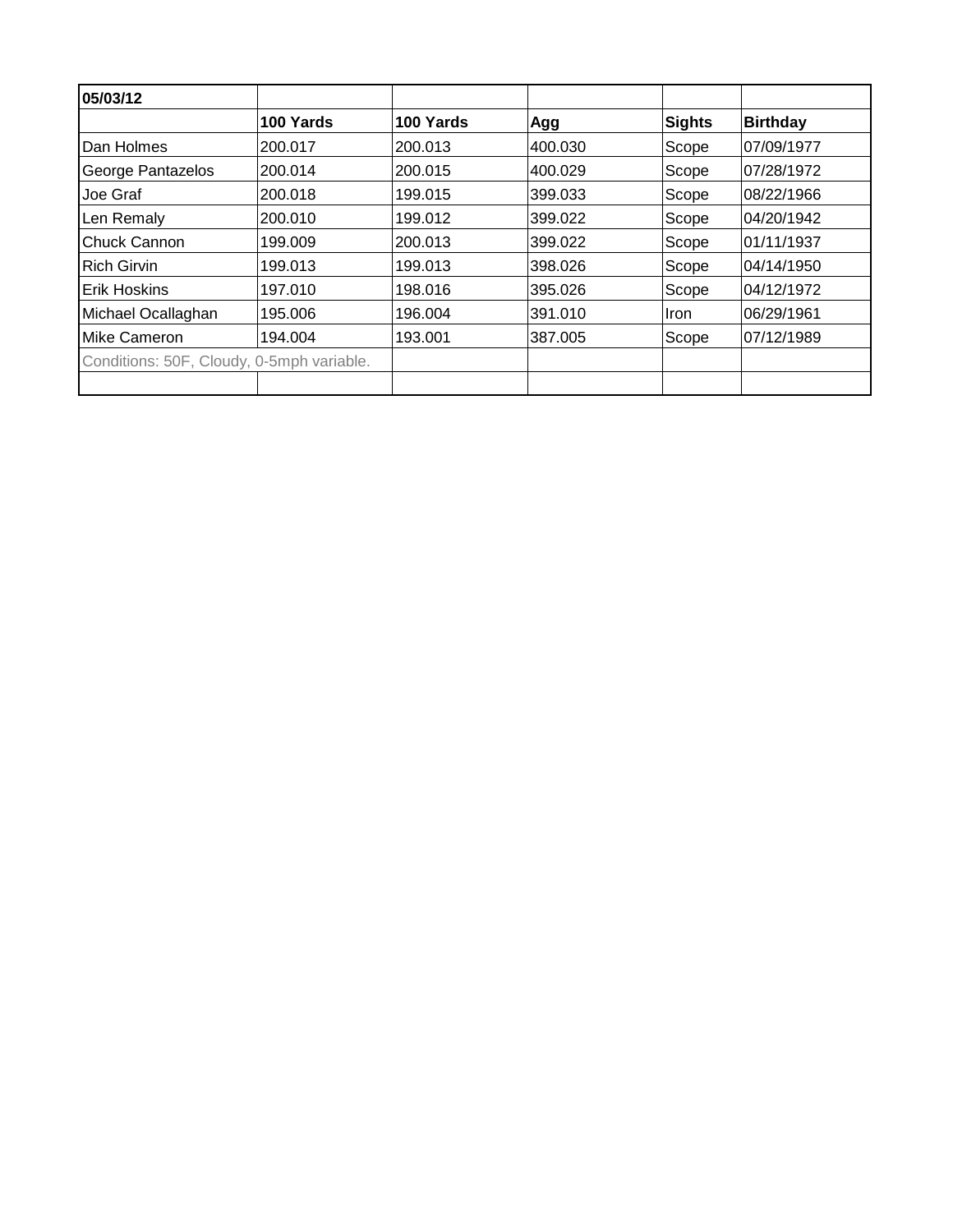| 05/03/12 | | | | | |
|---|---|---|---|---|---|
| | **100 Yards** | **100 Yards** | **Agg** | **Sights** | **Birthday** |
| Dan Holmes | 200.017 | 200.013 | 400.030 | Scope | 07/09/1977 |
| George Pantazelos | 200.014 | 200.015 | 400.029 | Scope | 07/28/1972 |
| Joe Graf | 200.018 | 199.015 | 399.033 | Scope | 08/22/1966 |
| Len Remaly | 200.010 | 199.012 | 399.022 | Scope | 04/20/1942 |
| Chuck Cannon | 199.009 | 200.013 | 399.022 | Scope | 01/11/1937 |
| Rich Girvin | 199.013 | 199.013 | 398.026 | Scope | 04/14/1950 |
| Erik Hoskins | 197.010 | 198.016 | 395.026 | Scope | 04/12/1972 |
| Michael Ocallaghan | 195.006 | 196.004 | 391.010 | Iron | 06/29/1961 |
| Mike Cameron | 194.004 | 193.001 | 387.005 | Scope | 07/12/1989 |
| Conditions: 50F, Cloudy, 0-5mph variable. | | | | | |
| | | | | | |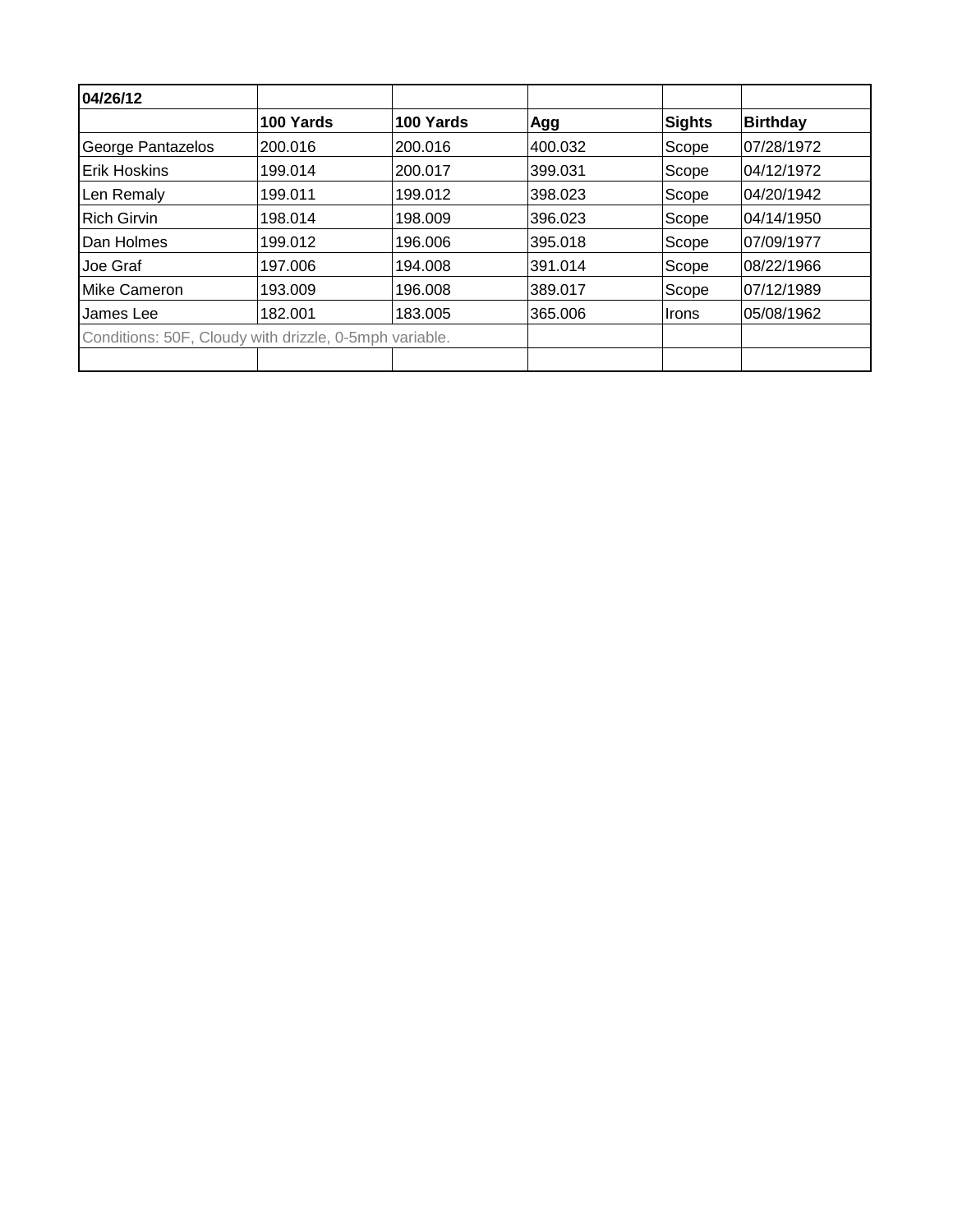| 04/26/12 | | | | | |
|---|---|---|---|---|---|
| | **100 Yards** | **100 Yards** | **Agg** | **Sights** | **Birthday** |
| George Pantazelos | 200.016 | 200.016 | 400.032 | Scope | 07/28/1972 |
| Erik Hoskins | 199.014 | 200.017 | 399.031 | Scope | 04/12/1972 |
| Len Remaly | 199.011 | 199.012 | 398.023 | Scope | 04/20/1942 |
| Rich Girvin | 198.014 | 198.009 | 396.023 | Scope | 04/14/1950 |
| Dan Holmes | 199.012 | 196.006 | 395.018 | Scope | 07/09/1977 |
| Joe Graf | 197.006 | 194.008 | 391.014 | Scope | 08/22/1966 |
| Mike Cameron | 193.009 | 196.008 | 389.017 | Scope | 07/12/1989 |
| James Lee | 182.001 | 183.005 | 365.006 | Irons | 05/08/1962 |
| Conditions: 50F, Cloudy with drizzle, 0-5mph variable. | | | | | |
| | | | | | |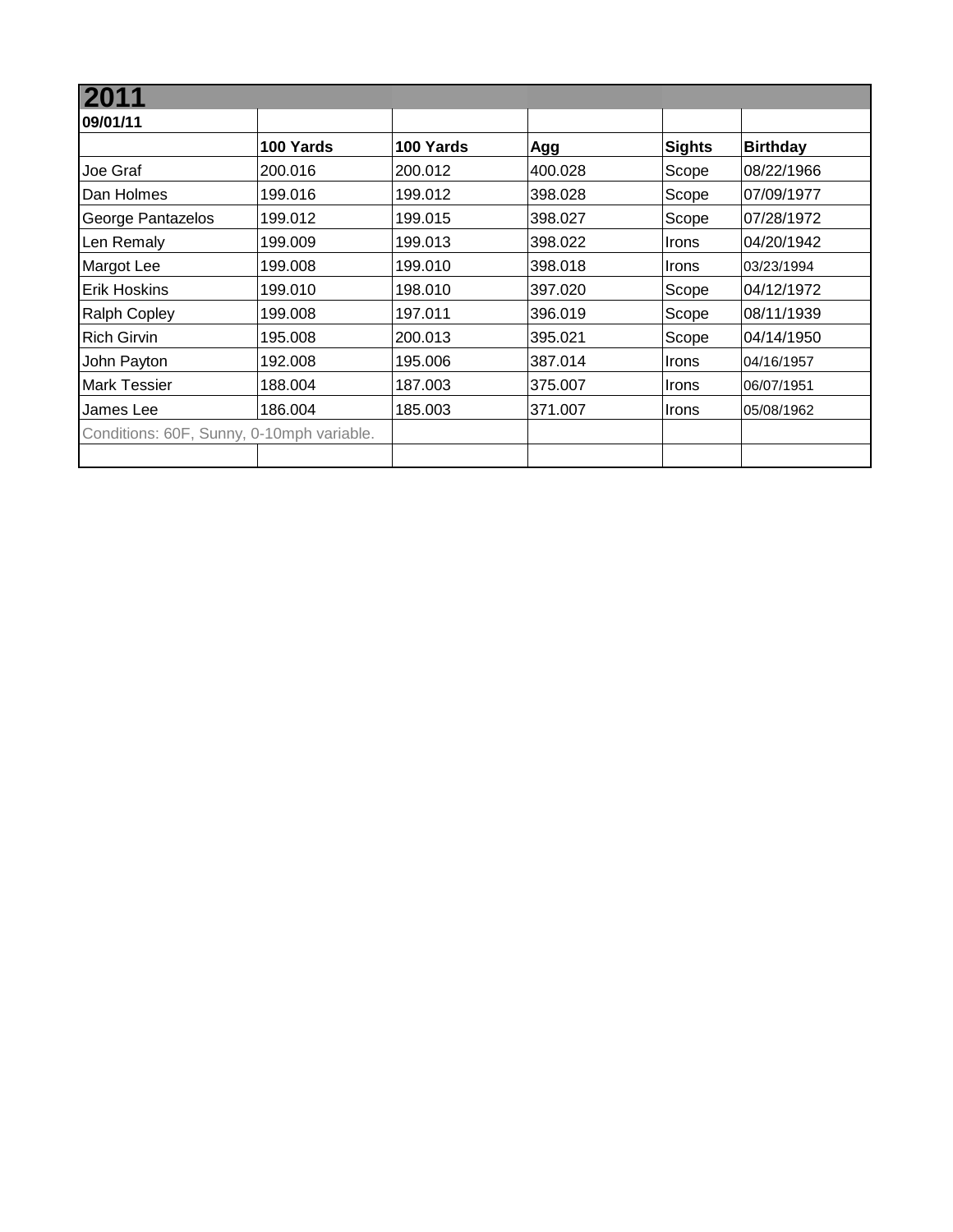## 2011

| 09/01/11 | | | | | |
|---|---|---|---|---|---|
| | **100 Yards** | **100 Yards** | **Agg** | **Sights** | **Birthday** |
| Joe Graf | 200.016 | 200.012 | 400.028 | Scope | 08/22/1966 |
| Dan Holmes | 199.016 | 199.012 | 398.028 | Scope | 07/09/1977 |
| George Pantazelos | 199.012 | 199.015 | 398.027 | Scope | 07/28/1972 |
| Len Remaly | 199.009 | 199.013 | 398.022 | Irons | 04/20/1942 |
| Margot Lee | 199.008 | 199.010 | 398.018 | Irons | 03/23/1994 |
| Erik Hoskins | 199.010 | 198.010 | 397.020 | Scope | 04/12/1972 |
| Ralph Copley | 199.008 | 197.011 | 396.019 | Scope | 08/11/1939 |
| Rich Girvin | 195.008 | 200.013 | 395.021 | Scope | 04/14/1950 |
| John Payton | 192.008 | 195.006 | 387.014 | Irons | 04/16/1957 |
| Mark Tessier | 188.004 | 187.003 | 375.007 | Irons | 06/07/1951 |
| James Lee | 186.004 | 185.003 | 371.007 | Irons | 05/08/1962 |
| Conditions: 60F, Sunny, 0-10mph variable. | | | | | |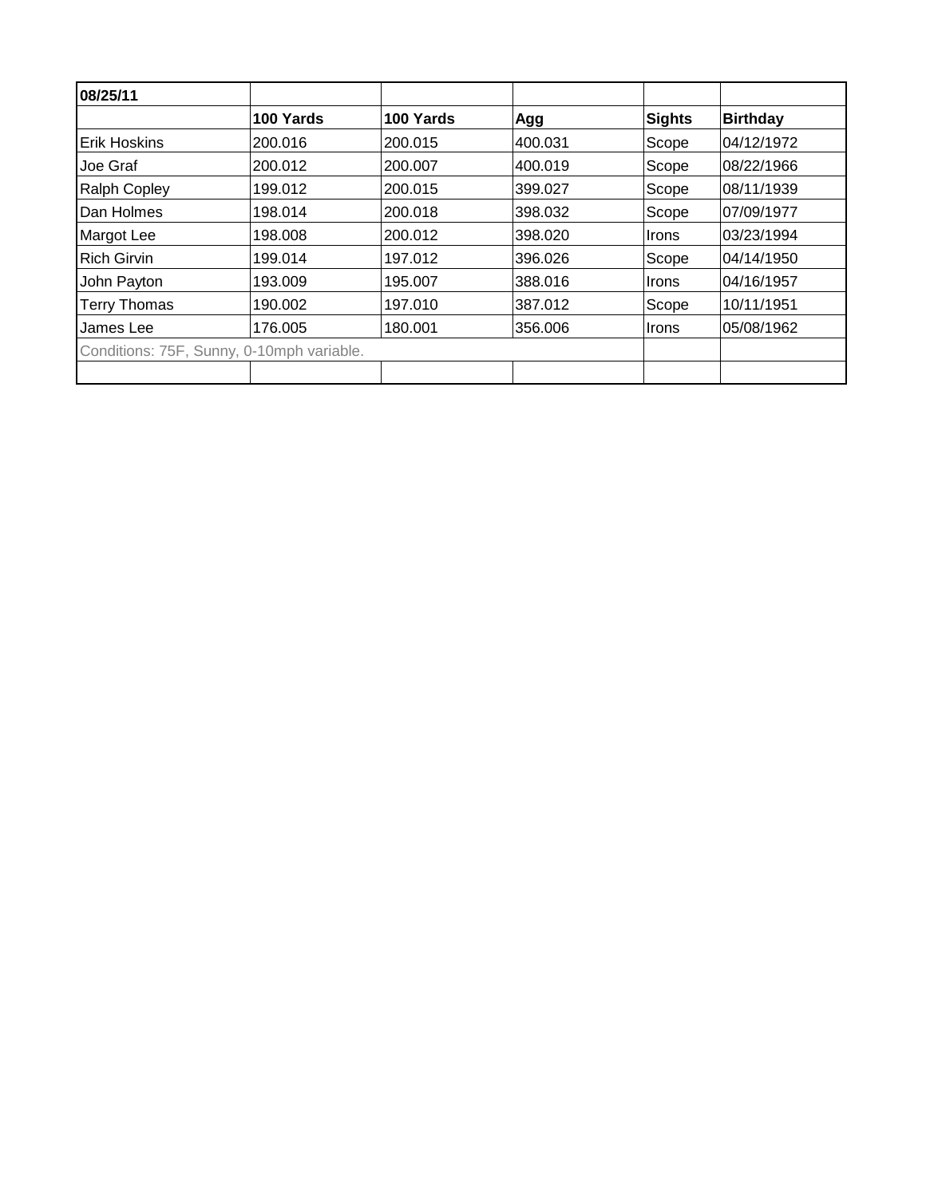| 08/25/11 | | | | | |
|---|---|---|---|---|---|
| | **100 Yards** | **100 Yards** | **Agg** | **Sights** | **Birthday** |
| Erik Hoskins | 200.016 | 200.015 | 400.031 | Scope | 04/12/1972 |
| Joe Graf | 200.012 | 200.007 | 400.019 | Scope | 08/22/1966 |
| Ralph Copley | 199.012 | 200.015 | 399.027 | Scope | 08/11/1939 |
| Dan Holmes | 198.014 | 200.018 | 398.032 | Scope | 07/09/1977 |
| Margot Lee | 198.008 | 200.012 | 398.020 | Irons | 03/23/1994 |
| Rich Girvin | 199.014 | 197.012 | 396.026 | Scope | 04/14/1950 |
| John Payton | 193.009 | 195.007 | 388.016 | Irons | 04/16/1957 |
| Terry Thomas | 190.002 | 197.010 | 387.012 | Scope | 10/11/1951 |
| James Lee | 176.005 | 180.001 | 356.006 | Irons | 05/08/1962 |
| Conditions: 75F, Sunny, 0-10mph variable. | | | | | |
| | | | | | |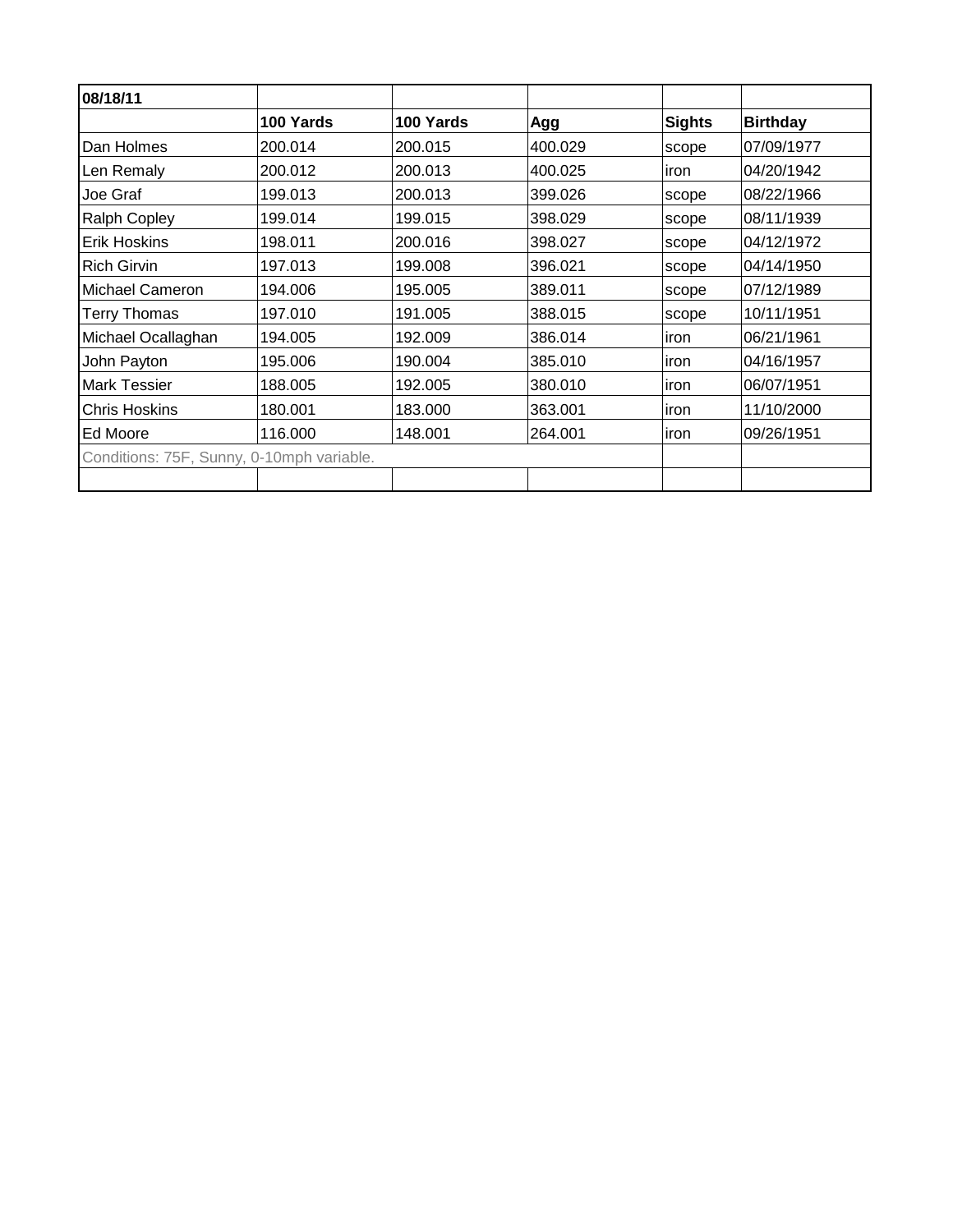| 08/18/11 | | | | | |
|---|---|---|---|---|---|
| | **100 Yards** | **100 Yards** | **Agg** | **Sights** | **Birthday** |
| Dan Holmes | 200.014 | 200.015 | 400.029 | scope | 07/09/1977 |
| Len Remaly | 200.012 | 200.013 | 400.025 | iron | 04/20/1942 |
| Joe Graf | 199.013 | 200.013 | 399.026 | scope | 08/22/1966 |
| Ralph Copley | 199.014 | 199.015 | 398.029 | scope | 08/11/1939 |
| Erik Hoskins | 198.011 | 200.016 | 398.027 | scope | 04/12/1972 |
| Rich Girvin | 197.013 | 199.008 | 396.021 | scope | 04/14/1950 |
| Michael Cameron | 194.006 | 195.005 | 389.011 | scope | 07/12/1989 |
| Terry Thomas | 197.010 | 191.005 | 388.015 | scope | 10/11/1951 |
| Michael Ocallaghan | 194.005 | 192.009 | 386.014 | iron | 06/21/1961 |
| John Payton | 195.006 | 190.004 | 385.010 | iron | 04/16/1957 |
| Mark Tessier | 188.005 | 192.005 | 380.010 | iron | 06/07/1951 |
| Chris Hoskins | 180.001 | 183.000 | 363.001 | iron | 11/10/2000 |
| Ed Moore | 116.000 | 148.001 | 264.001 | iron | 09/26/1951 |
| Conditions: 75F, Sunny, 0-10mph variable. | | | | | |
| | | | | | |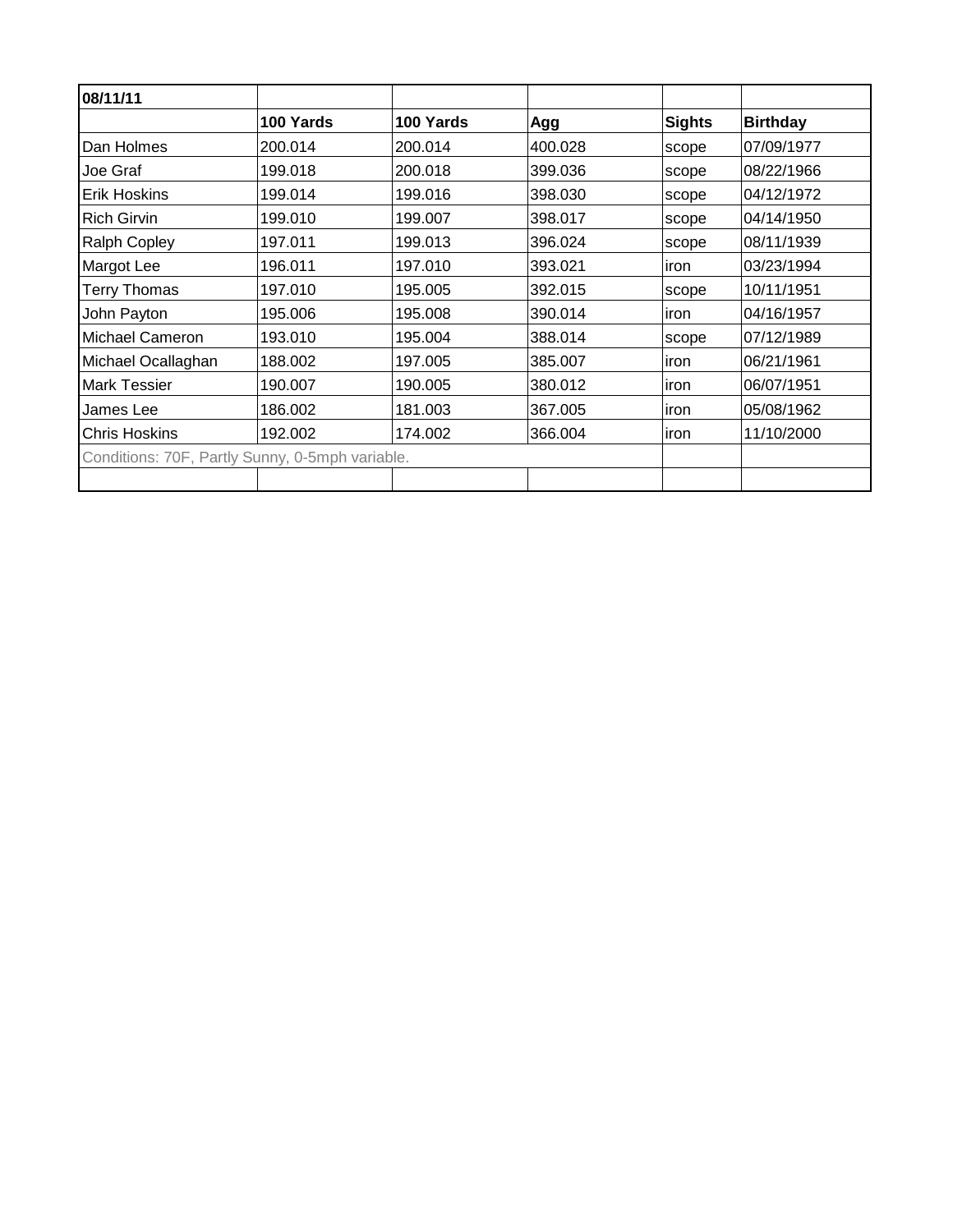| 08/11/11 | | | | | |
|---|---|---|---|---|---|
| | **100 Yards** | **100 Yards** | **Agg** | **Sights** | **Birthday** |
| Dan Holmes | 200.014 | 200.014 | 400.028 | scope | 07/09/1977 |
| Joe Graf | 199.018 | 200.018 | 399.036 | scope | 08/22/1966 |
| Erik Hoskins | 199.014 | 199.016 | 398.030 | scope | 04/12/1972 |
| Rich Girvin | 199.010 | 199.007 | 398.017 | scope | 04/14/1950 |
| Ralph Copley | 197.011 | 199.013 | 396.024 | scope | 08/11/1939 |
| Margot Lee | 196.011 | 197.010 | 393.021 | iron | 03/23/1994 |
| Terry Thomas | 197.010 | 195.005 | 392.015 | scope | 10/11/1951 |
| John Payton | 195.006 | 195.008 | 390.014 | iron | 04/16/1957 |
| Michael Cameron | 193.010 | 195.004 | 388.014 | scope | 07/12/1989 |
| Michael Ocallaghan | 188.002 | 197.005 | 385.007 | iron | 06/21/1961 |
| Mark Tessier | 190.007 | 190.005 | 380.012 | iron | 06/07/1951 |
| James Lee | 186.002 | 181.003 | 367.005 | iron | 05/08/1962 |
| Chris Hoskins | 192.002 | 174.002 | 366.004 | iron | 11/10/2000 |
| Conditions: 70F, Partly Sunny, 0-5mph variable. | | | | | |
| | | | | | |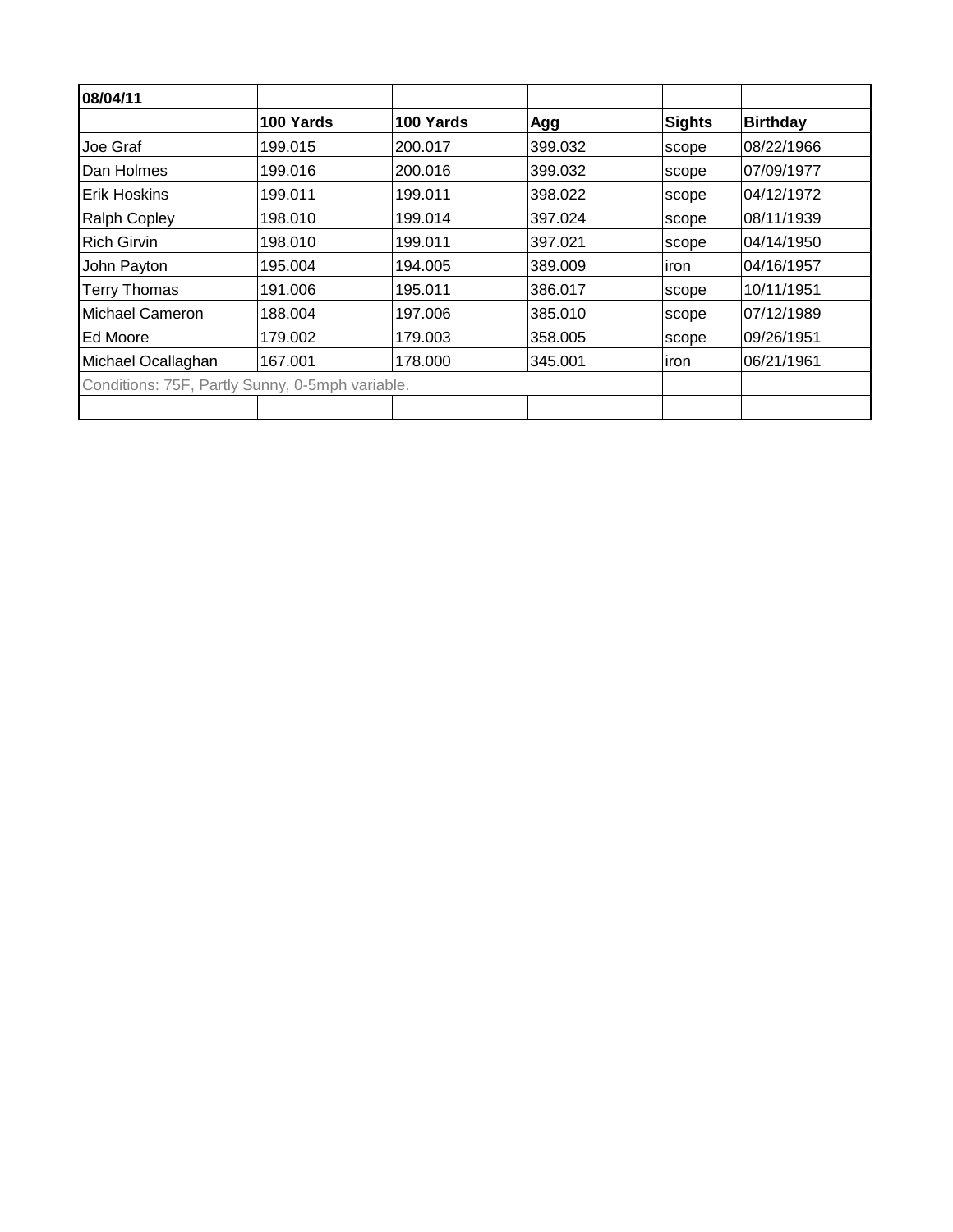| 08/04/11 | | | | | |
|---|---|---|---|---|---|
| | **100 Yards** | **100 Yards** | **Agg** | **Sights** | **Birthday** |
| Joe Graf | 199.015 | 200.017 | 399.032 | scope | 08/22/1966 |
| Dan Holmes | 199.016 | 200.016 | 399.032 | scope | 07/09/1977 |
| Erik Hoskins | 199.011 | 199.011 | 398.022 | scope | 04/12/1972 |
| Ralph Copley | 198.010 | 199.014 | 397.024 | scope | 08/11/1939 |
| Rich Girvin | 198.010 | 199.011 | 397.021 | scope | 04/14/1950 |
| John Payton | 195.004 | 194.005 | 389.009 | iron | 04/16/1957 |
| Terry Thomas | 191.006 | 195.011 | 386.017 | scope | 10/11/1951 |
| Michael Cameron | 188.004 | 197.006 | 385.010 | scope | 07/12/1989 |
| Ed Moore | 179.002 | 179.003 | 358.005 | scope | 09/26/1951 |
| Michael Ocallaghan | 167.001 | 178.000 | 345.001 | iron | 06/21/1961 |
| Conditions: 75F, Partly Sunny, 0-5mph variable. | | | | | |
| | | | | | |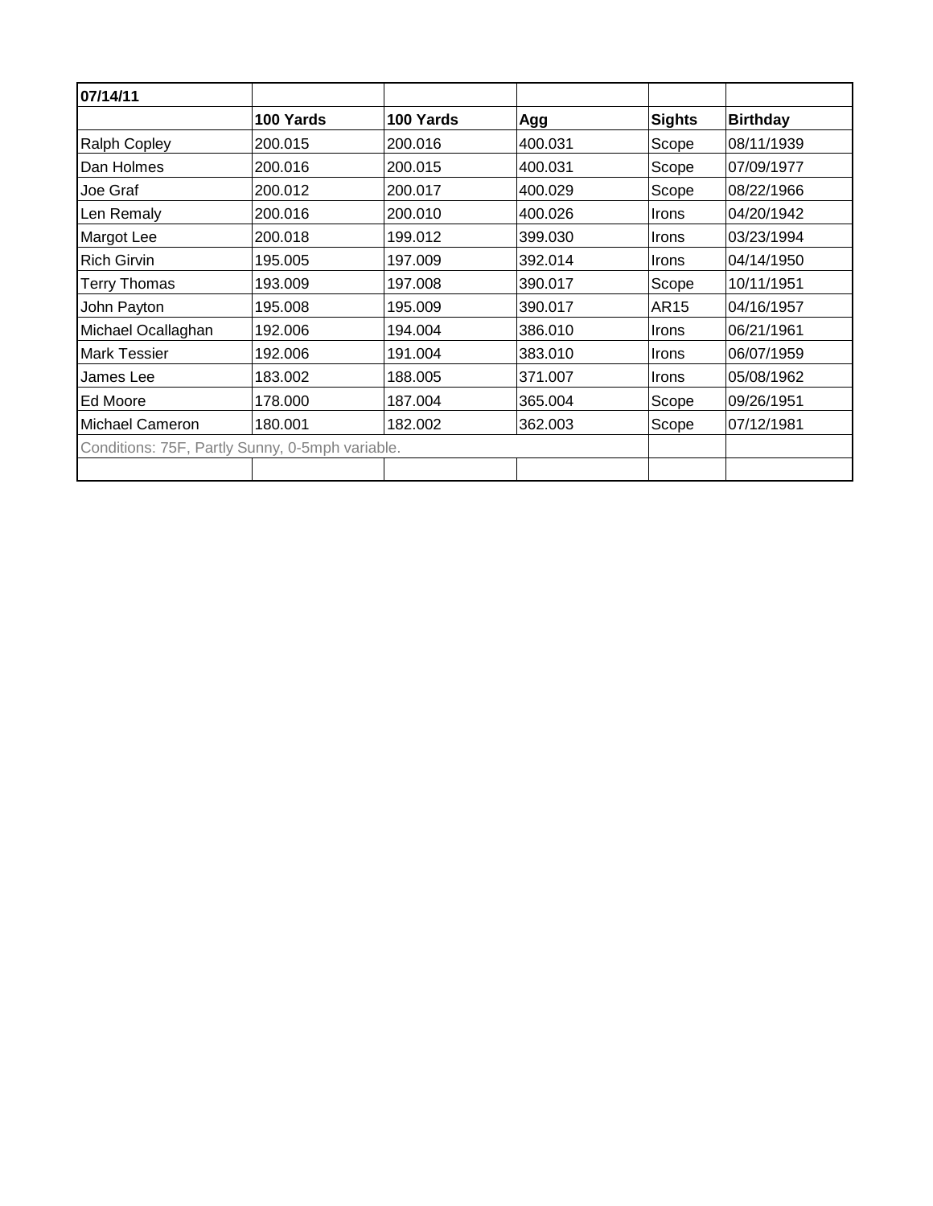| 07/14/11 | | | | | |
|---|---|---|---|---|---|
| | **100 Yards** | **100 Yards** | **Agg** | **Sights** | **Birthday** |
| Ralph Copley | 200.015 | 200.016 | 400.031 | Scope | 08/11/1939 |
| Dan Holmes | 200.016 | 200.015 | 400.031 | Scope | 07/09/1977 |
| Joe Graf | 200.012 | 200.017 | 400.029 | Scope | 08/22/1966 |
| Len Remaly | 200.016 | 200.010 | 400.026 | Irons | 04/20/1942 |
| Margot Lee | 200.018 | 199.012 | 399.030 | Irons | 03/23/1994 |
| Rich Girvin | 195.005 | 197.009 | 392.014 | Irons | 04/14/1950 |
| Terry Thomas | 193.009 | 197.008 | 390.017 | Scope | 10/11/1951 |
| John Payton | 195.008 | 195.009 | 390.017 | AR15 | 04/16/1957 |
| Michael Ocallaghan | 192.006 | 194.004 | 386.010 | Irons | 06/21/1961 |
| Mark Tessier | 192.006 | 191.004 | 383.010 | Irons | 06/07/1959 |
| James Lee | 183.002 | 188.005 | 371.007 | Irons | 05/08/1962 |
| Ed Moore | 178.000 | 187.004 | 365.004 | Scope | 09/26/1951 |
| Michael Cameron | 180.001 | 182.002 | 362.003 | Scope | 07/12/1981 |
| Conditions: 75F, Partly Sunny, 0-5mph variable. | | | | | |
| | | | | | |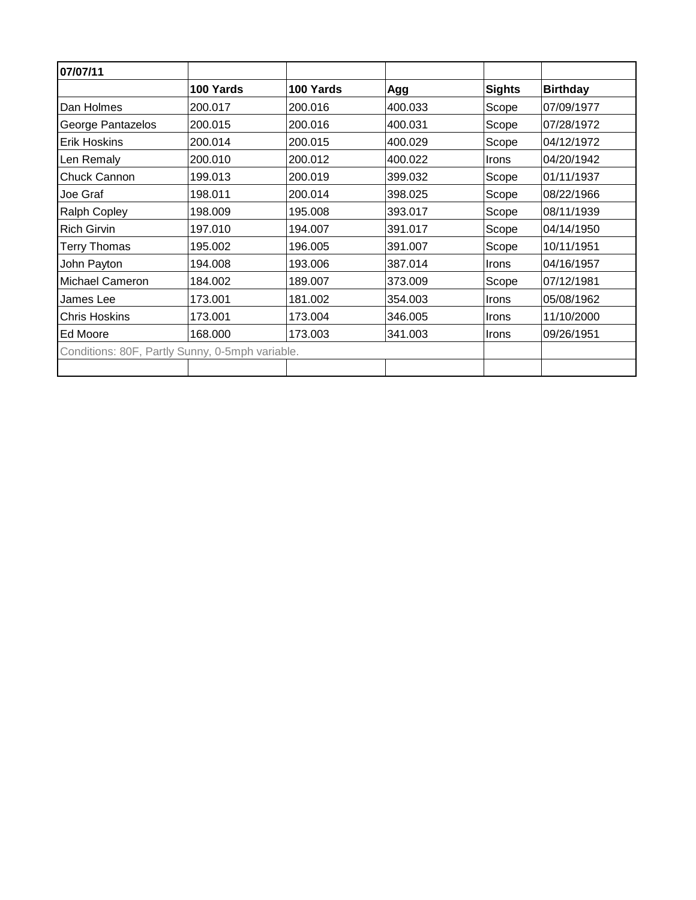| 07/07/11 | | | | | |
|---|---|---|---|---|---|
| | **100 Yards** | **100 Yards** | **Agg** | **Sights** | **Birthday** |
| Dan Holmes | 200.017 | 200.016 | 400.033 | Scope | 07/09/1977 |
| George Pantazelos | 200.015 | 200.016 | 400.031 | Scope | 07/28/1972 |
| Erik Hoskins | 200.014 | 200.015 | 400.029 | Scope | 04/12/1972 |
| Len Remaly | 200.010 | 200.012 | 400.022 | Irons | 04/20/1942 |
| Chuck Cannon | 199.013 | 200.019 | 399.032 | Scope | 01/11/1937 |
| Joe Graf | 198.011 | 200.014 | 398.025 | Scope | 08/22/1966 |
| Ralph Copley | 198.009 | 195.008 | 393.017 | Scope | 08/11/1939 |
| Rich Girvin | 197.010 | 194.007 | 391.017 | Scope | 04/14/1950 |
| Terry Thomas | 195.002 | 196.005 | 391.007 | Scope | 10/11/1951 |
| John Payton | 194.008 | 193.006 | 387.014 | Irons | 04/16/1957 |
| Michael Cameron | 184.002 | 189.007 | 373.009 | Scope | 07/12/1981 |
| James Lee | 173.001 | 181.002 | 354.003 | Irons | 05/08/1962 |
| Chris Hoskins | 173.001 | 173.004 | 346.005 | Irons | 11/10/2000 |
| Ed Moore | 168.000 | 173.003 | 341.003 | Irons | 09/26/1951 |
| Conditions: 80F, Partly Sunny, 0-5mph variable. | | | | | |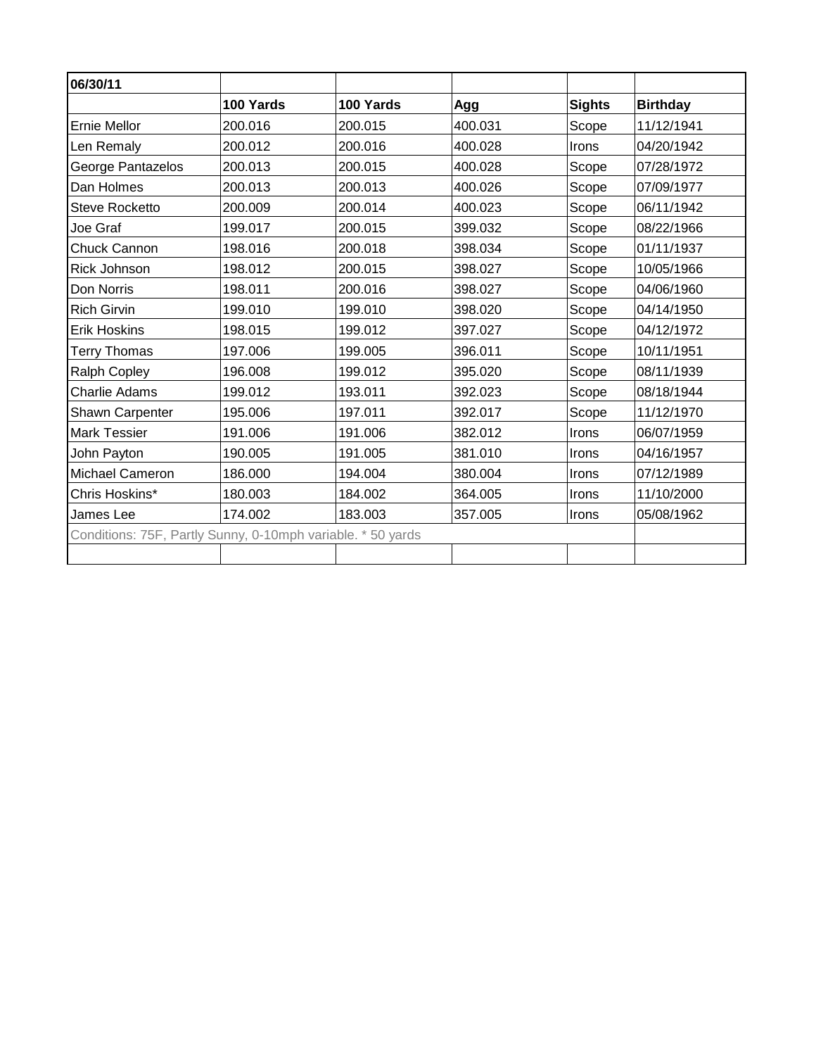| 06/30/11 | | | | | |
|---|---|---|---|---|---|
| | **100 Yards** | **100 Yards** | **Agg** | **Sights** | **Birthday** |
| Ernie Mellor | 200.016 | 200.015 | 400.031 | Scope | 11/12/1941 |
| Len Remaly | 200.012 | 200.016 | 400.028 | Irons | 04/20/1942 |
| George Pantazelos | 200.013 | 200.015 | 400.028 | Scope | 07/28/1972 |
| Dan Holmes | 200.013 | 200.013 | 400.026 | Scope | 07/09/1977 |
| Steve Rocketto | 200.009 | 200.014 | 400.023 | Scope | 06/11/1942 |
| Joe Graf | 199.017 | 200.015 | 399.032 | Scope | 08/22/1966 |
| Chuck Cannon | 198.016 | 200.018 | 398.034 | Scope | 01/11/1937 |
| Rick Johnson | 198.012 | 200.015 | 398.027 | Scope | 10/05/1966 |
| Don Norris | 198.011 | 200.016 | 398.027 | Scope | 04/06/1960 |
| Rich Girvin | 199.010 | 199.010 | 398.020 | Scope | 04/14/1950 |
| Erik Hoskins | 198.015 | 199.012 | 397.027 | Scope | 04/12/1972 |
| Terry Thomas | 197.006 | 199.005 | 396.011 | Scope | 10/11/1951 |
| Ralph Copley | 196.008 | 199.012 | 395.020 | Scope | 08/11/1939 |
| Charlie Adams | 199.012 | 193.011 | 392.023 | Scope | 08/18/1944 |
| Shawn Carpenter | 195.006 | 197.011 | 392.017 | Scope | 11/12/1970 |
| Mark Tessier | 191.006 | 191.006 | 382.012 | Irons | 06/07/1959 |
| John Payton | 190.005 | 191.005 | 381.010 | Irons | 04/16/1957 |
| Michael Cameron | 186.000 | 194.004 | 380.004 | Irons | 07/12/1989 |
| Chris Hoskins* | 180.003 | 184.002 | 364.005 | Irons | 11/10/2000 |
| James Lee | 174.002 | 183.003 | 357.005 | Irons | 05/08/1962 |
| Conditions: 75F, Partly Sunny, 0-10mph variable. * 50 yards | | | | | |
| | | | | | |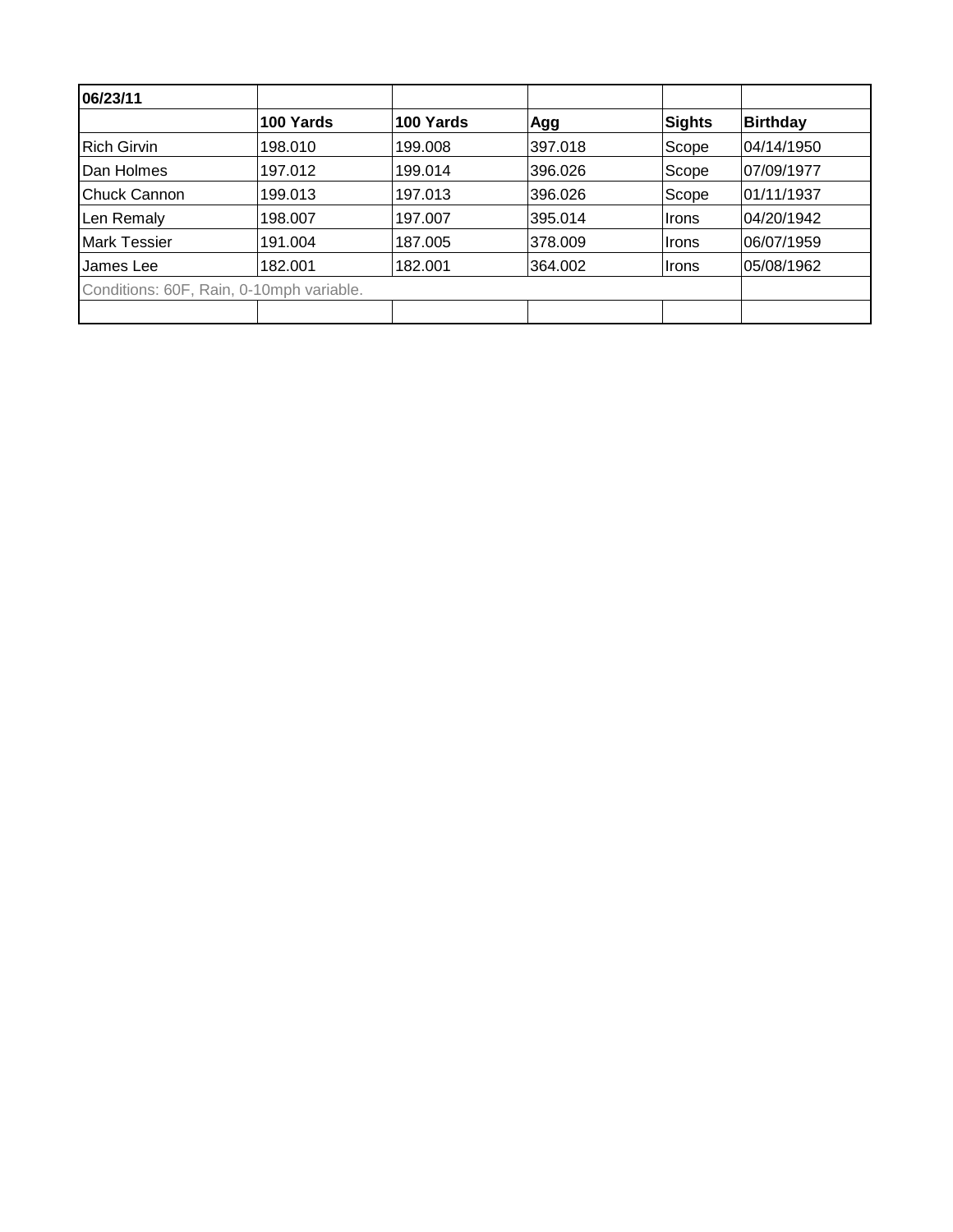| 06/23/11 | | | | | |
|---|---|---|---|---|---|
| | **100 Yards** | **100 Yards** | **Agg** | **Sights** | **Birthday** |
| Rich Girvin | 198.010 | 199.008 | 397.018 | Scope | 04/14/1950 |
| Dan Holmes | 197.012 | 199.014 | 396.026 | Scope | 07/09/1977 |
| Chuck Cannon | 199.013 | 197.013 | 396.026 | Scope | 01/11/1937 |
| Len Remaly | 198.007 | 197.007 | 395.014 | Irons | 04/20/1942 |
| Mark Tessier | 191.004 | 187.005 | 378.009 | Irons | 06/07/1959 |
| James Lee | 182.001 | 182.001 | 364.002 | Irons | 05/08/1962 |
| Conditions: 60F, Rain, 0-10mph variable. | | | | | |
| | | | | | |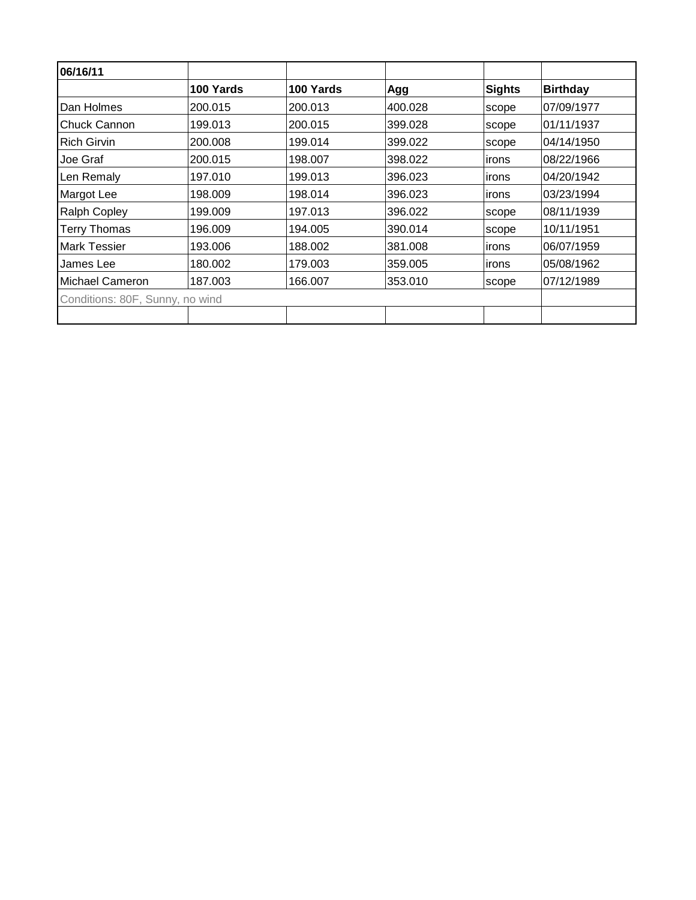| 06/16/11 | | | | | |
|---|---|---|---|---|---|
| | **100 Yards** | **100 Yards** | **Agg** | **Sights** | **Birthday** |
| Dan Holmes | 200.015 | 200.013 | 400.028 | scope | 07/09/1977 |
| Chuck Cannon | 199.013 | 200.015 | 399.028 | scope | 01/11/1937 |
| Rich Girvin | 200.008 | 199.014 | 399.022 | scope | 04/14/1950 |
| Joe Graf | 200.015 | 198.007 | 398.022 | irons | 08/22/1966 |
| Len Remaly | 197.010 | 199.013 | 396.023 | irons | 04/20/1942 |
| Margot Lee | 198.009 | 198.014 | 396.023 | irons | 03/23/1994 |
| Ralph Copley | 199.009 | 197.013 | 396.022 | scope | 08/11/1939 |
| Terry Thomas | 196.009 | 194.005 | 390.014 | scope | 10/11/1951 |
| Mark Tessier | 193.006 | 188.002 | 381.008 | irons | 06/07/1959 |
| James Lee | 180.002 | 179.003 | 359.005 | irons | 05/08/1962 |
| Michael Cameron | 187.003 | 166.007 | 353.010 | scope | 07/12/1989 |
| Conditions: 80F, Sunny, no wind | | | | | |
| | | | | | |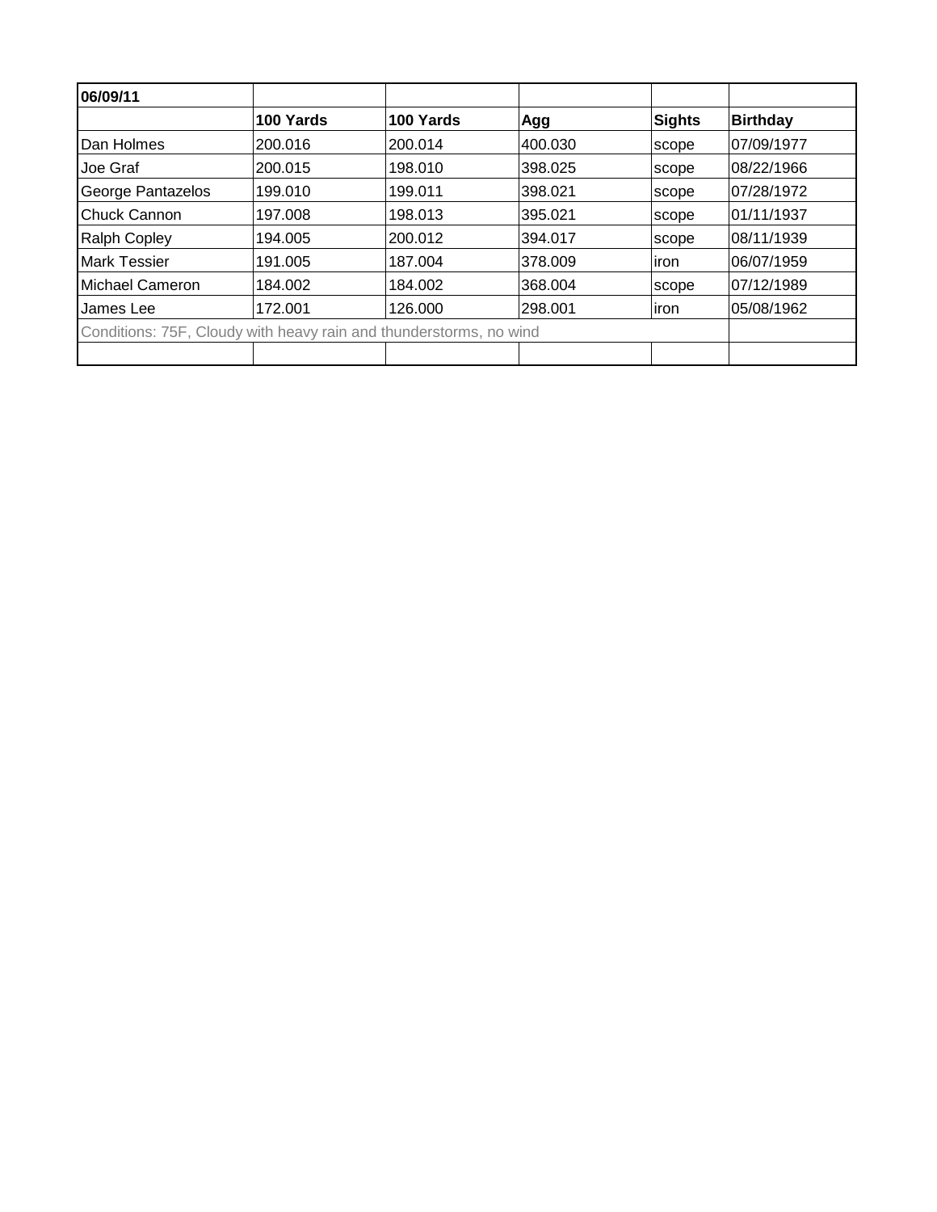| 06/09/11 | | | | | |
|---|---|---|---|---|---|
| | **100 Yards** | **100 Yards** | **Agg** | **Sights** | **Birthday** |
| Dan Holmes | 200.016 | 200.014 | 400.030 | scope | 07/09/1977 |
| Joe Graf | 200.015 | 198.010 | 398.025 | scope | 08/22/1966 |
| George Pantazelos | 199.010 | 199.011 | 398.021 | scope | 07/28/1972 |
| Chuck Cannon | 197.008 | 198.013 | 395.021 | scope | 01/11/1937 |
| Ralph Copley | 194.005 | 200.012 | 394.017 | scope | 08/11/1939 |
| Mark Tessier | 191.005 | 187.004 | 378.009 | iron | 06/07/1959 |
| Michael Cameron | 184.002 | 184.002 | 368.004 | scope | 07/12/1989 |
| James Lee | 172.001 | 126.000 | 298.001 | iron | 05/08/1962 |
| Conditions: 75F, Cloudy with heavy rain and thunderstorms, no wind | | | | | |
| | | | | | |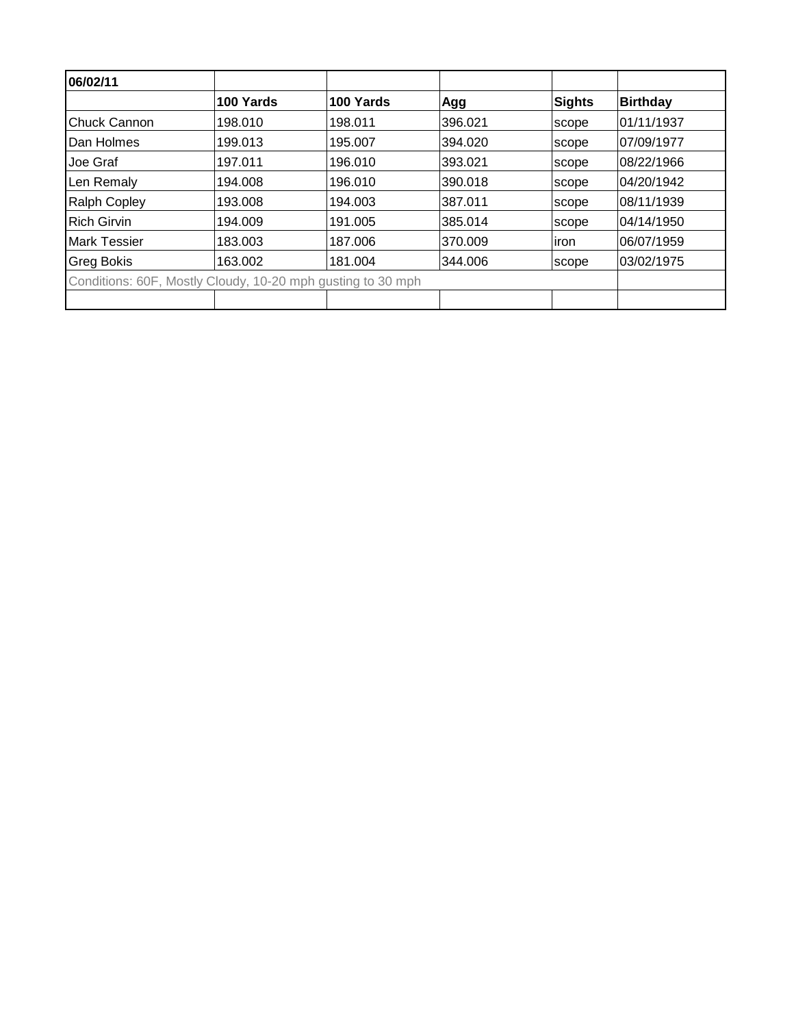| 06/02/11 | | | | | |
|---|---|---|---|---|---|
| | **100 Yards** | **100 Yards** | **Agg** | **Sights** | **Birthday** |
| Chuck Cannon | 198.010 | 198.011 | 396.021 | scope | 01/11/1937 |
| Dan Holmes | 199.013 | 195.007 | 394.020 | scope | 07/09/1977 |
| Joe Graf | 197.011 | 196.010 | 393.021 | scope | 08/22/1966 |
| Len Remaly | 194.008 | 196.010 | 390.018 | scope | 04/20/1942 |
| Ralph Copley | 193.008 | 194.003 | 387.011 | scope | 08/11/1939 |
| Rich Girvin | 194.009 | 191.005 | 385.014 | scope | 04/14/1950 |
| Mark Tessier | 183.003 | 187.006 | 370.009 | iron | 06/07/1959 |
| Greg Bokis | 163.002 | 181.004 | 344.006 | scope | 03/02/1975 |
| Conditions: 60F, Mostly Cloudy, 10-20 mph gusting to 30 mph | | | | | |
| | | | | | |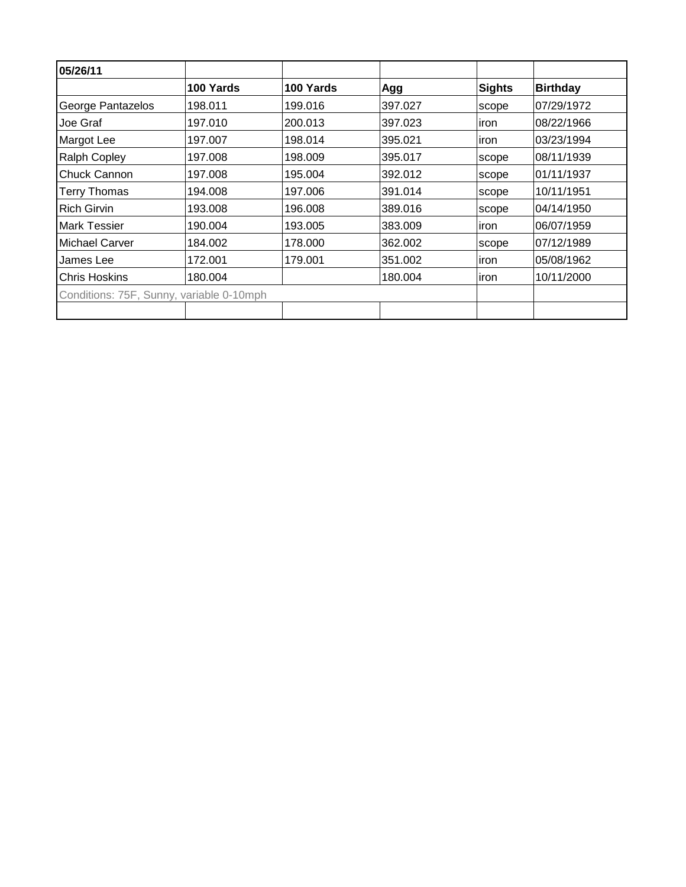| 05/26/11 | | | | | |
|---|---|---|---|---|---|
| | **100 Yards** | **100 Yards** | **Agg** | **Sights** | **Birthday** |
| George Pantazelos | 198.011 | 199.016 | 397.027 | scope | 07/29/1972 |
| Joe Graf | 197.010 | 200.013 | 397.023 | iron | 08/22/1966 |
| Margot Lee | 197.007 | 198.014 | 395.021 | iron | 03/23/1994 |
| Ralph Copley | 197.008 | 198.009 | 395.017 | scope | 08/11/1939 |
| Chuck Cannon | 197.008 | 195.004 | 392.012 | scope | 01/11/1937 |
| Terry Thomas | 194.008 | 197.006 | 391.014 | scope | 10/11/1951 |
| Rich Girvin | 193.008 | 196.008 | 389.016 | scope | 04/14/1950 |
| Mark Tessier | 190.004 | 193.005 | 383.009 | iron | 06/07/1959 |
| Michael Carver | 184.002 | 178.000 | 362.002 | scope | 07/12/1989 |
| James Lee | 172.001 | 179.001 | 351.002 | iron | 05/08/1962 |
| Chris Hoskins | 180.004 | | 180.004 | iron | 10/11/2000 |
| Conditions: 75F, Sunny, variable 0-10mph | | | | | |
| | | | | | |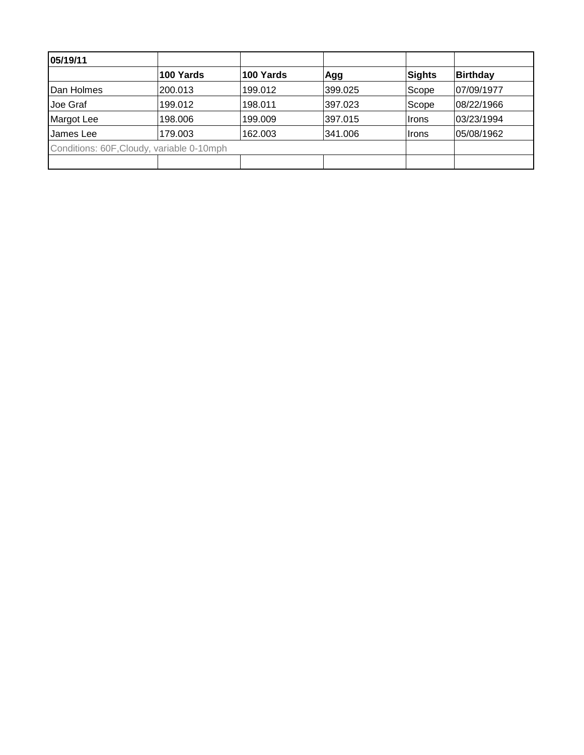| 05/19/11 | | | | | |
|---|---|---|---|---|---|
| | **100 Yards** | **100 Yards** | **Agg** | **Sights** | **Birthday** |
| Dan Holmes | 200.013 | 199.012 | 399.025 | Scope | 07/09/1977 |
| Joe Graf | 199.012 | 198.011 | 397.023 | Scope | 08/22/1966 |
| Margot Lee | 198.006 | 199.009 | 397.015 | Irons | 03/23/1994 |
| James Lee | 179.003 | 162.003 | 341.006 | Irons | 05/08/1962 |
| Conditions: 60F,Cloudy, variable 0-10mph | | | | | |
| | | | | | |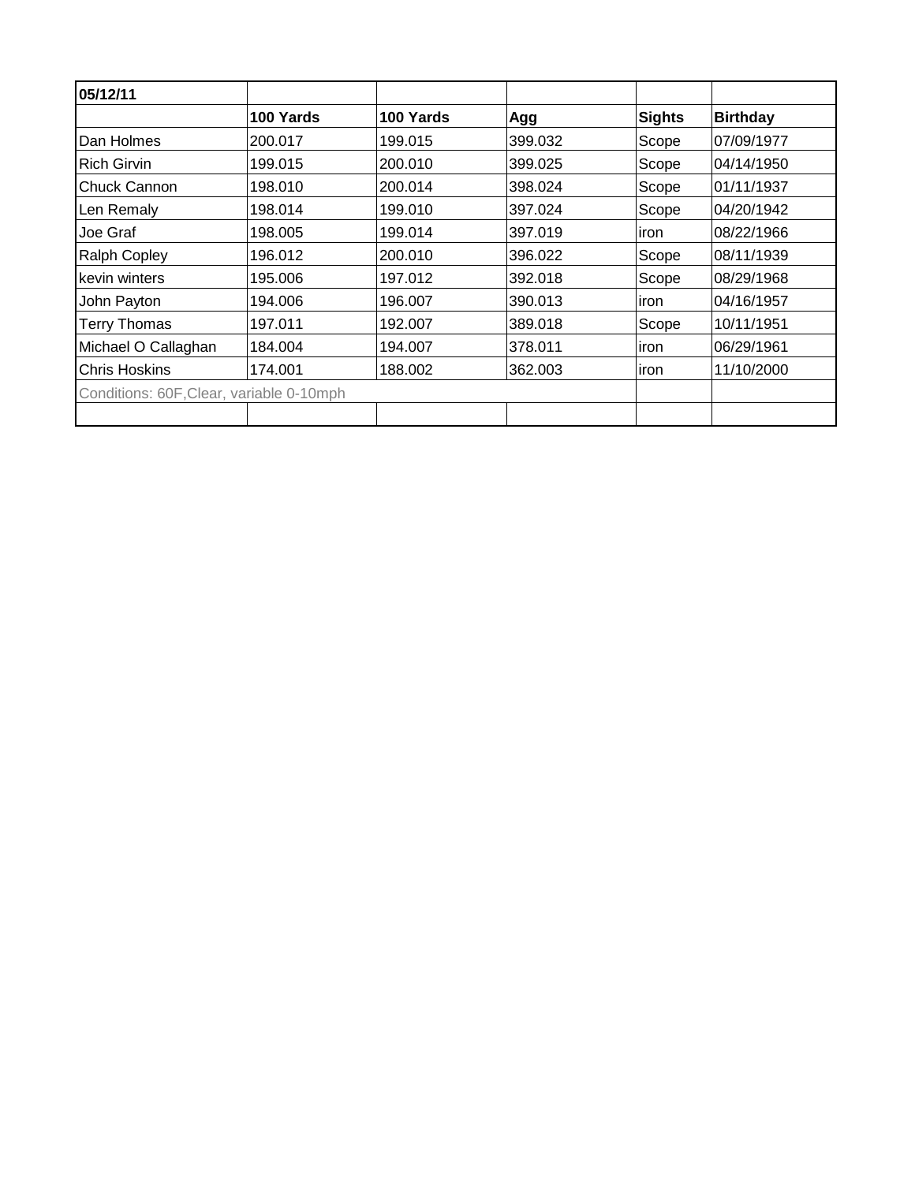| 05/12/11 | | | | | |
|---|---|---|---|---|---|
| | **100 Yards** | **100 Yards** | **Agg** | **Sights** | **Birthday** |
| Dan Holmes | 200.017 | 199.015 | 399.032 | Scope | 07/09/1977 |
| Rich Girvin | 199.015 | 200.010 | 399.025 | Scope | 04/14/1950 |
| Chuck Cannon | 198.010 | 200.014 | 398.024 | Scope | 01/11/1937 |
| Len Remaly | 198.014 | 199.010 | 397.024 | Scope | 04/20/1942 |
| Joe Graf | 198.005 | 199.014 | 397.019 | iron | 08/22/1966 |
| Ralph Copley | 196.012 | 200.010 | 396.022 | Scope | 08/11/1939 |
| kevin winters | 195.006 | 197.012 | 392.018 | Scope | 08/29/1968 |
| John Payton | 194.006 | 196.007 | 390.013 | iron | 04/16/1957 |
| Terry Thomas | 197.011 | 192.007 | 389.018 | Scope | 10/11/1951 |
| Michael O Callaghan | 184.004 | 194.007 | 378.011 | iron | 06/29/1961 |
| Chris Hoskins | 174.001 | 188.002 | 362.003 | iron | 11/10/2000 |
| Conditions: 60F,Clear, variable 0-10mph | | | | | |
| | | | | | |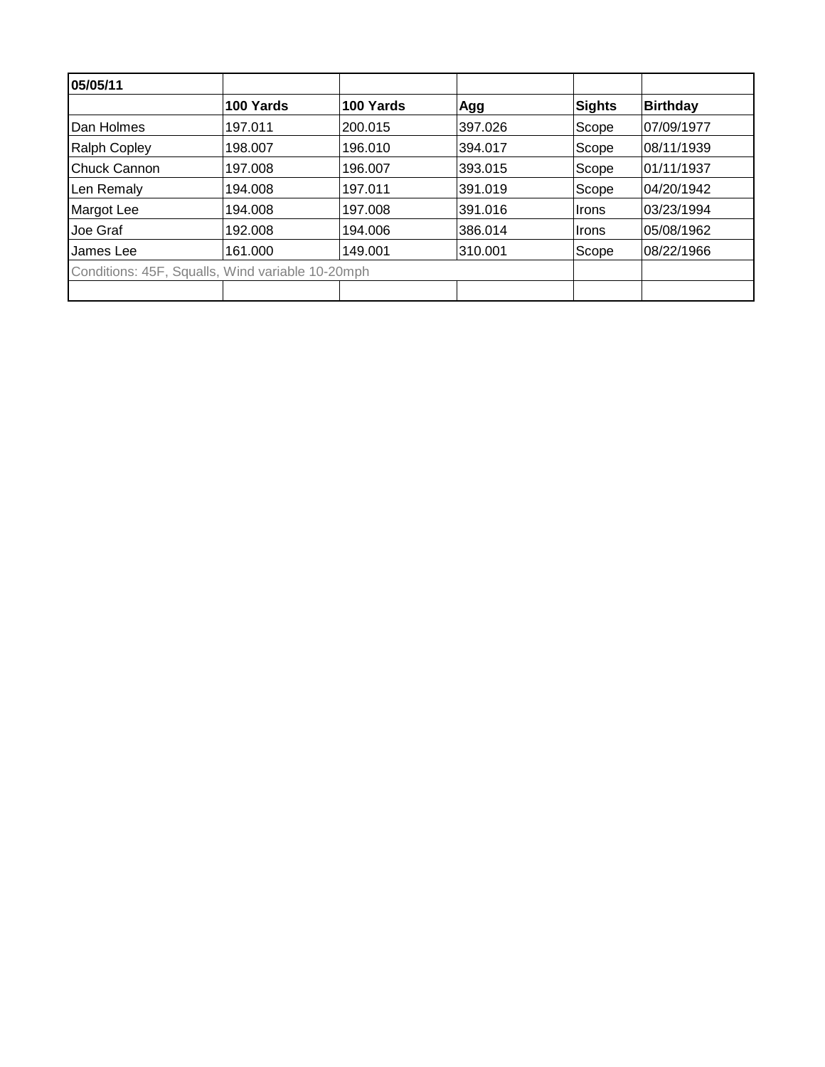| 05/05/11 | | | | | |
|---|---|---|---|---|---|
| | **100 Yards** | **100 Yards** | **Agg** | **Sights** | **Birthday** |
| Dan Holmes | 197.011 | 200.015 | 397.026 | Scope | 07/09/1977 |
| Ralph Copley | 198.007 | 196.010 | 394.017 | Scope | 08/11/1939 |
| Chuck Cannon | 197.008 | 196.007 | 393.015 | Scope | 01/11/1937 |
| Len Remaly | 194.008 | 197.011 | 391.019 | Scope | 04/20/1942 |
| Margot Lee | 194.008 | 197.008 | 391.016 | Irons | 03/23/1994 |
| Joe Graf | 192.008 | 194.006 | 386.014 | Irons | 05/08/1962 |
| James Lee | 161.000 | 149.001 | 310.001 | Scope | 08/22/1966 |
| Conditions: 45F, Squalls, Wind variable 10-20mph | | | | | |
| | | | | | |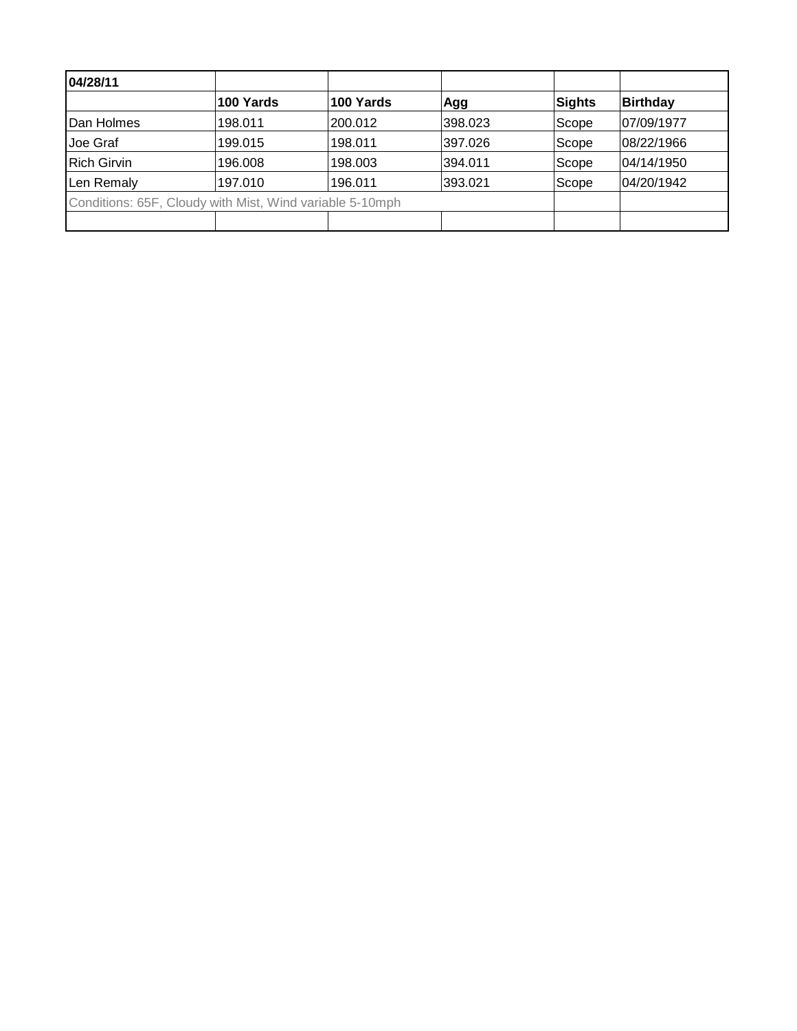| **04/28/11** | | | | | |
|---|---|---|---|---|---|
| | **100 Yards** | **100 Yards** | **Agg** | **Sights** | **Birthday** |
| Dan Holmes | 198.011 | 200.012 | 398.023 | Scope | 07/09/1977 |
| Joe Graf | 199.015 | 198.011 | 397.026 | Scope | 08/22/1966 |
| Rich Girvin | 196.008 | 198.003 | 394.011 | Scope | 04/14/1950 |
| Len Remaly | 197.010 | 196.011 | 393.021 | Scope | 04/20/1942 |
| Conditions: 65F, Cloudy with Mist, Wind variable 5-10mph | | | | | |
| | | | | | |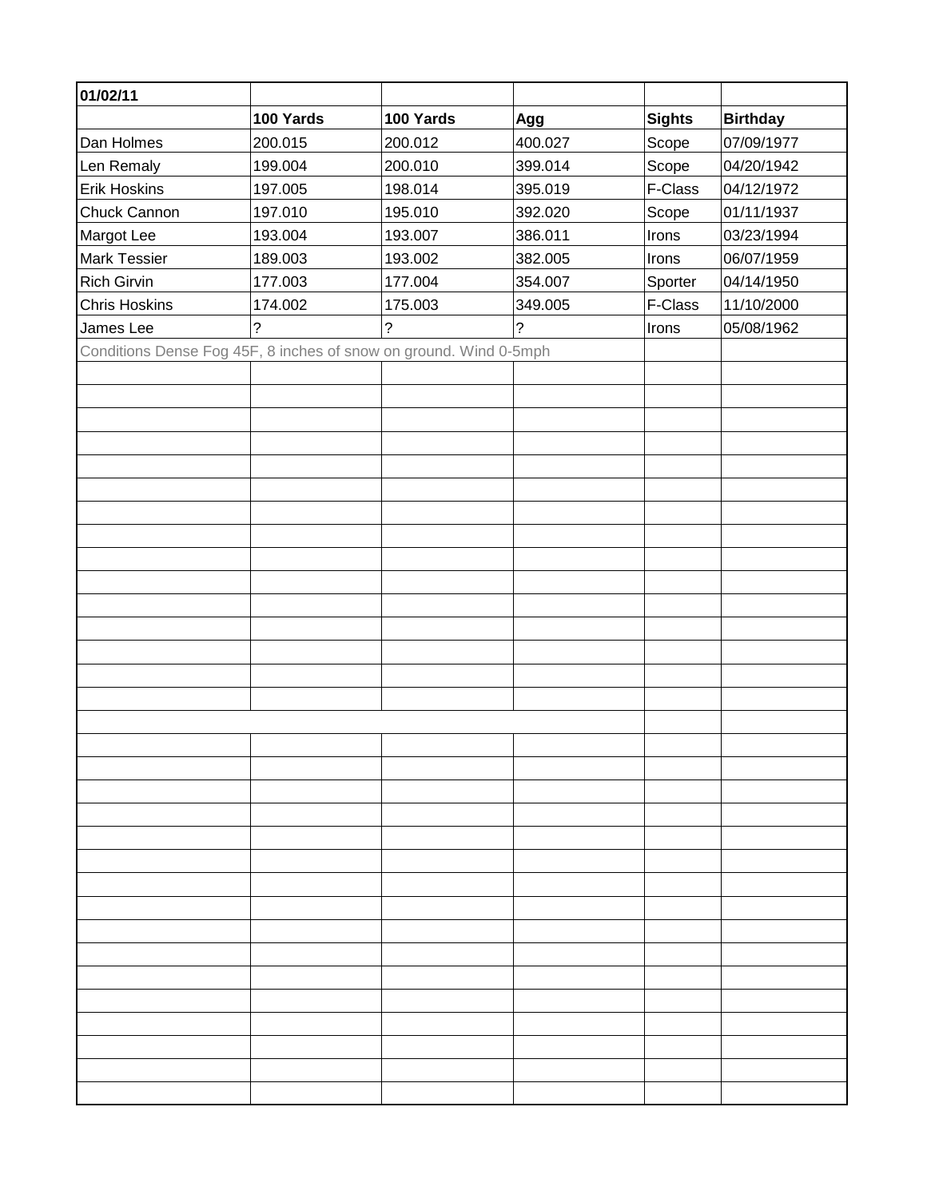| 01/02/11 | | | | | |
|---|---|---|---|---|---|
| | **100 Yards** | **100 Yards** | **Agg** | **Sights** | **Birthday** |
| Dan Holmes | 200.015 | 200.012 | 400.027 | Scope | 07/09/1977 |
| Len Remaly | 199.004 | 200.010 | 399.014 | Scope | 04/20/1942 |
| Erik Hoskins | 197.005 | 198.014 | 395.019 | F-Class | 04/12/1972 |
| Chuck Cannon | 197.010 | 195.010 | 392.020 | Scope | 01/11/1937 |
| Margot Lee | 193.004 | 193.007 | 386.011 | Irons | 03/23/1994 |
| Mark Tessier | 189.003 | 193.002 | 382.005 | Irons | 06/07/1959 |
| Rich Girvin | 177.003 | 177.004 | 354.007 | Sporter | 04/14/1950 |
| Chris Hoskins | 174.002 | 175.003 | 349.005 | F-Class | 11/10/2000 |
| James Lee | ? | ? | ? | Irons | 05/08/1962 |
| Conditions Dense Fog 45F, 8 inches of snow on ground. Wind 0-5mph | | | | | |